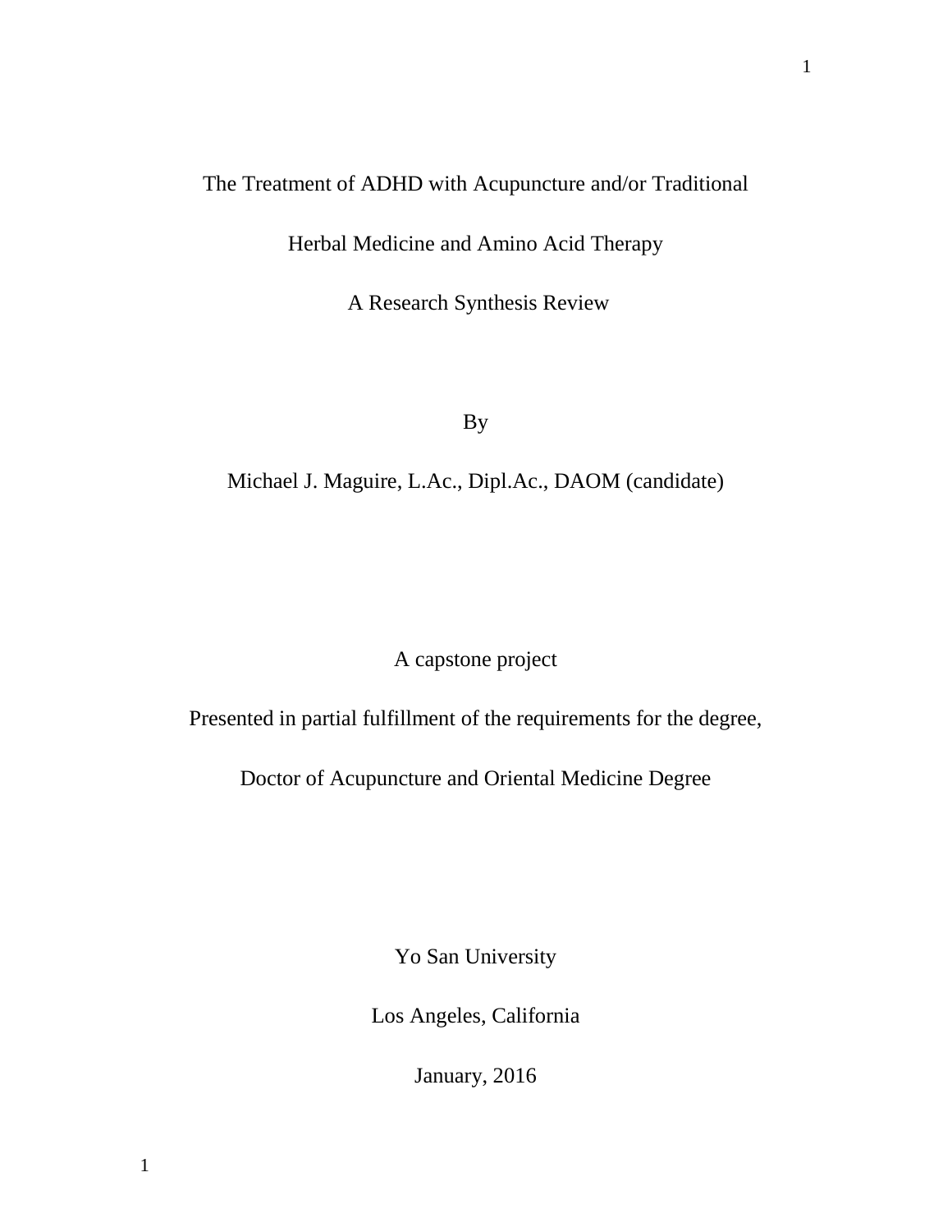# The Treatment of ADHD with Acupuncture and/or Traditional Herbal Medicine and Amino Acid Therapy

## A Research Synthesis Review

By

Michael J. Maguire, L.Ac., Dipl.Ac., DAOM (candidate)

A capstone project

Presented in partial fulfillment of the requirements for the degree,

Doctor of Acupuncture and Oriental Medicine Degree

Yo San University

Los Angeles, California

January, 2016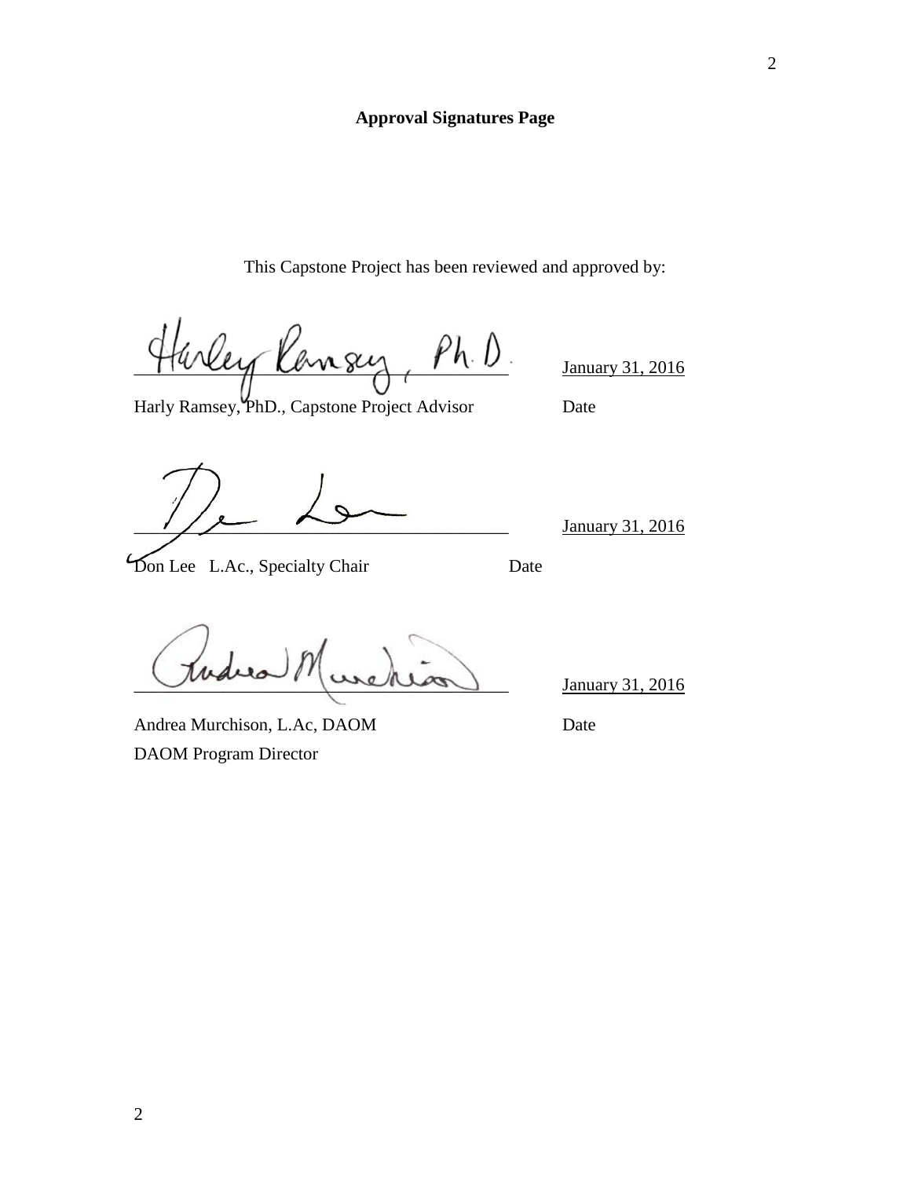**Approval Signatures Page**

This Capstone Project has been reviewed and approved by:

Harley Ramsey, Ph.D. — January 31, 2016

Harly Ramsey, PhD., Capstone Project Advisor — Date

Don Lee — January 31, 2016

Don Lee L.Ac., Specialty Chair — Date

Andrea Murchison — January 31, 2016

Andrea Murchison, L.Ac, DAOM — Date

DAOM Program Director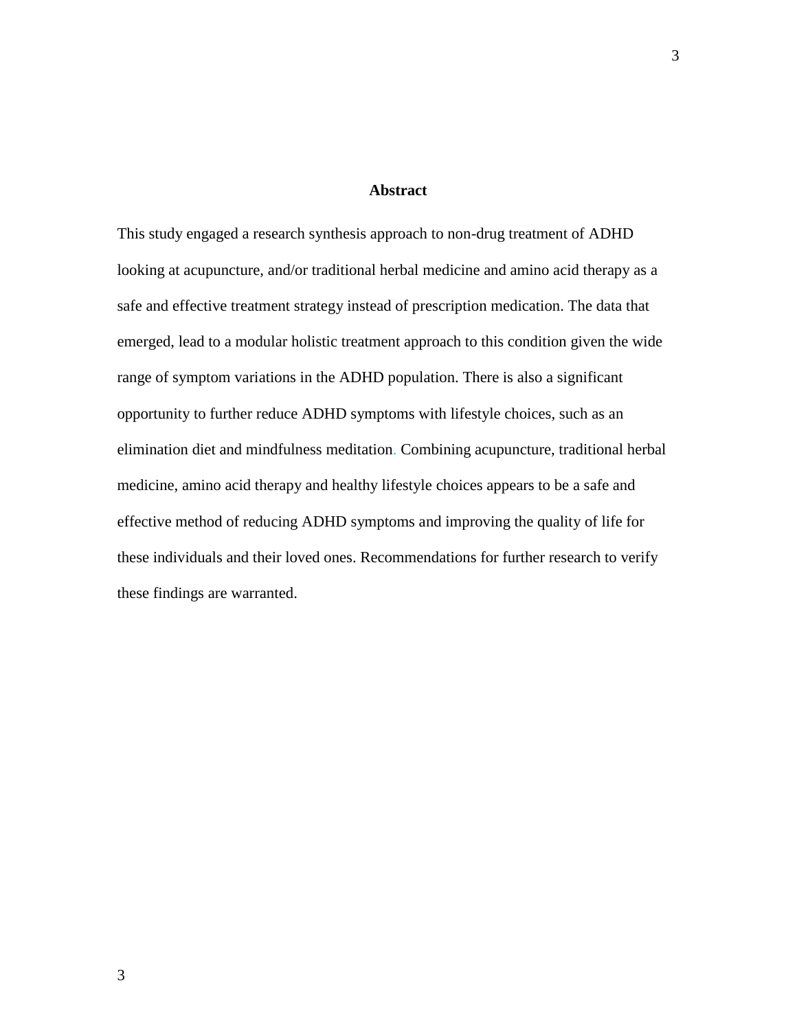## Abstract

This study engaged a research synthesis approach to non-drug treatment of ADHD looking at acupuncture, and/or traditional herbal medicine and amino acid therapy as a safe and effective treatment strategy instead of prescription medication. The data that emerged, lead to a modular holistic treatment approach to this condition given the wide range of symptom variations in the ADHD population. There is also a significant opportunity to further reduce ADHD symptoms with lifestyle choices, such as an elimination diet and mindfulness meditation. Combining acupuncture, traditional herbal medicine, amino acid therapy and healthy lifestyle choices appears to be a safe and effective method of reducing ADHD symptoms and improving the quality of life for these individuals and their loved ones. Recommendations for further research to verify these findings are warranted.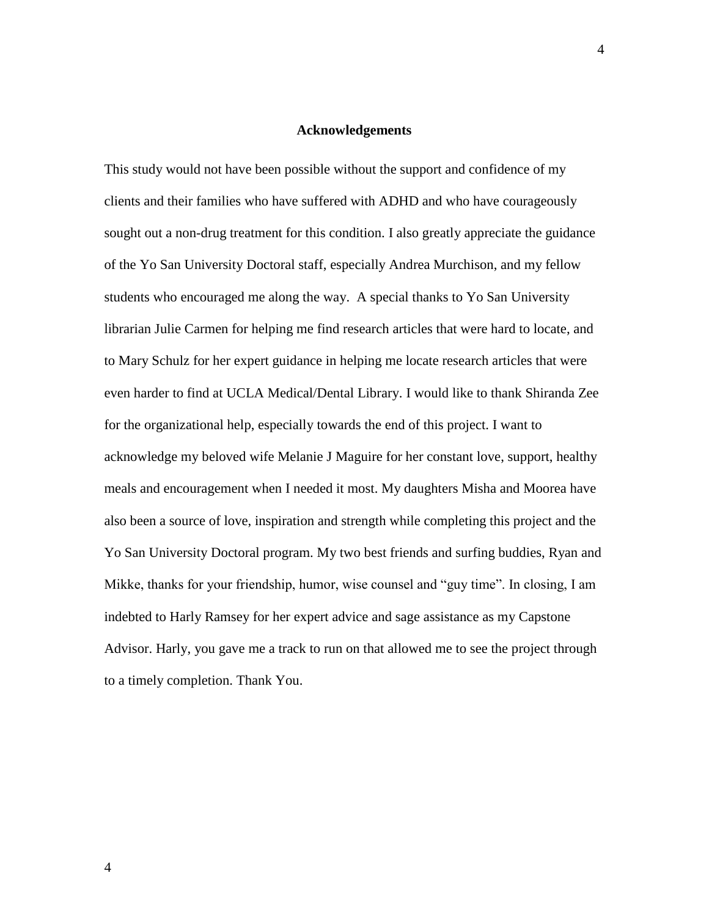## Acknowledgements

This study would not have been possible without the support and confidence of my clients and their families who have suffered with ADHD and who have courageously sought out a non-drug treatment for this condition. I also greatly appreciate the guidance of the Yo San University Doctoral staff, especially Andrea Murchison, and my fellow students who encouraged me along the way. A special thanks to Yo San University librarian Julie Carmen for helping me find research articles that were hard to locate, and to Mary Schulz for her expert guidance in helping me locate research articles that were even harder to find at UCLA Medical/Dental Library. I would like to thank Shiranda Zee for the organizational help, especially towards the end of this project. I want to acknowledge my beloved wife Melanie J Maguire for her constant love, support, healthy meals and encouragement when I needed it most. My daughters Misha and Moorea have also been a source of love, inspiration and strength while completing this project and the Yo San University Doctoral program. My two best friends and surfing buddies, Ryan and Mikke, thanks for your friendship, humor, wise counsel and "guy time". In closing, I am indebted to Harly Ramsey for her expert advice and sage assistance as my Capstone Advisor. Harly, you gave me a track to run on that allowed me to see the project through to a timely completion. Thank You.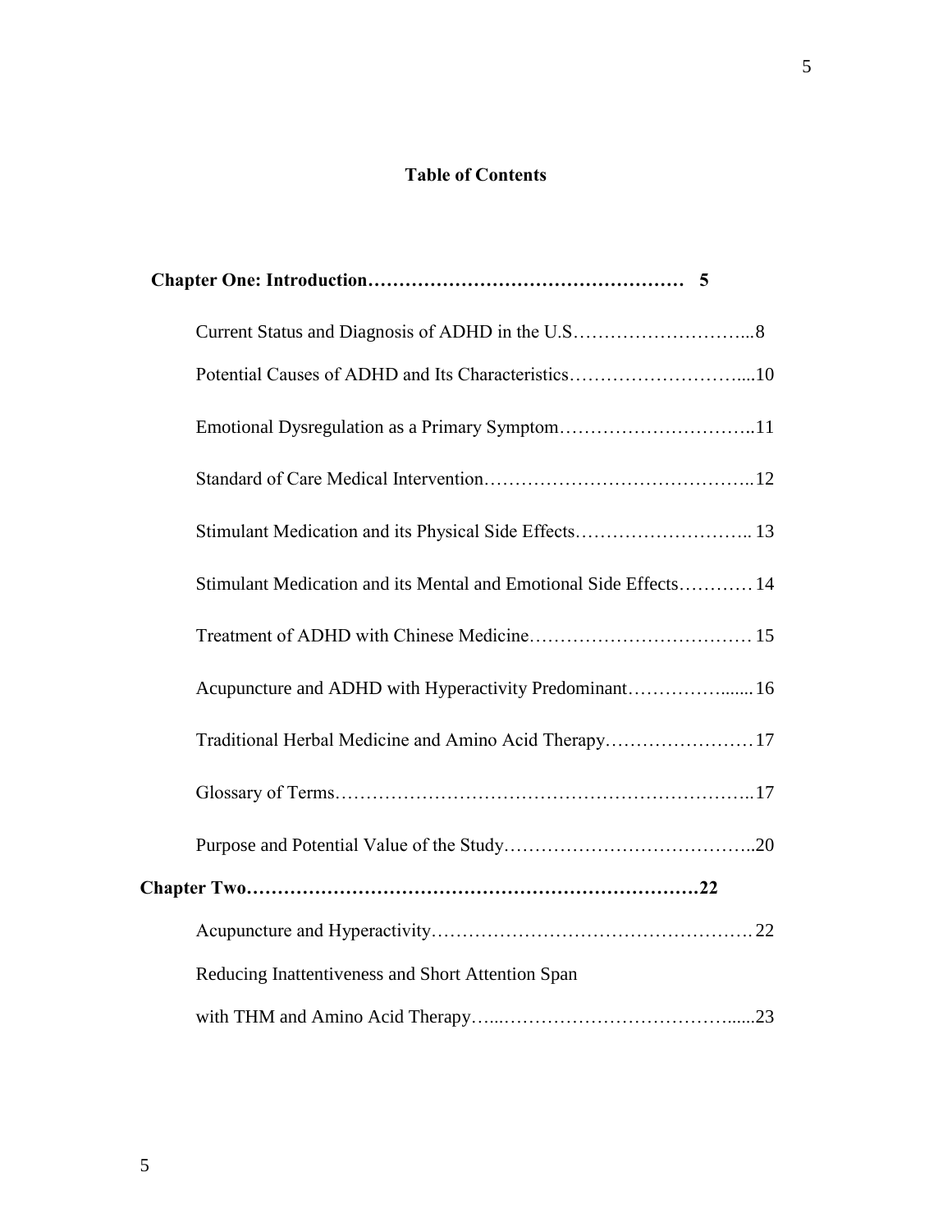# Table of Contents

**Chapter One: Introduction…………………………………………… 5**

Current Status and Diagnosis of ADHD in the U.S………………………...8

Potential Causes of ADHD and Its Characteristics………………………....10

Emotional Dysregulation as a Primary Symptom…………………………..11

Standard of Care Medical Intervention……………………………………..12

Stimulant Medication and its Physical Side Effects……………………….. 13

Stimulant Medication and its Mental and Emotional Side Effects………… 14

Treatment of ADHD with Chinese Medicine……………………………… 15

Acupuncture and ADHD with Hyperactivity Predominant……………....... 16

Traditional Herbal Medicine and Amino Acid Therapy…………………… 17

Glossary of Terms…………………………………………………………..17

Purpose and Potential Value of the Study…………………………………..20

**Chapter Two…………………………………………………………….22**

Acupuncture and Hyperactivity…………………………………………… 22

Reducing Inattentiveness and Short Attention Span

with THM and Amino Acid Therapy…...……………………………......23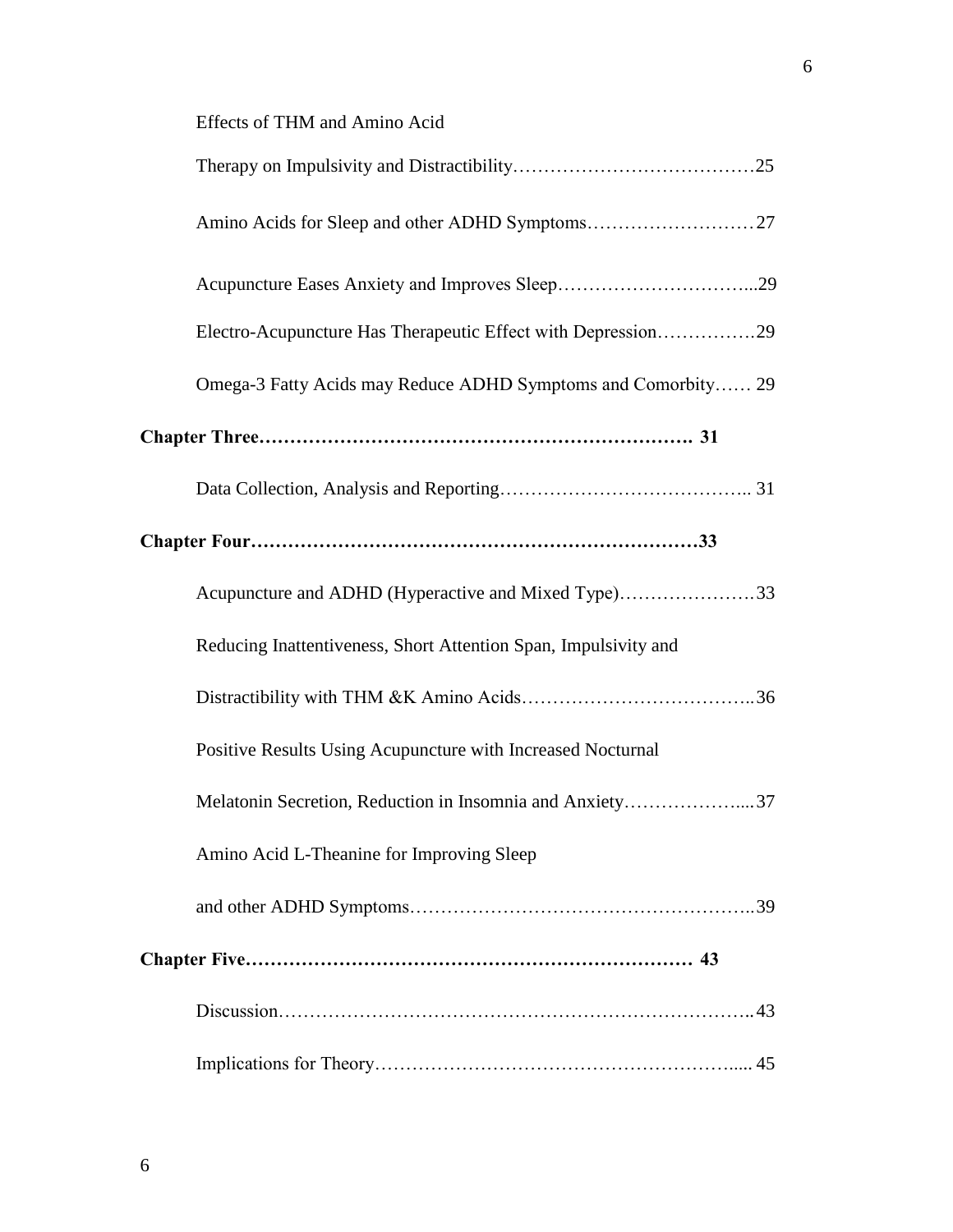Effects of THM and Amino Acid

Therapy on Impulsivity and Distractibility…………………………………25

Amino Acids for Sleep and other ADHD Symptoms………………………27

Acupuncture Eases Anxiety and Improves Sleep…………………………...29

Electro-Acupuncture Has Therapeutic Effect with Depression…………….29

Omega-3 Fatty Acids may Reduce ADHD Symptoms and Comorbity…… 29

**Chapter Three……………………………………………………………. 31**

Data Collection, Analysis and Reporting………………………………….. 31

**Chapter Four……………………………………………………………33**

Acupuncture and ADHD (Hyperactive and Mixed Type)…………………33

Reducing Inattentiveness, Short Attention Span, Impulsivity and

Distractibility with THM &K Amino Acids………………………………..36

Positive Results Using Acupuncture with Increased Nocturnal

Melatonin Secretion, Reduction in Insomnia and Anxiety………………....37

Amino Acid L-Theanine for Improving Sleep

and other ADHD Symptoms………………………………………………..39

**Chapter Five……………………………………………………………… 43**

Discussion…………………………………………………………………..43

Implications for Theory…………………………………………………..... 45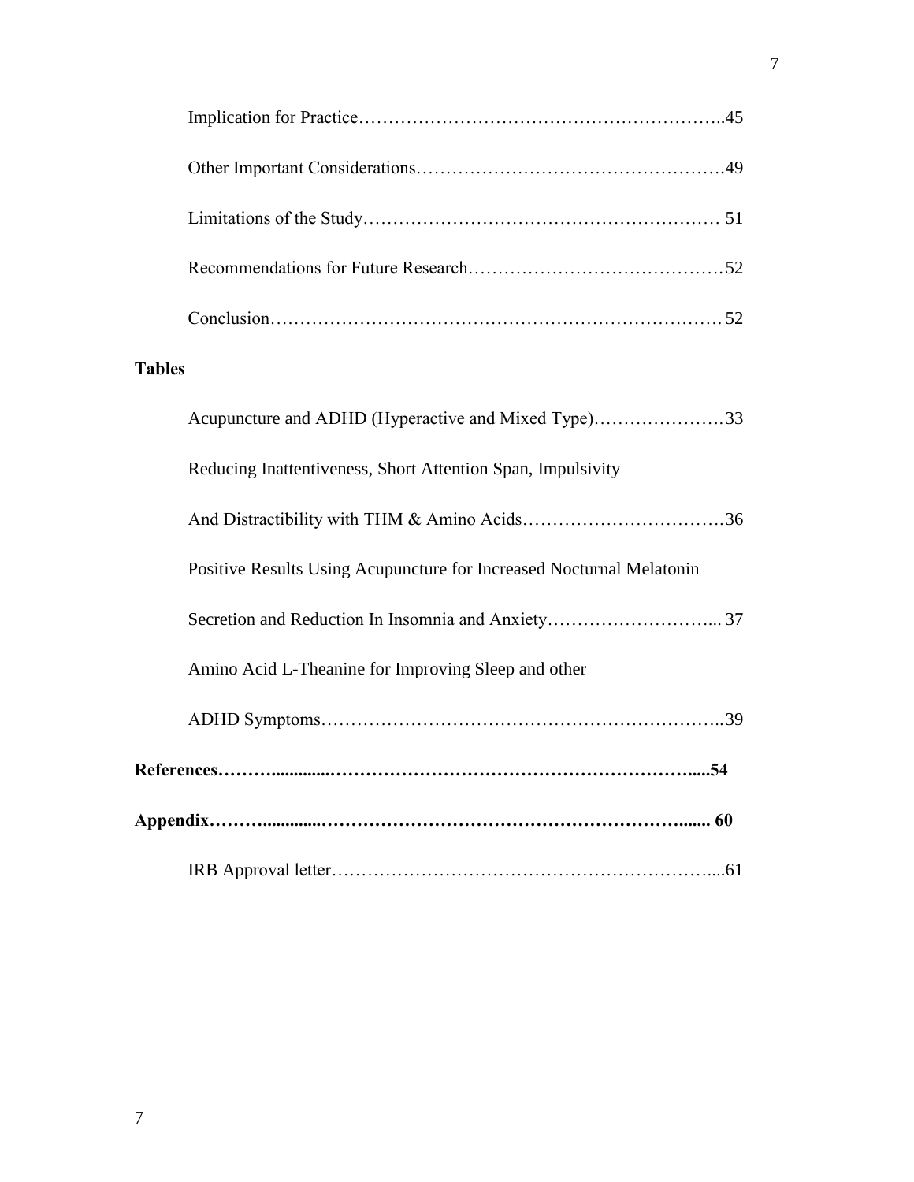Implication for Practice……………………………………………………..45

Other Important Considerations…………………………………………….49

Limitations of the Study…………………………………………………… 51

Recommendations for Future Research…………………………………….52

Conclusion………………………………………………………………. 52

**Tables**

Acupuncture and ADHD (Hyperactive and Mixed Type)………………….33

Reducing Inattentiveness, Short Attention Span, Impulsivity

And Distractibility with THM & Amino Acids…………………………….36

Positive Results Using Acupuncture for Increased Nocturnal Melatonin

Secretion and Reduction In Insomnia and Anxiety………………………... 37

Amino Acid L-Theanine for Improving Sleep and other

ADHD Symptoms…………………………………………………………..39

**References……….............……………………………………………………......54**

**Appendix……….............………………………………………………………....... 60**

IRB Approval letter……………………………………………………....61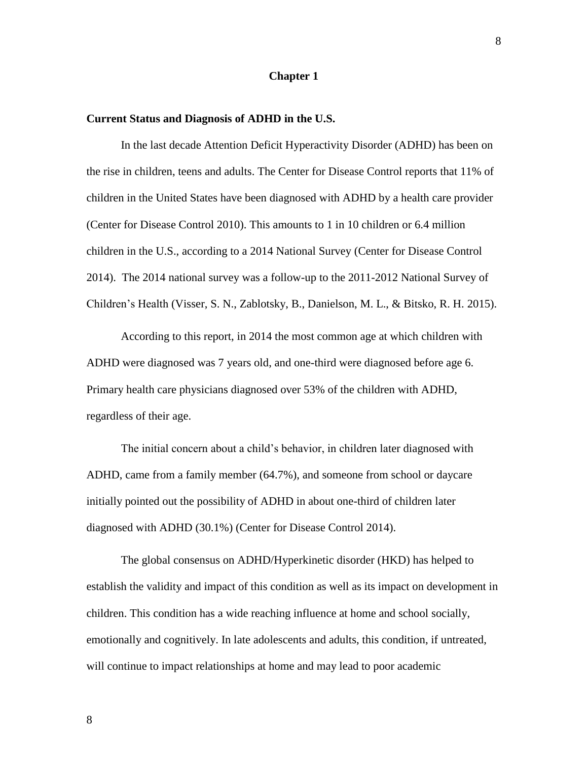# Chapter 1

## Current Status and Diagnosis of ADHD in the U.S.

In the last decade Attention Deficit Hyperactivity Disorder (ADHD) has been on the rise in children, teens and adults. The Center for Disease Control reports that 11% of children in the United States have been diagnosed with ADHD by a health care provider (Center for Disease Control 2010). This amounts to 1 in 10 children or 6.4 million children in the U.S., according to a 2014 National Survey (Center for Disease Control 2014). The 2014 national survey was a follow-up to the 2011-2012 National Survey of Children's Health (Visser, S. N., Zablotsky, B., Danielson, M. L., & Bitsko, R. H. 2015).

According to this report, in 2014 the most common age at which children with ADHD were diagnosed was 7 years old, and one-third were diagnosed before age 6. Primary health care physicians diagnosed over 53% of the children with ADHD, regardless of their age.

The initial concern about a child's behavior, in children later diagnosed with ADHD, came from a family member (64.7%), and someone from school or daycare initially pointed out the possibility of ADHD in about one-third of children later diagnosed with ADHD (30.1%) (Center for Disease Control 2014).

The global consensus on ADHD/Hyperkinetic disorder (HKD) has helped to establish the validity and impact of this condition as well as its impact on development in children. This condition has a wide reaching influence at home and school socially, emotionally and cognitively. In late adolescents and adults, this condition, if untreated, will continue to impact relationships at home and may lead to poor academic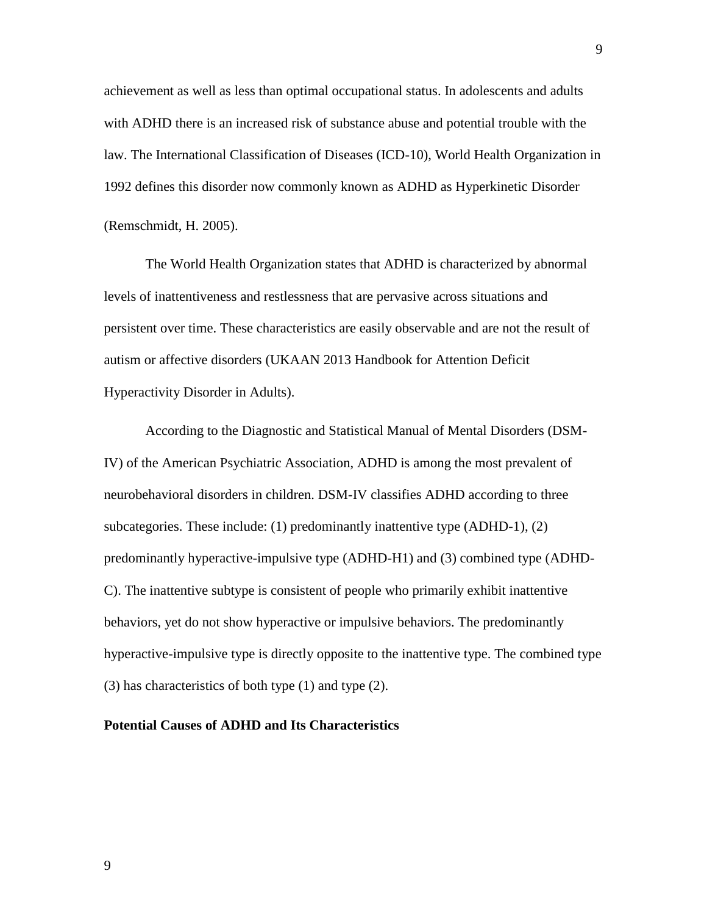achievement as well as less than optimal occupational status. In adolescents and adults with ADHD there is an increased risk of substance abuse and potential trouble with the law. The International Classification of Diseases (ICD-10), World Health Organization in 1992 defines this disorder now commonly known as ADHD as Hyperkinetic Disorder (Remschmidt, H. 2005).

The World Health Organization states that ADHD is characterized by abnormal levels of inattentiveness and restlessness that are pervasive across situations and persistent over time. These characteristics are easily observable and are not the result of autism or affective disorders (UKAAN 2013 Handbook for Attention Deficit Hyperactivity Disorder in Adults).

According to the Diagnostic and Statistical Manual of Mental Disorders (DSM-IV) of the American Psychiatric Association, ADHD is among the most prevalent of neurobehavioral disorders in children. DSM-IV classifies ADHD according to three subcategories. These include: (1) predominantly inattentive type (ADHD-1), (2) predominantly hyperactive-impulsive type (ADHD-H1) and (3) combined type (ADHD-C). The inattentive subtype is consistent of people who primarily exhibit inattentive behaviors, yet do not show hyperactive or impulsive behaviors. The predominantly hyperactive-impulsive type is directly opposite to the inattentive type. The combined type (3) has characteristics of both type (1) and type (2).

**Potential Causes of ADHD and Its Characteristics**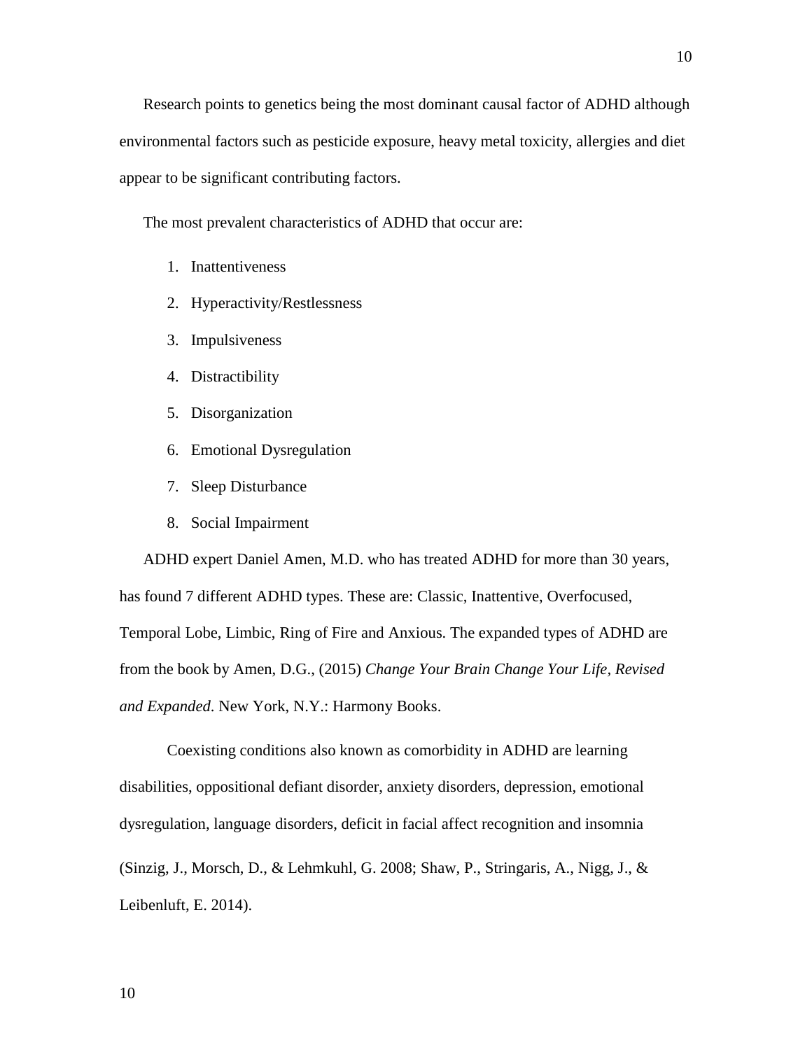Research points to genetics being the most dominant causal factor of ADHD although environmental factors such as pesticide exposure, heavy metal toxicity, allergies and diet appear to be significant contributing factors.

The most prevalent characteristics of ADHD that occur are:

1. Inattentiveness
2. Hyperactivity/Restlessness
3. Impulsiveness
4. Distractibility
5. Disorganization
6. Emotional Dysregulation
7. Sleep Disturbance
8. Social Impairment

ADHD expert Daniel Amen, M.D. who has treated ADHD for more than 30 years, has found 7 different ADHD types. These are: Classic, Inattentive, Overfocused, Temporal Lobe, Limbic, Ring of Fire and Anxious. The expanded types of ADHD are from the book by Amen, D.G., (2015) *Change Your Brain Change Your Life, Revised and Expanded*. New York, N.Y.: Harmony Books.

Coexisting conditions also known as comorbidity in ADHD are learning disabilities, oppositional defiant disorder, anxiety disorders, depression, emotional dysregulation, language disorders, deficit in facial affect recognition and insomnia (Sinzig, J., Morsch, D., & Lehmkuhl, G. 2008; Shaw, P., Stringaris, A., Nigg, J., & Leibenluft, E. 2014).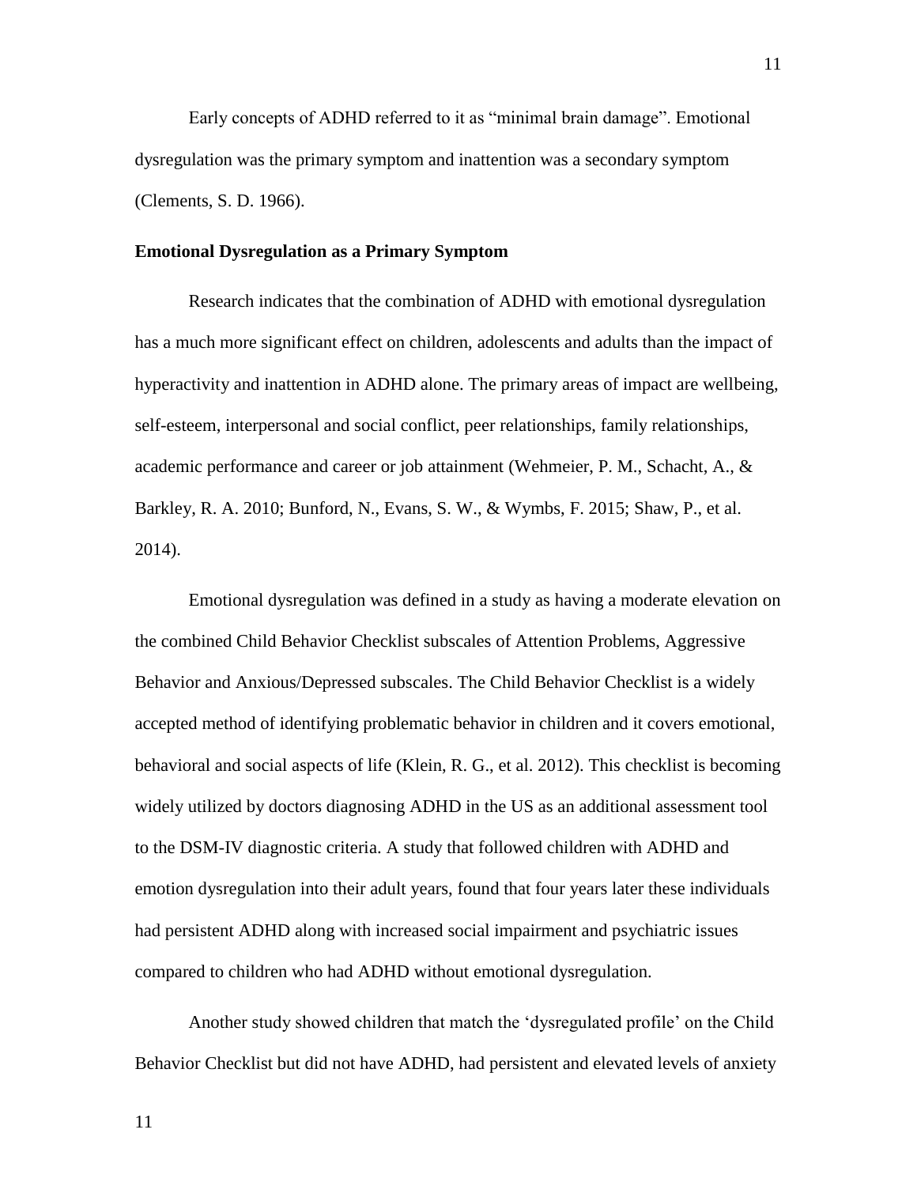Early concepts of ADHD referred to it as “minimal brain damage”. Emotional dysregulation was the primary symptom and inattention was a secondary symptom (Clements, S. D. 1966).

**Emotional Dysregulation as a Primary Symptom**

Research indicates that the combination of ADHD with emotional dysregulation has a much more significant effect on children, adolescents and adults than the impact of hyperactivity and inattention in ADHD alone. The primary areas of impact are wellbeing, self-esteem, interpersonal and social conflict, peer relationships, family relationships, academic performance and career or job attainment (Wehmeier, P. M., Schacht, A., & Barkley, R. A. 2010; Bunford, N., Evans, S. W., & Wymbs, F. 2015; Shaw, P., et al. 2014).

Emotional dysregulation was defined in a study as having a moderate elevation on the combined Child Behavior Checklist subscales of Attention Problems, Aggressive Behavior and Anxious/Depressed subscales. The Child Behavior Checklist is a widely accepted method of identifying problematic behavior in children and it covers emotional, behavioral and social aspects of life (Klein, R. G., et al. 2012). This checklist is becoming widely utilized by doctors diagnosing ADHD in the US as an additional assessment tool to the DSM-IV diagnostic criteria. A study that followed children with ADHD and emotion dysregulation into their adult years, found that four years later these individuals had persistent ADHD along with increased social impairment and psychiatric issues compared to children who had ADHD without emotional dysregulation.

Another study showed children that match the ‘dysregulated profile’ on the Child Behavior Checklist but did not have ADHD, had persistent and elevated levels of anxiety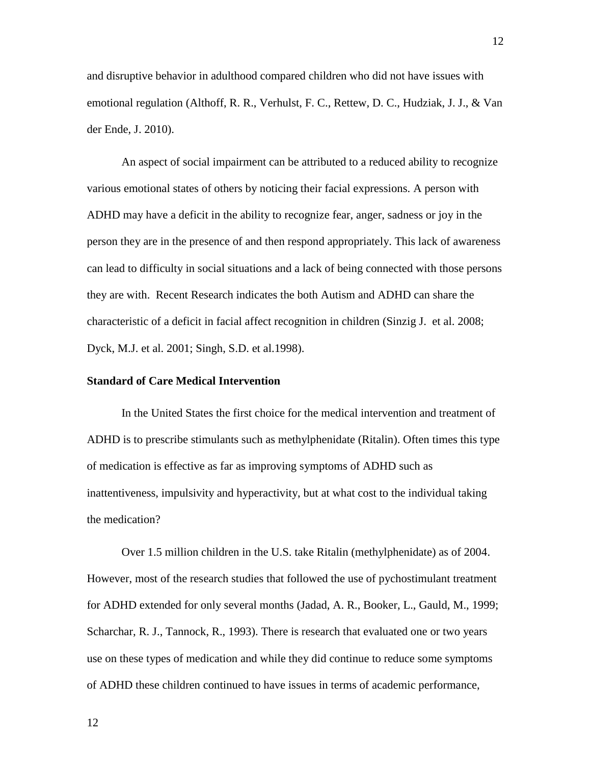and disruptive behavior in adulthood compared children who did not have issues with emotional regulation (Althoff, R. R., Verhulst, F. C., Rettew, D. C., Hudziak, J. J., & Van der Ende, J. 2010).

An aspect of social impairment can be attributed to a reduced ability to recognize various emotional states of others by noticing their facial expressions. A person with ADHD may have a deficit in the ability to recognize fear, anger, sadness or joy in the person they are in the presence of and then respond appropriately. This lack of awareness can lead to difficulty in social situations and a lack of being connected with those persons they are with. Recent Research indicates the both Autism and ADHD can share the characteristic of a deficit in facial affect recognition in children (Sinzig J. et al. 2008; Dyck, M.J. et al. 2001; Singh, S.D. et al.1998).

**Standard of Care Medical Intervention**

In the United States the first choice for the medical intervention and treatment of ADHD is to prescribe stimulants such as methylphenidate (Ritalin). Often times this type of medication is effective as far as improving symptoms of ADHD such as inattentiveness, impulsivity and hyperactivity, but at what cost to the individual taking the medication?

Over 1.5 million children in the U.S. take Ritalin (methylphenidate) as of 2004. However, most of the research studies that followed the use of pychostimulant treatment for ADHD extended for only several months (Jadad, A. R., Booker, L., Gauld, M., 1999; Scharchar, R. J., Tannock, R., 1993). There is research that evaluated one or two years use on these types of medication and while they did continue to reduce some symptoms of ADHD these children continued to have issues in terms of academic performance,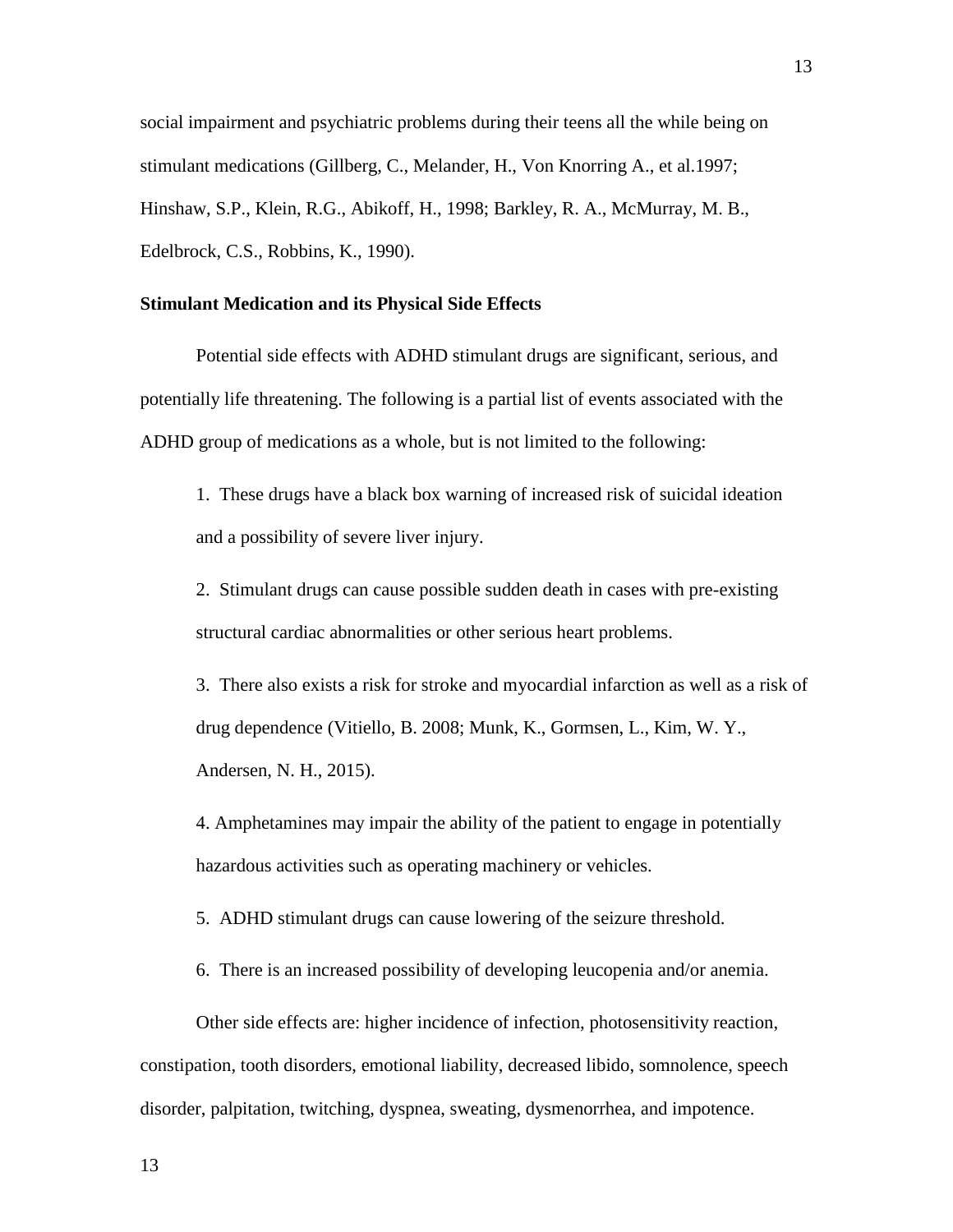social impairment and psychiatric problems during their teens all the while being on stimulant medications (Gillberg, C., Melander, H., Von Knorring A., et al.1997; Hinshaw, S.P., Klein, R.G., Abikoff, H., 1998; Barkley, R. A., McMurray, M. B., Edelbrock, C.S., Robbins, K., 1990).

**Stimulant Medication and its Physical Side Effects**

Potential side effects with ADHD stimulant drugs are significant, serious, and potentially life threatening. The following is a partial list of events associated with the ADHD group of medications as a whole, but is not limited to the following:

1. These drugs have a black box warning of increased risk of suicidal ideation and a possibility of severe liver injury.

2. Stimulant drugs can cause possible sudden death in cases with pre-existing structural cardiac abnormalities or other serious heart problems.

3. There also exists a risk for stroke and myocardial infarction as well as a risk of drug dependence (Vitiello, B. 2008; Munk, K., Gormsen, L., Kim, W. Y., Andersen, N. H., 2015).

4. Amphetamines may impair the ability of the patient to engage in potentially hazardous activities such as operating machinery or vehicles.

5. ADHD stimulant drugs can cause lowering of the seizure threshold.

6. There is an increased possibility of developing leucopenia and/or anemia.

Other side effects are: higher incidence of infection, photosensitivity reaction, constipation, tooth disorders, emotional liability, decreased libido, somnolence, speech disorder, palpitation, twitching, dyspnea, sweating, dysmenorrhea, and impotence.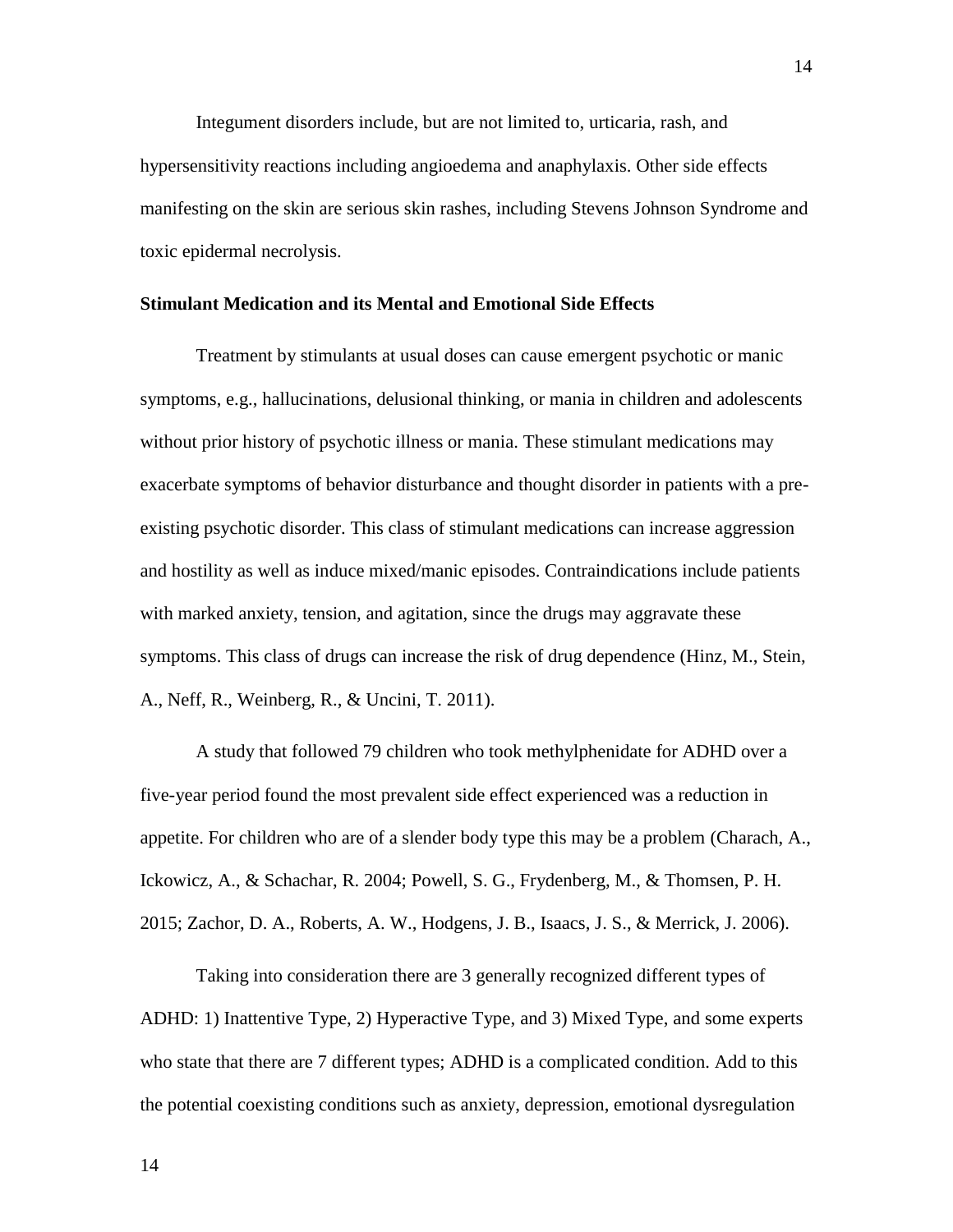Integument disorders include, but are not limited to, urticaria, rash, and hypersensitivity reactions including angioedema and anaphylaxis. Other side effects manifesting on the skin are serious skin rashes, including Stevens Johnson Syndrome and toxic epidermal necrolysis.

**Stimulant Medication and its Mental and Emotional Side Effects**

Treatment by stimulants at usual doses can cause emergent psychotic or manic symptoms, e.g., hallucinations, delusional thinking, or mania in children and adolescents without prior history of psychotic illness or mania. These stimulant medications may exacerbate symptoms of behavior disturbance and thought disorder in patients with a pre-existing psychotic disorder. This class of stimulant medications can increase aggression and hostility as well as induce mixed/manic episodes. Contraindications include patients with marked anxiety, tension, and agitation, since the drugs may aggravate these symptoms. This class of drugs can increase the risk of drug dependence (Hinz, M., Stein, A., Neff, R., Weinberg, R., & Uncini, T. 2011).

A study that followed 79 children who took methylphenidate for ADHD over a five-year period found the most prevalent side effect experienced was a reduction in appetite. For children who are of a slender body type this may be a problem (Charach, A., Ickowicz, A., & Schachar, R. 2004; Powell, S. G., Frydenberg, M., & Thomsen, P. H. 2015; Zachor, D. A., Roberts, A. W., Hodgens, J. B., Isaacs, J. S., & Merrick, J. 2006).

Taking into consideration there are 3 generally recognized different types of ADHD: 1) Inattentive Type, 2) Hyperactive Type, and 3) Mixed Type, and some experts who state that there are 7 different types; ADHD is a complicated condition. Add to this the potential coexisting conditions such as anxiety, depression, emotional dysregulation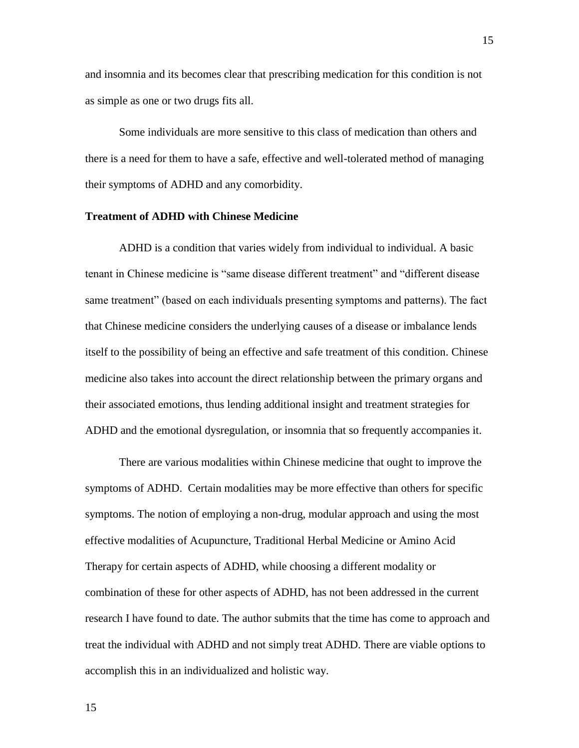and insomnia and its becomes clear that prescribing medication for this condition is not as simple as one or two drugs fits all.

Some individuals are more sensitive to this class of medication than others and there is a need for them to have a safe, effective and well-tolerated method of managing their symptoms of ADHD and any comorbidity.

**Treatment of ADHD with Chinese Medicine**

ADHD is a condition that varies widely from individual to individual. A basic tenant in Chinese medicine is "same disease different treatment" and "different disease same treatment" (based on each individuals presenting symptoms and patterns). The fact that Chinese medicine considers the underlying causes of a disease or imbalance lends itself to the possibility of being an effective and safe treatment of this condition. Chinese medicine also takes into account the direct relationship between the primary organs and their associated emotions, thus lending additional insight and treatment strategies for ADHD and the emotional dysregulation, or insomnia that so frequently accompanies it.

There are various modalities within Chinese medicine that ought to improve the symptoms of ADHD. Certain modalities may be more effective than others for specific symptoms. The notion of employing a non-drug, modular approach and using the most effective modalities of Acupuncture, Traditional Herbal Medicine or Amino Acid Therapy for certain aspects of ADHD, while choosing a different modality or combination of these for other aspects of ADHD, has not been addressed in the current research I have found to date. The author submits that the time has come to approach and treat the individual with ADHD and not simply treat ADHD. There are viable options to accomplish this in an individualized and holistic way.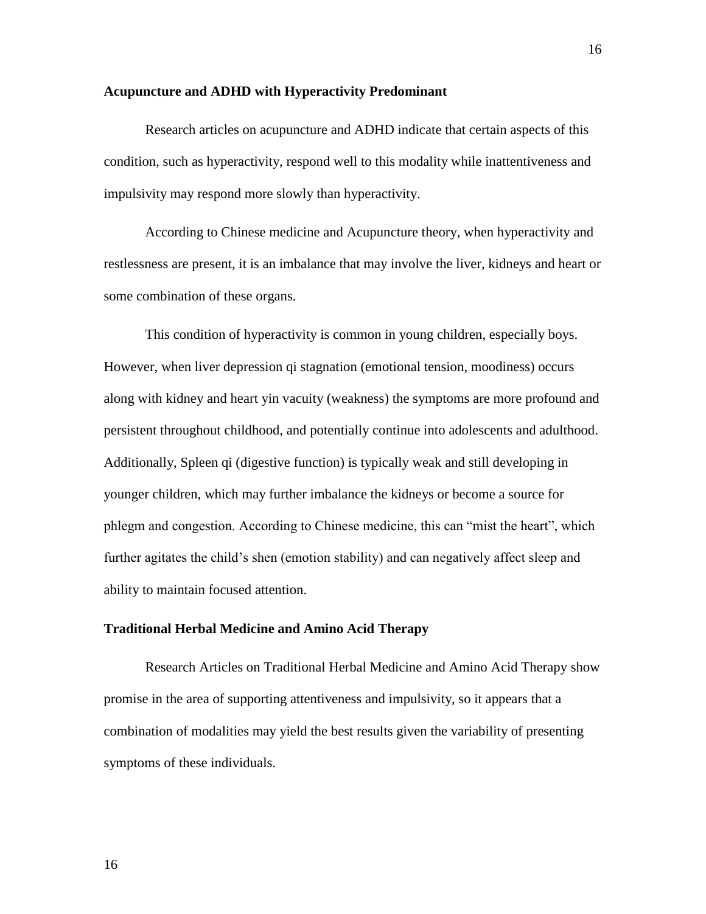**Acupuncture and ADHD with Hyperactivity Predominant**

Research articles on acupuncture and ADHD indicate that certain aspects of this condition, such as hyperactivity, respond well to this modality while inattentiveness and impulsivity may respond more slowly than hyperactivity.

According to Chinese medicine and Acupuncture theory, when hyperactivity and restlessness are present, it is an imbalance that may involve the liver, kidneys and heart or some combination of these organs.

This condition of hyperactivity is common in young children, especially boys. However, when liver depression qi stagnation (emotional tension, moodiness) occurs along with kidney and heart yin vacuity (weakness) the symptoms are more profound and persistent throughout childhood, and potentially continue into adolescents and adulthood. Additionally, Spleen qi (digestive function) is typically weak and still developing in younger children, which may further imbalance the kidneys or become a source for phlegm and congestion. According to Chinese medicine, this can "mist the heart", which further agitates the child's shen (emotion stability) and can negatively affect sleep and ability to maintain focused attention.

**Traditional Herbal Medicine and Amino Acid Therapy**

Research Articles on Traditional Herbal Medicine and Amino Acid Therapy show promise in the area of supporting attentiveness and impulsivity, so it appears that a combination of modalities may yield the best results given the variability of presenting symptoms of these individuals.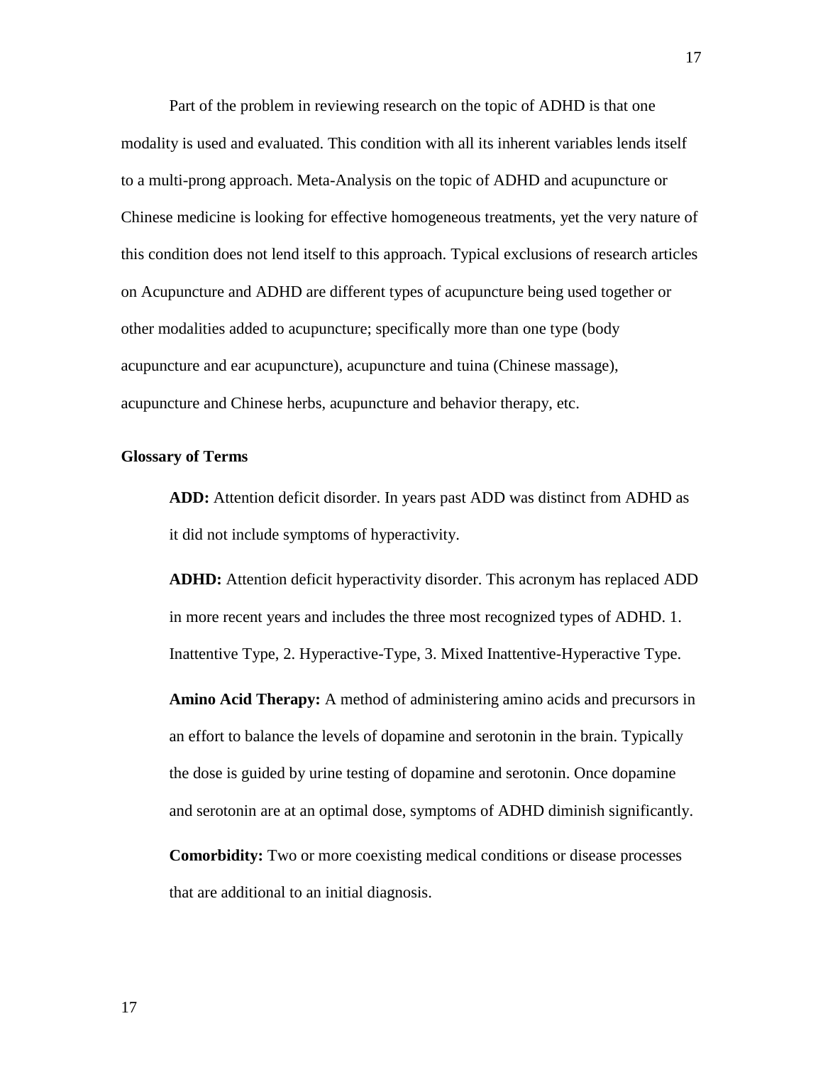Part of the problem in reviewing research on the topic of ADHD is that one modality is used and evaluated. This condition with all its inherent variables lends itself to a multi-prong approach. Meta-Analysis on the topic of ADHD and acupuncture or Chinese medicine is looking for effective homogeneous treatments, yet the very nature of this condition does not lend itself to this approach. Typical exclusions of research articles on Acupuncture and ADHD are different types of acupuncture being used together or other modalities added to acupuncture; specifically more than one type (body acupuncture and ear acupuncture), acupuncture and tuina (Chinese massage), acupuncture and Chinese herbs, acupuncture and behavior therapy, etc.

### Glossary of Terms

**ADD:** Attention deficit disorder. In years past ADD was distinct from ADHD as it did not include symptoms of hyperactivity.

**ADHD:** Attention deficit hyperactivity disorder. This acronym has replaced ADD in more recent years and includes the three most recognized types of ADHD. 1. Inattentive Type, 2. Hyperactive-Type, 3. Mixed Inattentive-Hyperactive Type.

**Amino Acid Therapy:** A method of administering amino acids and precursors in an effort to balance the levels of dopamine and serotonin in the brain. Typically the dose is guided by urine testing of dopamine and serotonin. Once dopamine and serotonin are at an optimal dose, symptoms of ADHD diminish significantly.

**Comorbidity:** Two or more coexisting medical conditions or disease processes that are additional to an initial diagnosis.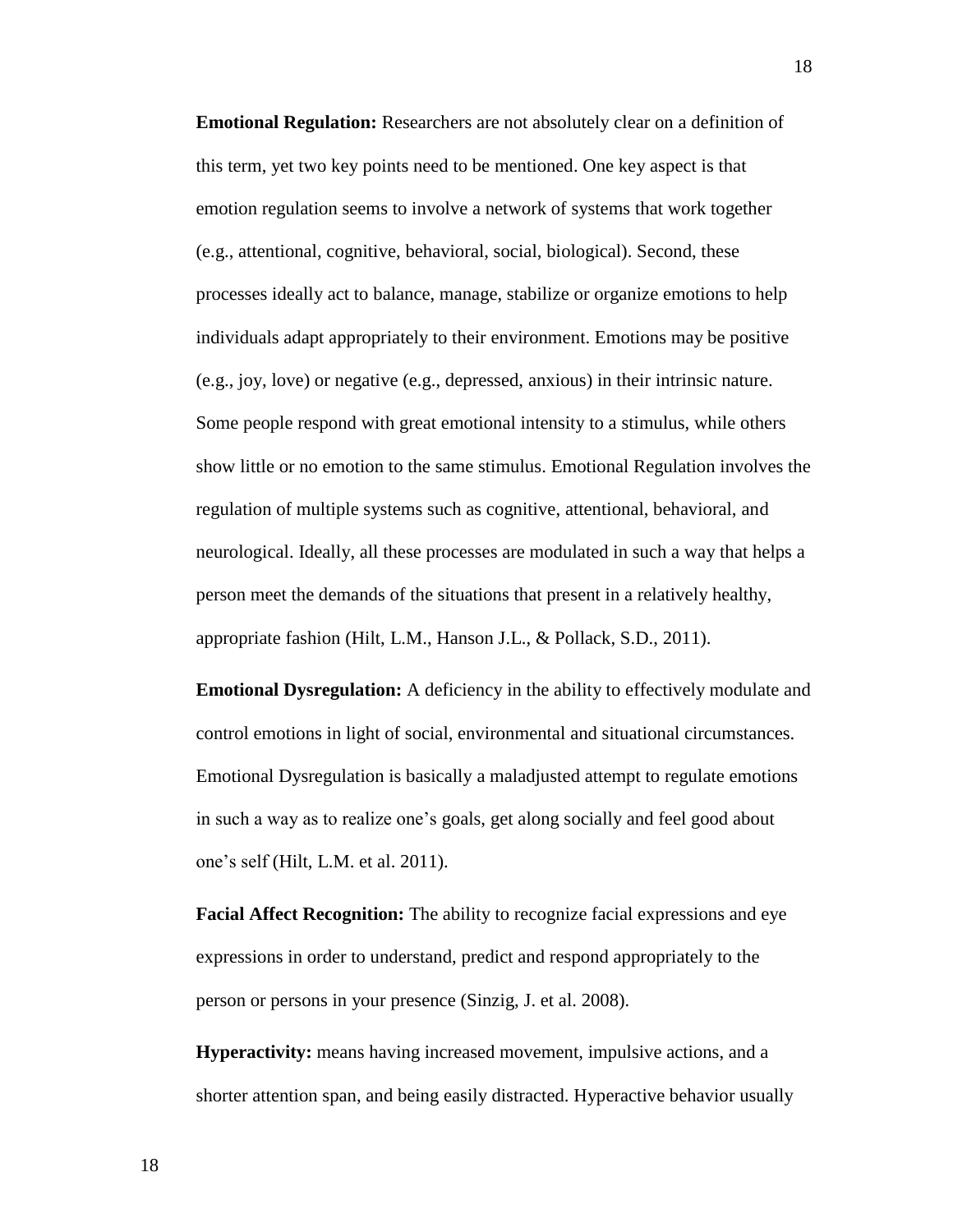**Emotional Regulation:** Researchers are not absolutely clear on a definition of this term, yet two key points need to be mentioned. One key aspect is that emotion regulation seems to involve a network of systems that work together (e.g., attentional, cognitive, behavioral, social, biological). Second, these processes ideally act to balance, manage, stabilize or organize emotions to help individuals adapt appropriately to their environment. Emotions may be positive (e.g., joy, love) or negative (e.g., depressed, anxious) in their intrinsic nature. Some people respond with great emotional intensity to a stimulus, while others show little or no emotion to the same stimulus. Emotional Regulation involves the regulation of multiple systems such as cognitive, attentional, behavioral, and neurological. Ideally, all these processes are modulated in such a way that helps a person meet the demands of the situations that present in a relatively healthy, appropriate fashion (Hilt, L.M., Hanson J.L., & Pollack, S.D., 2011).

**Emotional Dysregulation:** A deficiency in the ability to effectively modulate and control emotions in light of social, environmental and situational circumstances. Emotional Dysregulation is basically a maladjusted attempt to regulate emotions in such a way as to realize one's goals, get along socially and feel good about one's self (Hilt, L.M. et al. 2011).

**Facial Affect Recognition:** The ability to recognize facial expressions and eye expressions in order to understand, predict and respond appropriately to the person or persons in your presence (Sinzig, J. et al. 2008).

**Hyperactivity:** means having increased movement, impulsive actions, and a shorter attention span, and being easily distracted. Hyperactive behavior usually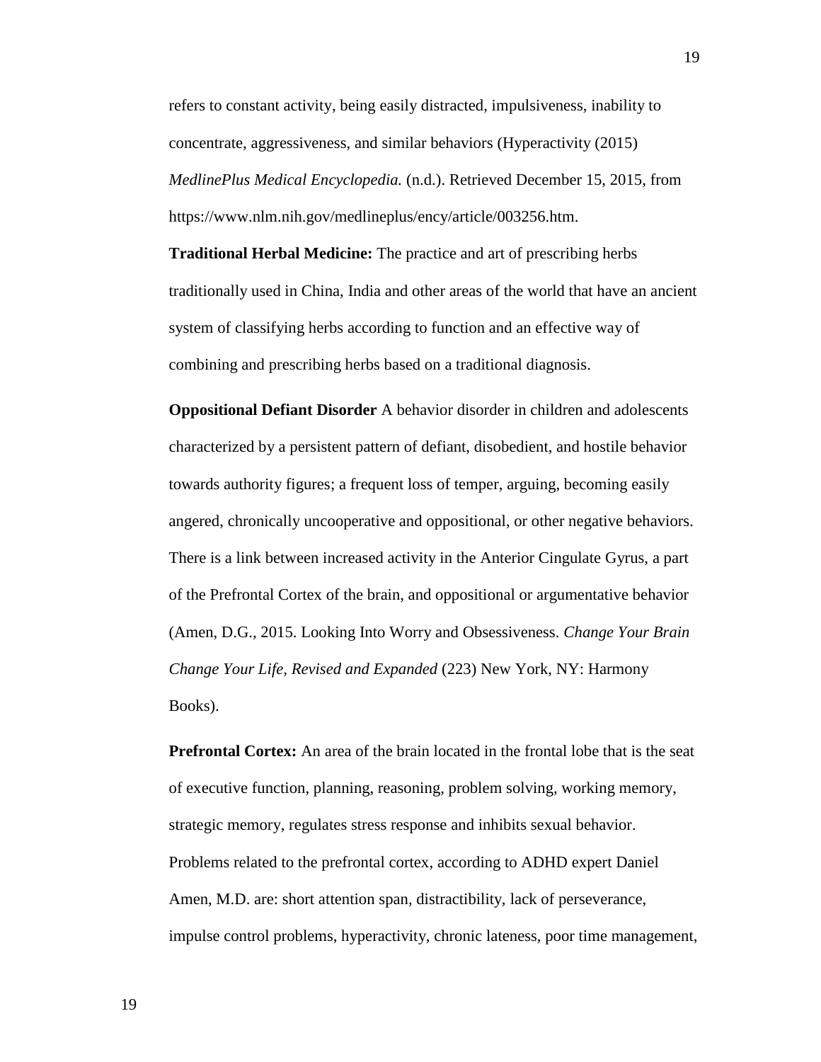refers to constant activity, being easily distracted, impulsiveness, inability to concentrate, aggressiveness, and similar behaviors (Hyperactivity (2015) *MedlinePlus Medical Encyclopedia.* (n.d.). Retrieved December 15, 2015, from https://www.nlm.nih.gov/medlineplus/ency/article/003256.htm.

**Traditional Herbal Medicine:** The practice and art of prescribing herbs traditionally used in China, India and other areas of the world that have an ancient system of classifying herbs according to function and an effective way of combining and prescribing herbs based on a traditional diagnosis.

**Oppositional Defiant Disorder** A behavior disorder in children and adolescents characterized by a persistent pattern of defiant, disobedient, and hostile behavior towards authority figures; a frequent loss of temper, arguing, becoming easily angered, chronically uncooperative and oppositional, or other negative behaviors. There is a link between increased activity in the Anterior Cingulate Gyrus, a part of the Prefrontal Cortex of the brain, and oppositional or argumentative behavior (Amen, D.G., 2015. Looking Into Worry and Obsessiveness. *Change Your Brain Change Your Life, Revised and Expanded* (223) New York, NY: Harmony Books).

**Prefrontal Cortex:** An area of the brain located in the frontal lobe that is the seat of executive function, planning, reasoning, problem solving, working memory, strategic memory, regulates stress response and inhibits sexual behavior. Problems related to the prefrontal cortex, according to ADHD expert Daniel Amen, M.D. are: short attention span, distractibility, lack of perseverance, impulse control problems, hyperactivity, chronic lateness, poor time management,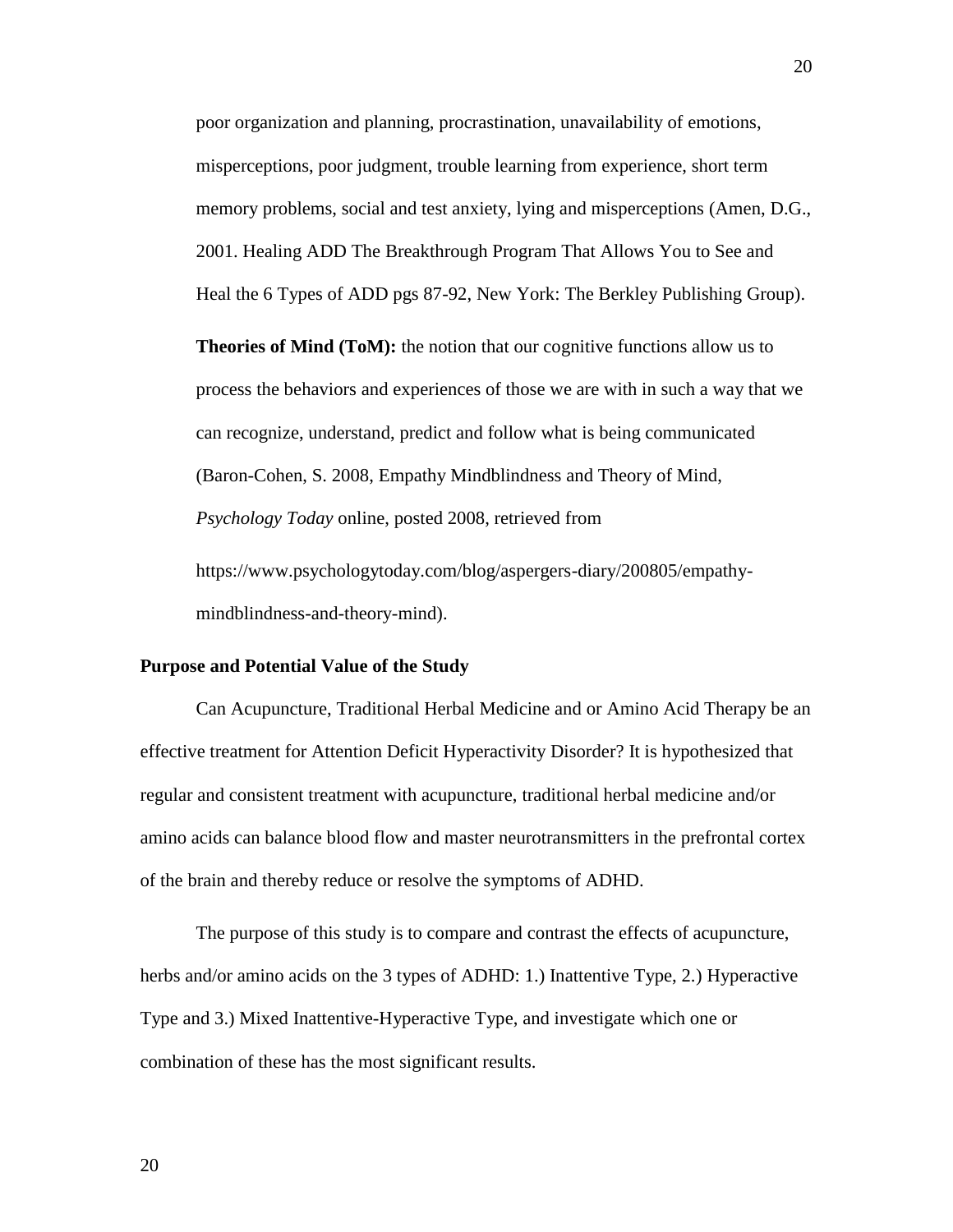poor organization and planning, procrastination, unavailability of emotions, misperceptions, poor judgment, trouble learning from experience, short term memory problems, social and test anxiety, lying and misperceptions (Amen, D.G., 2001. Healing ADD The Breakthrough Program That Allows You to See and Heal the 6 Types of ADD pgs 87-92, New York: The Berkley Publishing Group).

**Theories of Mind (ToM):** the notion that our cognitive functions allow us to process the behaviors and experiences of those we are with in such a way that we can recognize, understand, predict and follow what is being communicated (Baron-Cohen, S. 2008, Empathy Mindblindness and Theory of Mind, *Psychology Today* online, posted 2008, retrieved from https://www.psychologytoday.com/blog/aspergers-diary/200805/empathy-mindblindness-and-theory-mind).

### Purpose and Potential Value of the Study

Can Acupuncture, Traditional Herbal Medicine and or Amino Acid Therapy be an effective treatment for Attention Deficit Hyperactivity Disorder? It is hypothesized that regular and consistent treatment with acupuncture, traditional herbal medicine and/or amino acids can balance blood flow and master neurotransmitters in the prefrontal cortex of the brain and thereby reduce or resolve the symptoms of ADHD.

The purpose of this study is to compare and contrast the effects of acupuncture, herbs and/or amino acids on the 3 types of ADHD: 1.) Inattentive Type, 2.) Hyperactive Type and 3.) Mixed Inattentive-Hyperactive Type, and investigate which one or combination of these has the most significant results.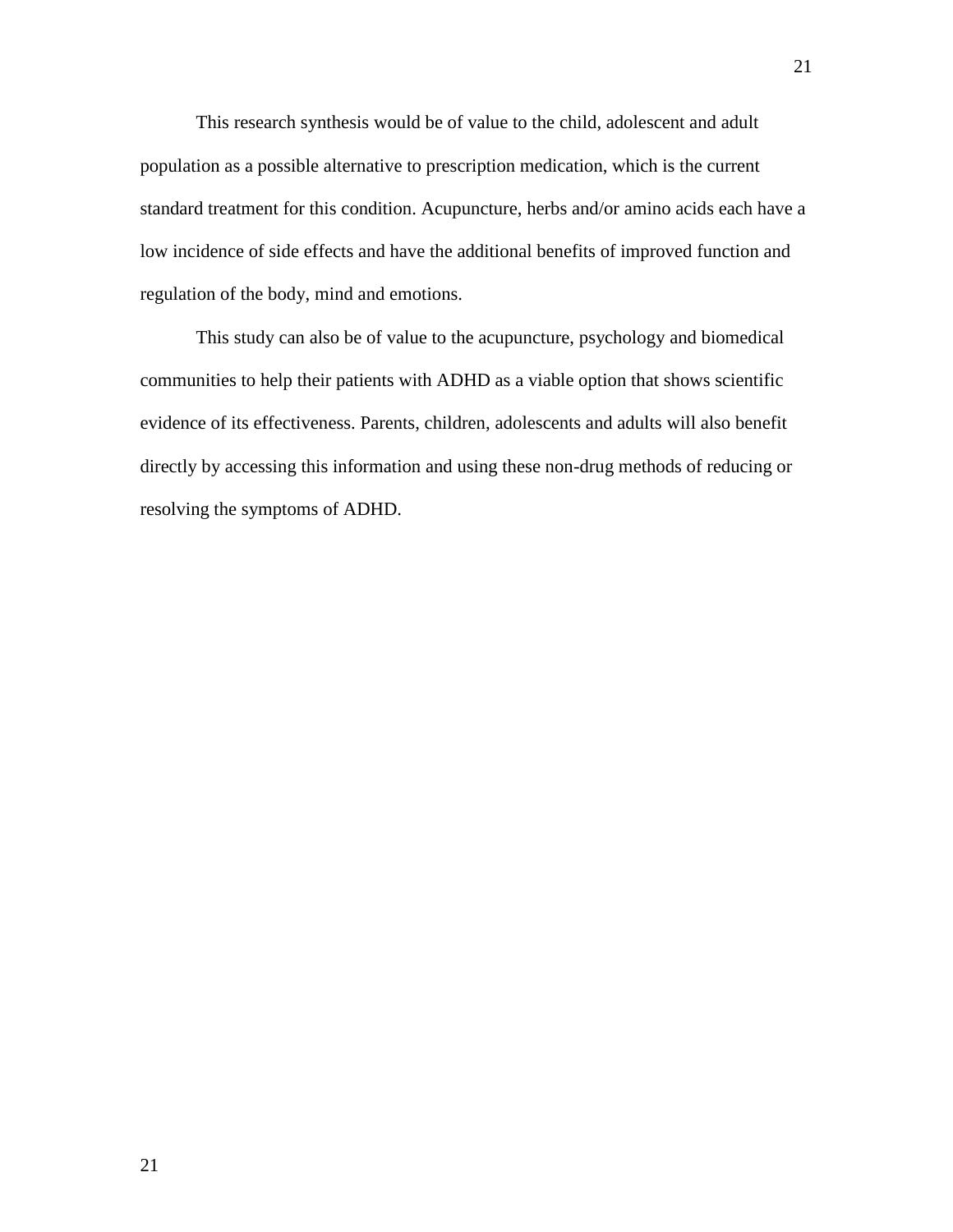This research synthesis would be of value to the child, adolescent and adult population as a possible alternative to prescription medication, which is the current standard treatment for this condition. Acupuncture, herbs and/or amino acids each have a low incidence of side effects and have the additional benefits of improved function and regulation of the body, mind and emotions.

This study can also be of value to the acupuncture, psychology and biomedical communities to help their patients with ADHD as a viable option that shows scientific evidence of its effectiveness. Parents, children, adolescents and adults will also benefit directly by accessing this information and using these non-drug methods of reducing or resolving the symptoms of ADHD.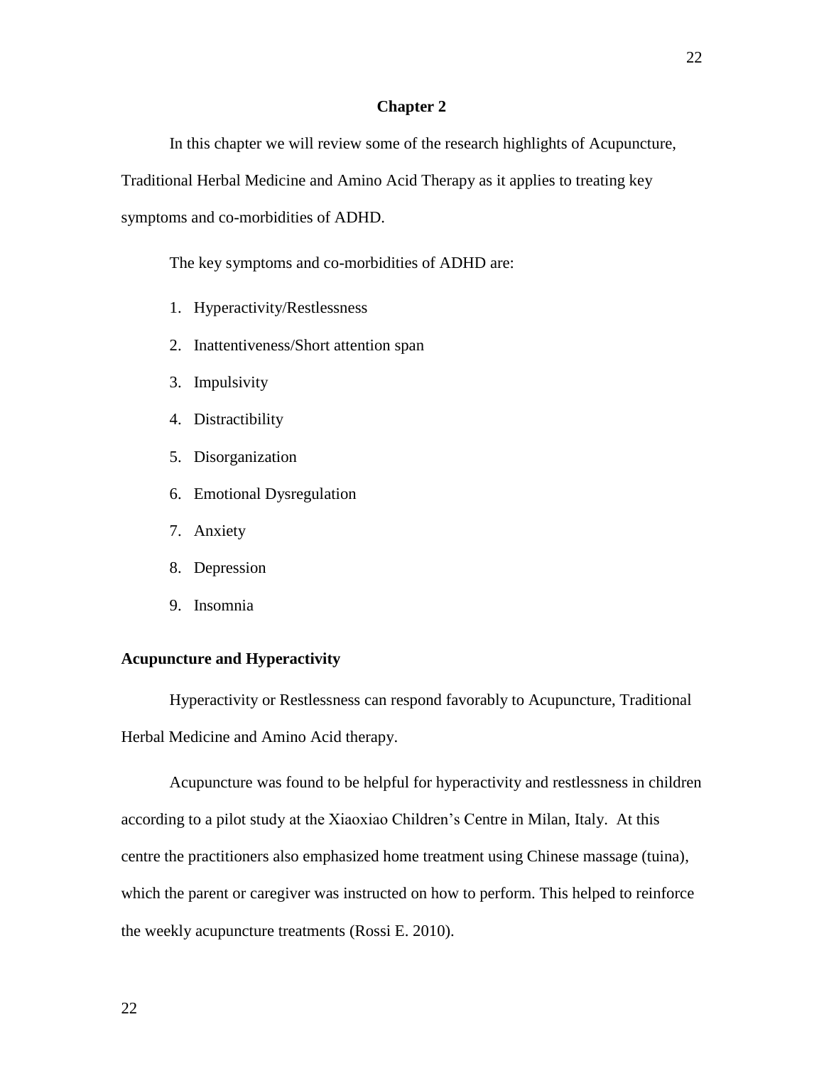# Chapter 2

In this chapter we will review some of the research highlights of Acupuncture, Traditional Herbal Medicine and Amino Acid Therapy as it applies to treating key symptoms and co-morbidities of ADHD.

The key symptoms and co-morbidities of ADHD are:

1. Hyperactivity/Restlessness
2. Inattentiveness/Short attention span
3. Impulsivity
4. Distractibility
5. Disorganization
6. Emotional Dysregulation
7. Anxiety
8. Depression
9. Insomnia

## Acupuncture and Hyperactivity

Hyperactivity or Restlessness can respond favorably to Acupuncture, Traditional Herbal Medicine and Amino Acid therapy.

Acupuncture was found to be helpful for hyperactivity and restlessness in children according to a pilot study at the Xiaoxiao Children's Centre in Milan, Italy. At this centre the practitioners also emphasized home treatment using Chinese massage (tuina), which the parent or caregiver was instructed on how to perform. This helped to reinforce the weekly acupuncture treatments (Rossi E. 2010).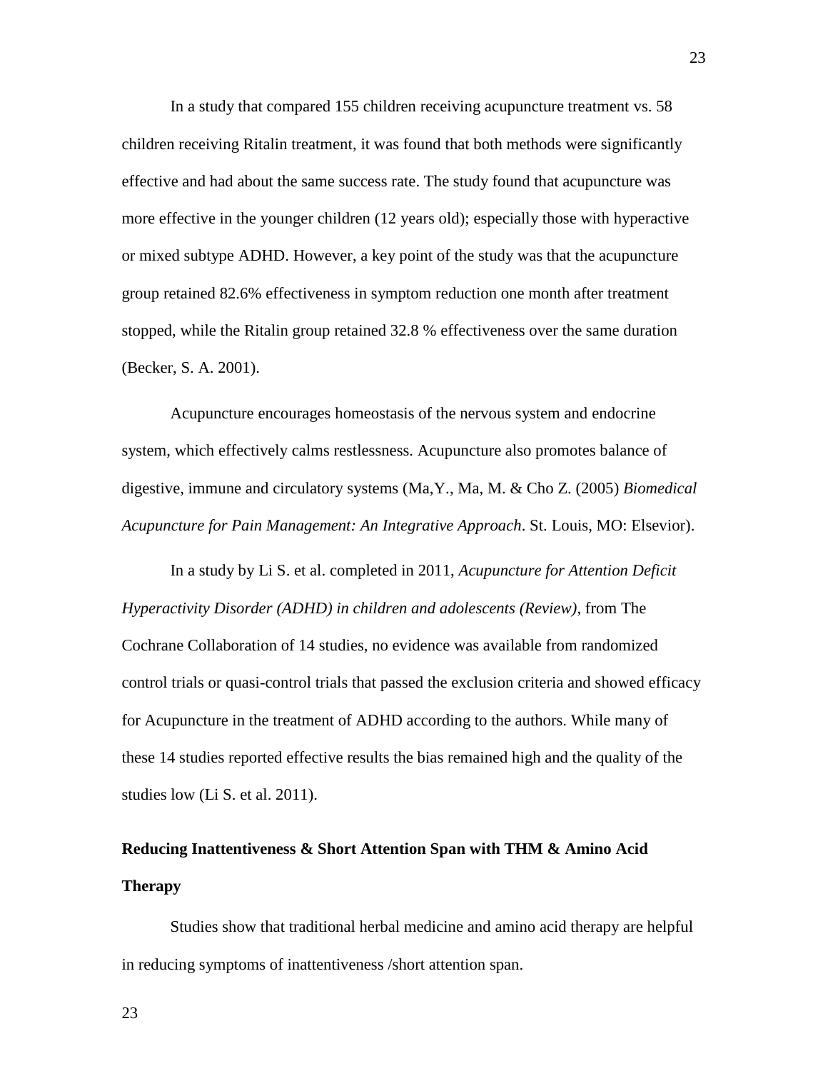In a study that compared 155 children receiving acupuncture treatment vs. 58 children receiving Ritalin treatment, it was found that both methods were significantly effective and had about the same success rate. The study found that acupuncture was more effective in the younger children (12 years old); especially those with hyperactive or mixed subtype ADHD. However, a key point of the study was that the acupuncture group retained 82.6% effectiveness in symptom reduction one month after treatment stopped, while the Ritalin group retained 32.8 % effectiveness over the same duration (Becker, S. A. 2001).

Acupuncture encourages homeostasis of the nervous system and endocrine system, which effectively calms restlessness. Acupuncture also promotes balance of digestive, immune and circulatory systems (Ma,Y., Ma, M. & Cho Z. (2005) *Biomedical Acupuncture for Pain Management: An Integrative Approach*. St. Louis, MO: Elsevior).

In a study by Li S. et al. completed in 2011, *Acupuncture for Attention Deficit Hyperactivity Disorder (ADHD) in children and adolescents (Review)*, from The Cochrane Collaboration of 14 studies, no evidence was available from randomized control trials or quasi-control trials that passed the exclusion criteria and showed efficacy for Acupuncture in the treatment of ADHD according to the authors. While many of these 14 studies reported effective results the bias remained high and the quality of the studies low (Li S. et al. 2011).

**Reducing Inattentiveness & Short Attention Span with THM & Amino Acid Therapy**

Studies show that traditional herbal medicine and amino acid therapy are helpful in reducing symptoms of inattentiveness /short attention span.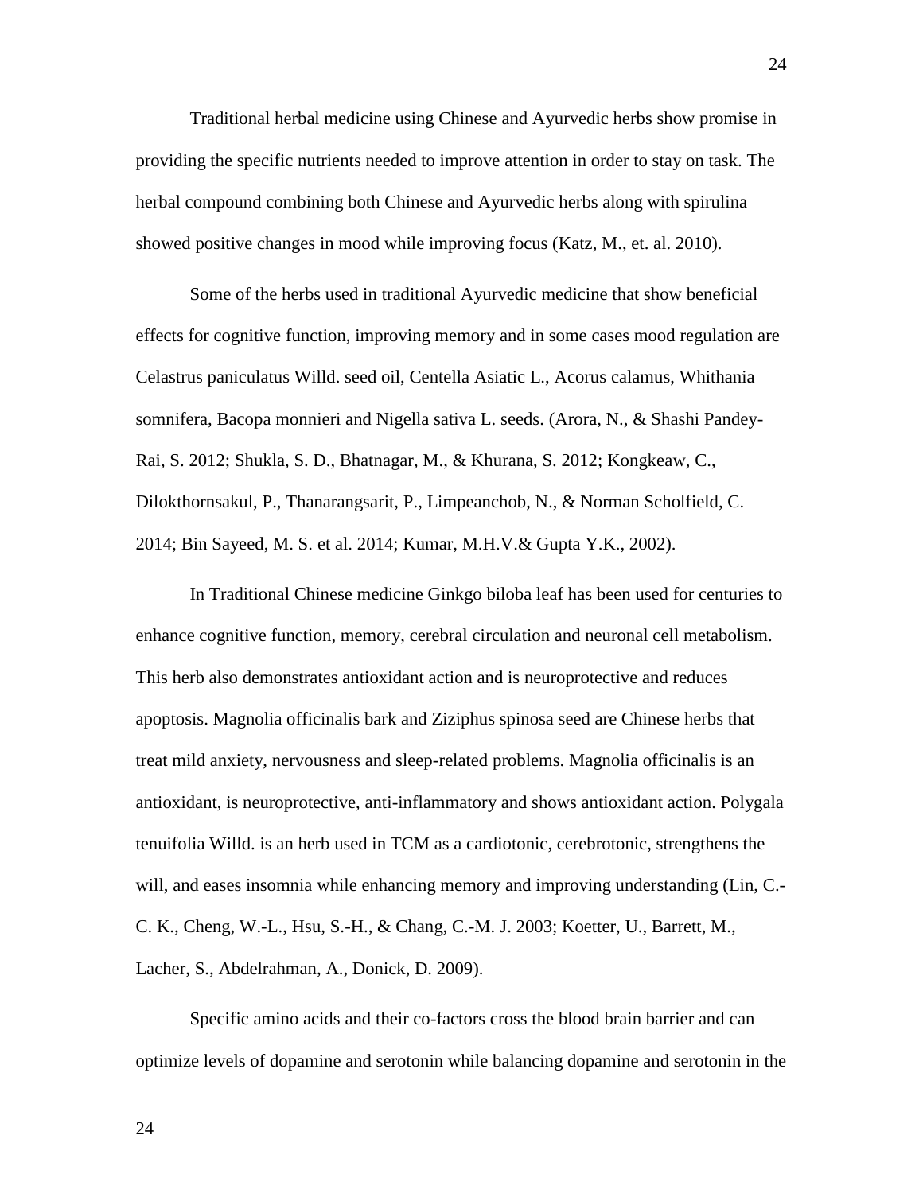Traditional herbal medicine using Chinese and Ayurvedic herbs show promise in providing the specific nutrients needed to improve attention in order to stay on task. The herbal compound combining both Chinese and Ayurvedic herbs along with spirulina showed positive changes in mood while improving focus (Katz, M., et. al. 2010).

Some of the herbs used in traditional Ayurvedic medicine that show beneficial effects for cognitive function, improving memory and in some cases mood regulation are Celastrus paniculatus Willd. seed oil, Centella Asiatic L., Acorus calamus, Whithania somnifera, Bacopa monnieri and Nigella sativa L. seeds. (Arora, N., & Shashi Pandey-Rai, S. 2012; Shukla, S. D., Bhatnagar, M., & Khurana, S. 2012; Kongkeaw, C., Dilokthornsakul, P., Thanarangsarit, P., Limpeanchob, N., & Norman Scholfield, C. 2014; Bin Sayeed, M. S. et al. 2014; Kumar, M.H.V.& Gupta Y.K., 2002).

In Traditional Chinese medicine Ginkgo biloba leaf has been used for centuries to enhance cognitive function, memory, cerebral circulation and neuronal cell metabolism. This herb also demonstrates antioxidant action and is neuroprotective and reduces apoptosis. Magnolia officinalis bark and Ziziphus spinosa seed are Chinese herbs that treat mild anxiety, nervousness and sleep-related problems. Magnolia officinalis is an antioxidant, is neuroprotective, anti-inflammatory and shows antioxidant action. Polygala tenuifolia Willd. is an herb used in TCM as a cardiotonic, cerebrotonic, strengthens the will, and eases insomnia while enhancing memory and improving understanding (Lin, C.-C. K., Cheng, W.-L., Hsu, S.-H., & Chang, C.-M. J. 2003; Koetter, U., Barrett, M., Lacher, S., Abdelrahman, A., Donick, D. 2009).

Specific amino acids and their co-factors cross the blood brain barrier and can optimize levels of dopamine and serotonin while balancing dopamine and serotonin in the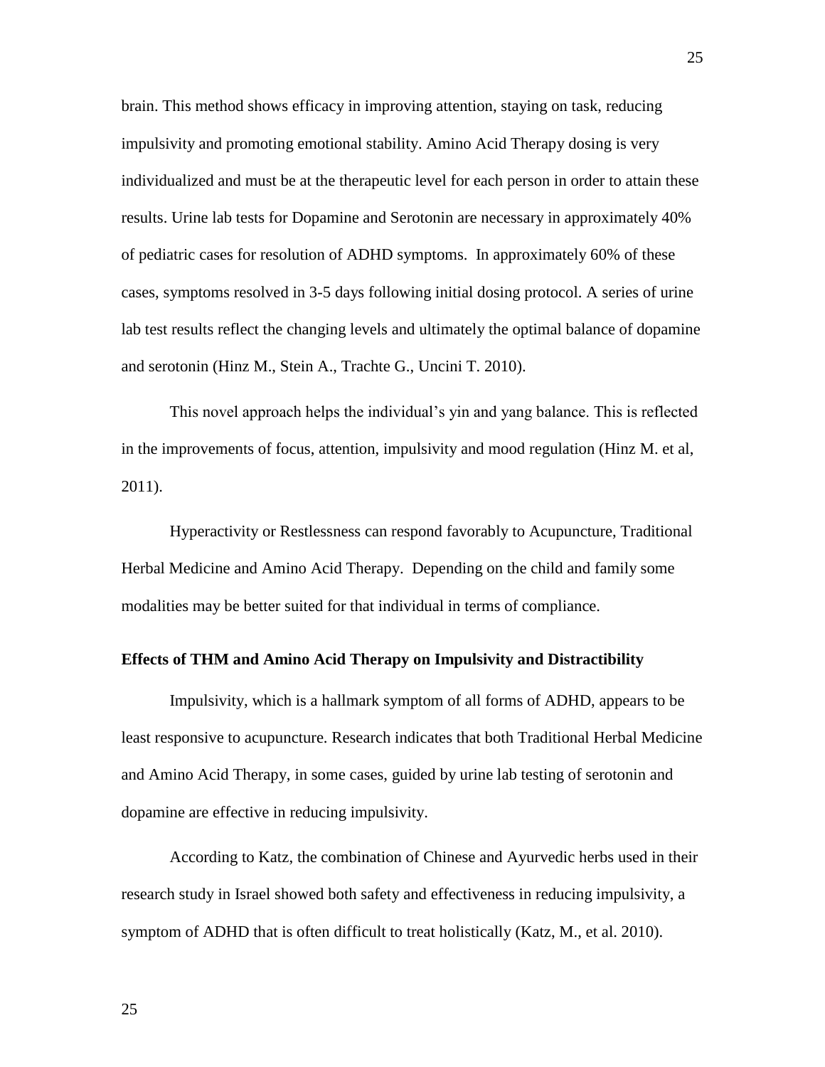brain. This method shows efficacy in improving attention, staying on task, reducing impulsivity and promoting emotional stability. Amino Acid Therapy dosing is very individualized and must be at the therapeutic level for each person in order to attain these results. Urine lab tests for Dopamine and Serotonin are necessary in approximately 40% of pediatric cases for resolution of ADHD symptoms. In approximately 60% of these cases, symptoms resolved in 3-5 days following initial dosing protocol. A series of urine lab test results reflect the changing levels and ultimately the optimal balance of dopamine and serotonin (Hinz M., Stein A., Trachte G., Uncini T. 2010).

This novel approach helps the individual's yin and yang balance. This is reflected in the improvements of focus, attention, impulsivity and mood regulation (Hinz M. et al, 2011).

Hyperactivity or Restlessness can respond favorably to Acupuncture, Traditional Herbal Medicine and Amino Acid Therapy. Depending on the child and family some modalities may be better suited for that individual in terms of compliance.

**Effects of THM and Amino Acid Therapy on Impulsivity and Distractibility**

Impulsivity, which is a hallmark symptom of all forms of ADHD, appears to be least responsive to acupuncture. Research indicates that both Traditional Herbal Medicine and Amino Acid Therapy, in some cases, guided by urine lab testing of serotonin and dopamine are effective in reducing impulsivity.

According to Katz, the combination of Chinese and Ayurvedic herbs used in their research study in Israel showed both safety and effectiveness in reducing impulsivity, a symptom of ADHD that is often difficult to treat holistically (Katz, M., et al. 2010).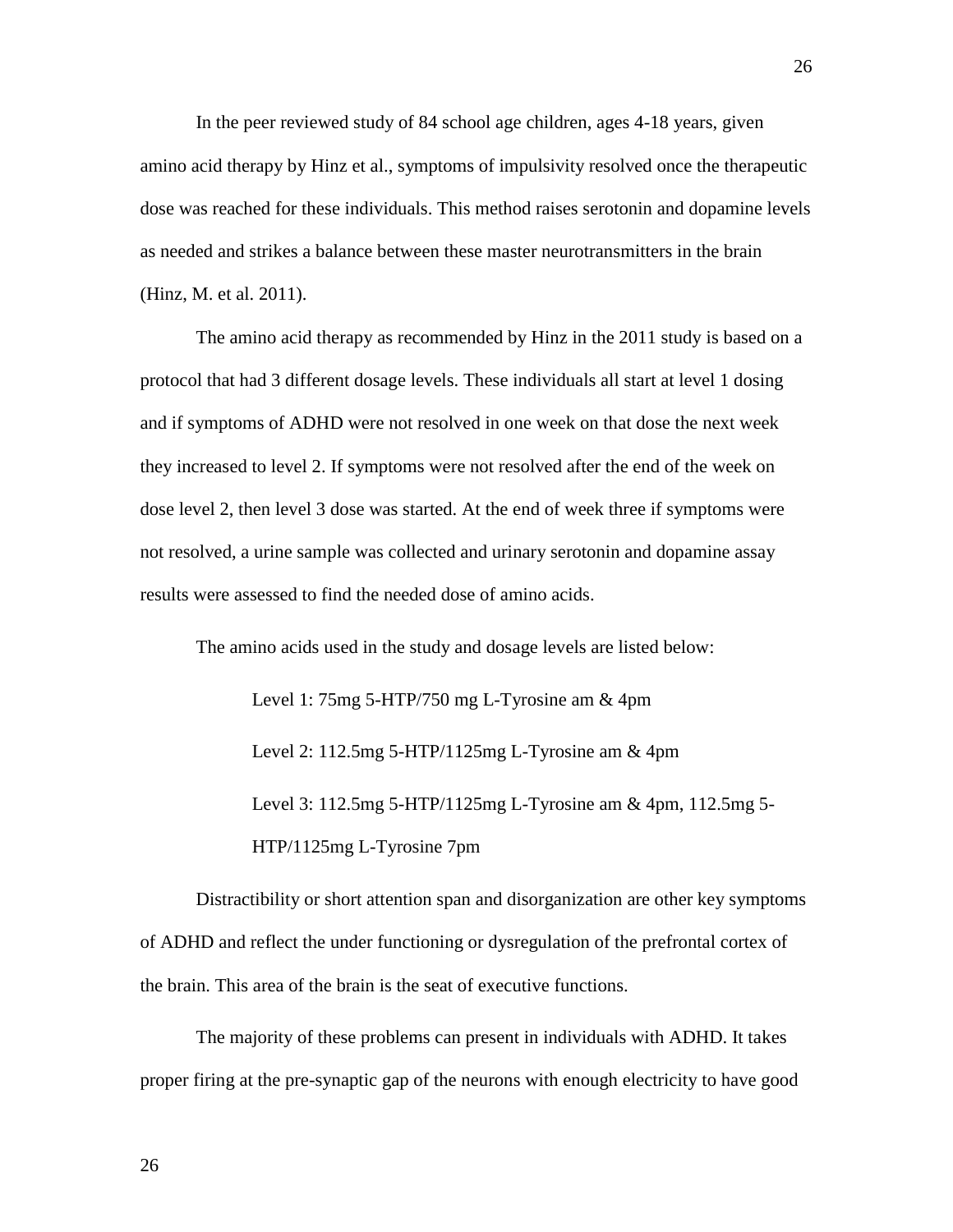In the peer reviewed study of 84 school age children, ages 4-18 years, given amino acid therapy by Hinz et al., symptoms of impulsivity resolved once the therapeutic dose was reached for these individuals. This method raises serotonin and dopamine levels as needed and strikes a balance between these master neurotransmitters in the brain (Hinz, M. et al. 2011).

The amino acid therapy as recommended by Hinz in the 2011 study is based on a protocol that had 3 different dosage levels. These individuals all start at level 1 dosing and if symptoms of ADHD were not resolved in one week on that dose the next week they increased to level 2. If symptoms were not resolved after the end of the week on dose level 2, then level 3 dose was started. At the end of week three if symptoms were not resolved, a urine sample was collected and urinary serotonin and dopamine assay results were assessed to find the needed dose of amino acids.

The amino acids used in the study and dosage levels are listed below:

Level 1: 75mg 5-HTP/750 mg L-Tyrosine am & 4pm

Level 2: 112.5mg 5-HTP/1125mg L-Tyrosine am & 4pm

Level 3: 112.5mg 5-HTP/1125mg L-Tyrosine am & 4pm, 112.5mg 5-HTP/1125mg L-Tyrosine 7pm

Distractibility or short attention span and disorganization are other key symptoms of ADHD and reflect the under functioning or dysregulation of the prefrontal cortex of the brain. This area of the brain is the seat of executive functions.

The majority of these problems can present in individuals with ADHD. It takes proper firing at the pre-synaptic gap of the neurons with enough electricity to have good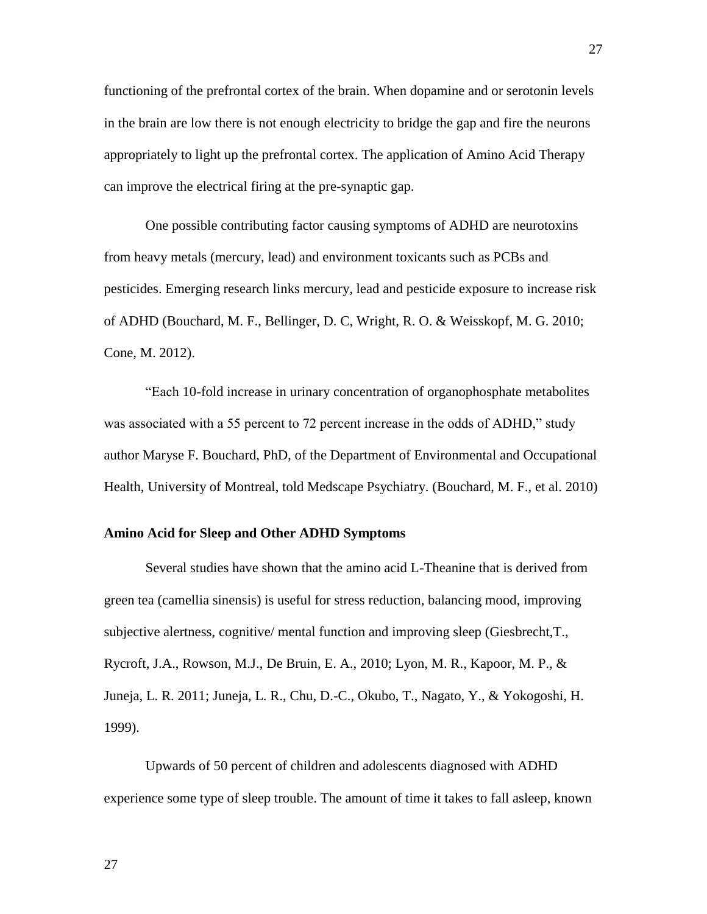functioning of the prefrontal cortex of the brain. When dopamine and or serotonin levels in the brain are low there is not enough electricity to bridge the gap and fire the neurons appropriately to light up the prefrontal cortex. The application of Amino Acid Therapy can improve the electrical firing at the pre-synaptic gap.

One possible contributing factor causing symptoms of ADHD are neurotoxins from heavy metals (mercury, lead) and environment toxicants such as PCBs and pesticides. Emerging research links mercury, lead and pesticide exposure to increase risk of ADHD (Bouchard, M. F., Bellinger, D. C, Wright, R. O. & Weisskopf, M. G. 2010; Cone, M. 2012).

"Each 10-fold increase in urinary concentration of organophosphate metabolites was associated with a 55 percent to 72 percent increase in the odds of ADHD," study author Maryse F. Bouchard, PhD, of the Department of Environmental and Occupational Health, University of Montreal, told Medscape Psychiatry. (Bouchard, M. F., et al. 2010)

**Amino Acid for Sleep and Other ADHD Symptoms**

Several studies have shown that the amino acid L-Theanine that is derived from green tea (camellia sinensis) is useful for stress reduction, balancing mood, improving subjective alertness, cognitive/ mental function and improving sleep (Giesbrecht,T., Rycroft, J.A., Rowson, M.J., De Bruin, E. A., 2010; Lyon, M. R., Kapoor, M. P., & Juneja, L. R. 2011; Juneja, L. R., Chu, D.-C., Okubo, T., Nagato, Y., & Yokogoshi, H. 1999).

Upwards of 50 percent of children and adolescents diagnosed with ADHD experience some type of sleep trouble. The amount of time it takes to fall asleep, known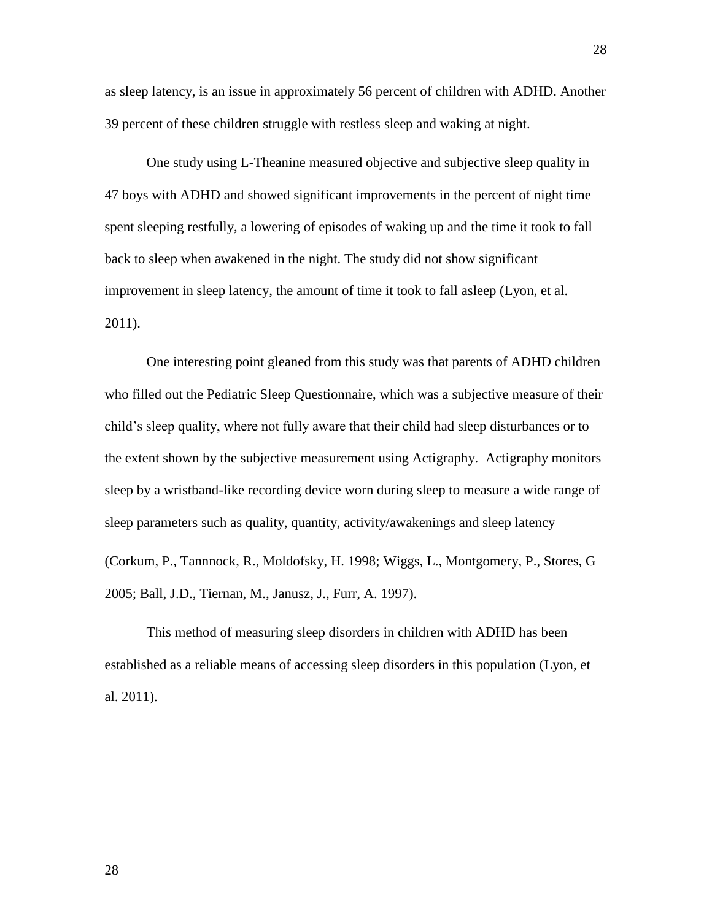as sleep latency, is an issue in approximately 56 percent of children with ADHD. Another 39 percent of these children struggle with restless sleep and waking at night.

One study using L-Theanine measured objective and subjective sleep quality in 47 boys with ADHD and showed significant improvements in the percent of night time spent sleeping restfully, a lowering of episodes of waking up and the time it took to fall back to sleep when awakened in the night. The study did not show significant improvement in sleep latency, the amount of time it took to fall asleep (Lyon, et al. 2011).

One interesting point gleaned from this study was that parents of ADHD children who filled out the Pediatric Sleep Questionnaire, which was a subjective measure of their child's sleep quality, where not fully aware that their child had sleep disturbances or to the extent shown by the subjective measurement using Actigraphy. Actigraphy monitors sleep by a wristband-like recording device worn during sleep to measure a wide range of sleep parameters such as quality, quantity, activity/awakenings and sleep latency (Corkum, P., Tannnock, R., Moldofsky, H. 1998; Wiggs, L., Montgomery, P., Stores, G 2005; Ball, J.D., Tiernan, M., Janusz, J., Furr, A. 1997).

This method of measuring sleep disorders in children with ADHD has been established as a reliable means of accessing sleep disorders in this population (Lyon, et al. 2011).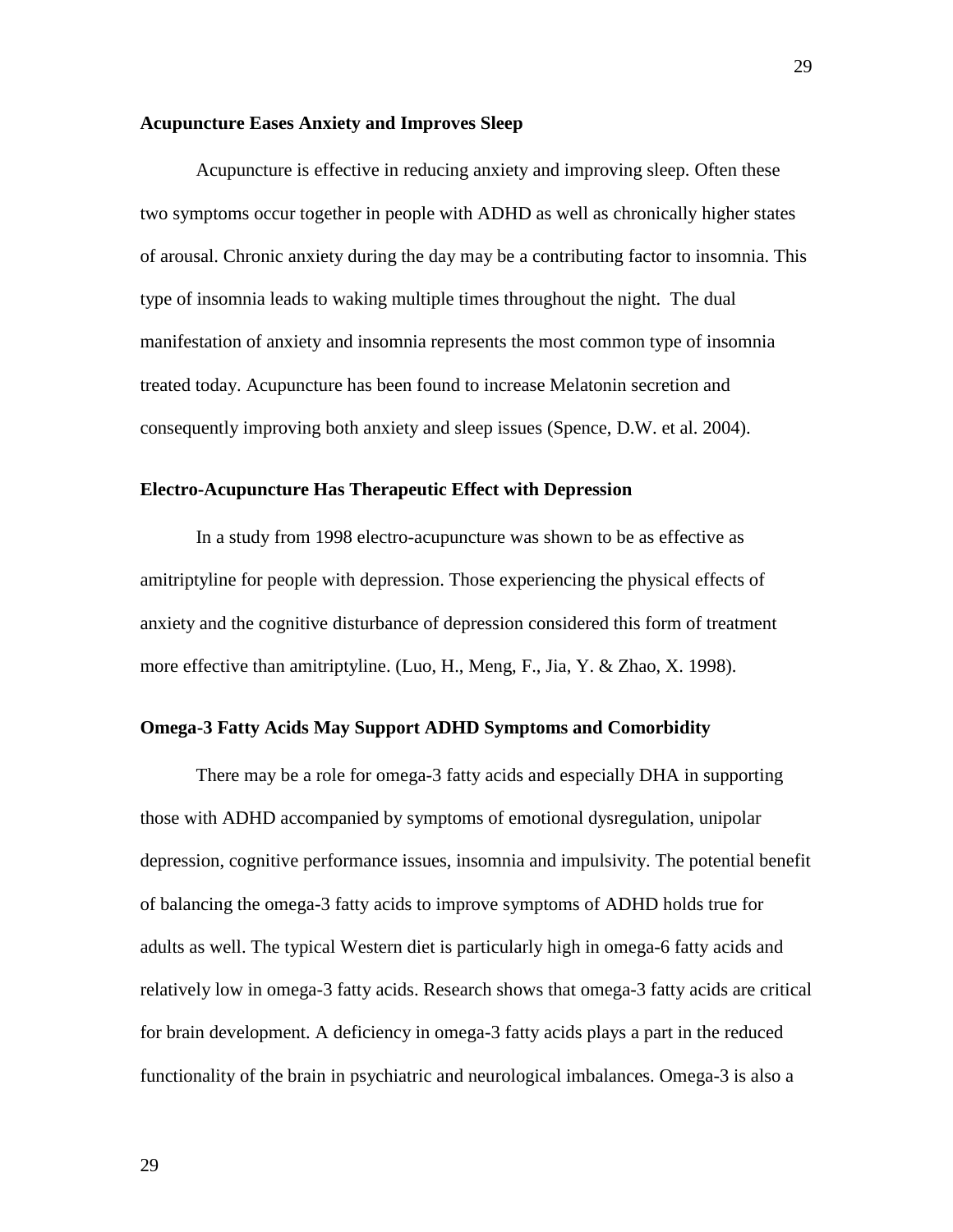**Acupuncture Eases Anxiety and Improves Sleep**

Acupuncture is effective in reducing anxiety and improving sleep. Often these two symptoms occur together in people with ADHD as well as chronically higher states of arousal. Chronic anxiety during the day may be a contributing factor to insomnia. This type of insomnia leads to waking multiple times throughout the night. The dual manifestation of anxiety and insomnia represents the most common type of insomnia treated today. Acupuncture has been found to increase Melatonin secretion and consequently improving both anxiety and sleep issues (Spence, D.W. et al. 2004).

**Electro-Acupuncture Has Therapeutic Effect with Depression**

In a study from 1998 electro-acupuncture was shown to be as effective as amitriptyline for people with depression. Those experiencing the physical effects of anxiety and the cognitive disturbance of depression considered this form of treatment more effective than amitriptyline. (Luo, H., Meng, F., Jia, Y. & Zhao, X. 1998).

**Omega-3 Fatty Acids May Support ADHD Symptoms and Comorbidity**

There may be a role for omega-3 fatty acids and especially DHA in supporting those with ADHD accompanied by symptoms of emotional dysregulation, unipolar depression, cognitive performance issues, insomnia and impulsivity. The potential benefit of balancing the omega-3 fatty acids to improve symptoms of ADHD holds true for adults as well. The typical Western diet is particularly high in omega-6 fatty acids and relatively low in omega-3 fatty acids. Research shows that omega-3 fatty acids are critical for brain development. A deficiency in omega-3 fatty acids plays a part in the reduced functionality of the brain in psychiatric and neurological imbalances. Omega-3 is also a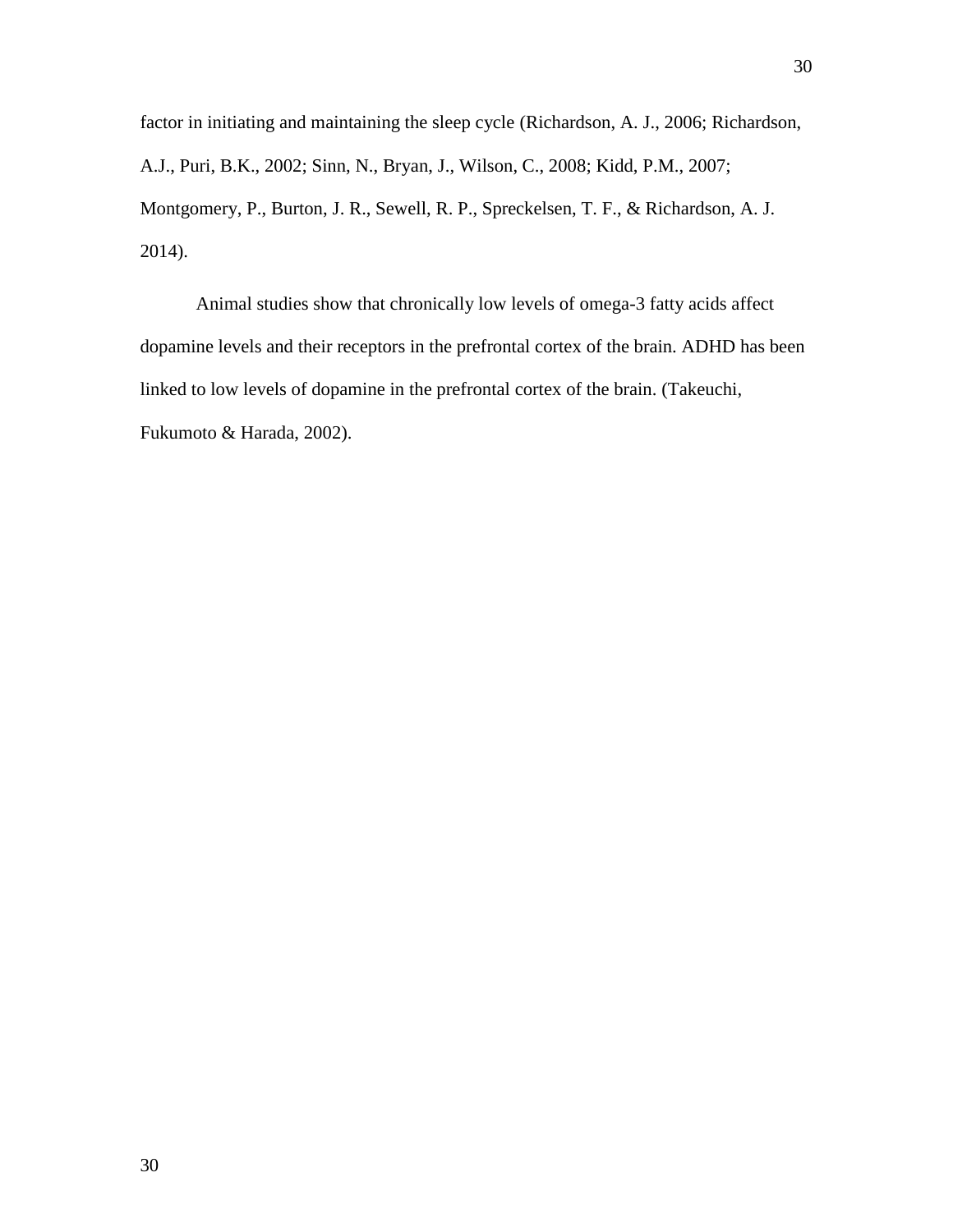factor in initiating and maintaining the sleep cycle (Richardson, A. J., 2006; Richardson, A.J., Puri, B.K., 2002; Sinn, N., Bryan, J., Wilson, C., 2008; Kidd, P.M., 2007; Montgomery, P., Burton, J. R., Sewell, R. P., Spreckelsen, T. F., & Richardson, A. J. 2014).

Animal studies show that chronically low levels of omega-3 fatty acids affect dopamine levels and their receptors in the prefrontal cortex of the brain. ADHD has been linked to low levels of dopamine in the prefrontal cortex of the brain. (Takeuchi, Fukumoto & Harada, 2002).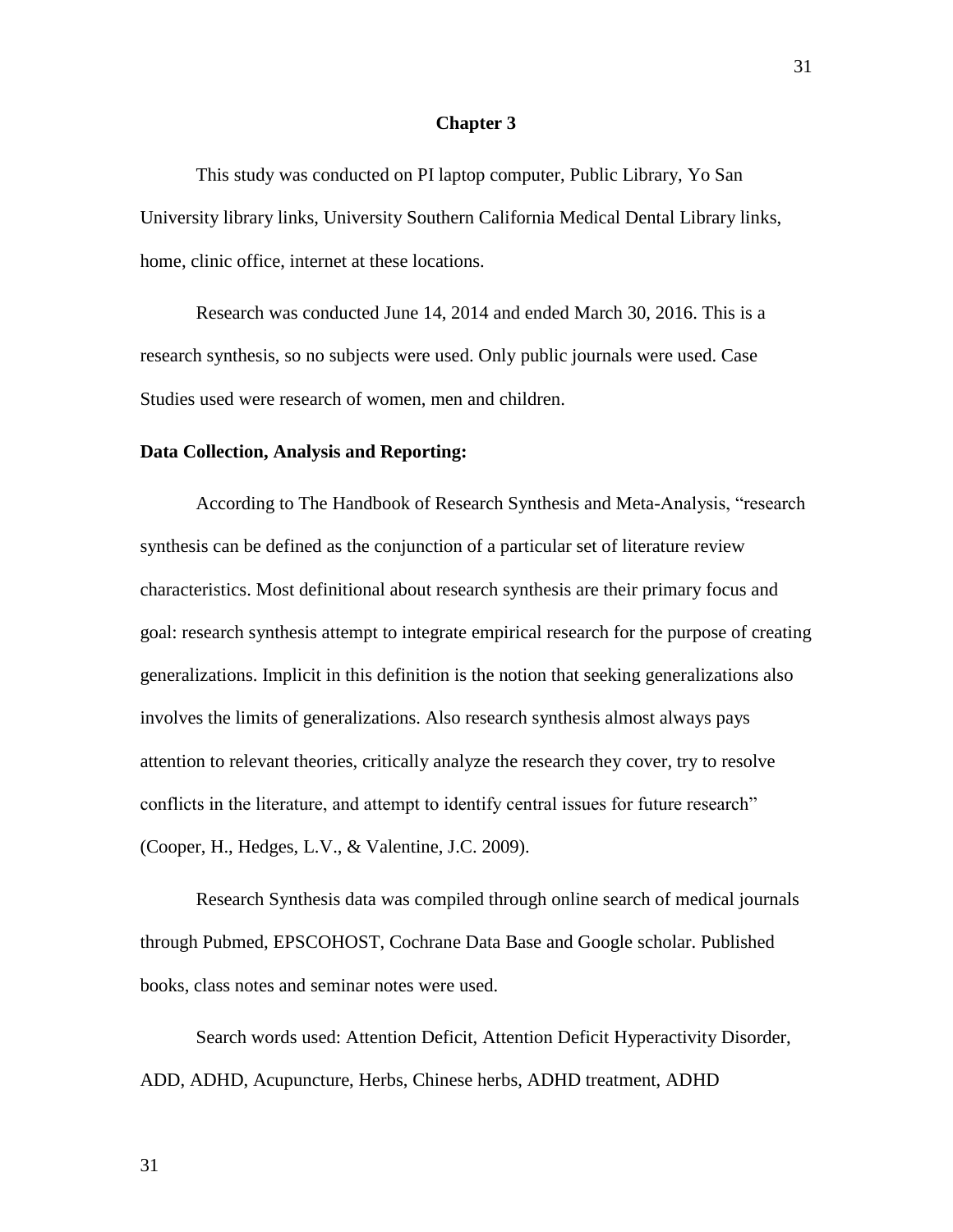# Chapter 3

This study was conducted on PI laptop computer, Public Library, Yo San University library links, University Southern California Medical Dental Library links, home, clinic office, internet at these locations.

Research was conducted June 14, 2014 and ended March 30, 2016. This is a research synthesis, so no subjects were used. Only public journals were used. Case Studies used were research of women, men and children.

**Data Collection, Analysis and Reporting:**

According to The Handbook of Research Synthesis and Meta-Analysis, "research synthesis can be defined as the conjunction of a particular set of literature review characteristics. Most definitional about research synthesis are their primary focus and goal: research synthesis attempt to integrate empirical research for the purpose of creating generalizations. Implicit in this definition is the notion that seeking generalizations also involves the limits of generalizations. Also research synthesis almost always pays attention to relevant theories, critically analyze the research they cover, try to resolve conflicts in the literature, and attempt to identify central issues for future research" (Cooper, H., Hedges, L.V., & Valentine, J.C. 2009).

Research Synthesis data was compiled through online search of medical journals through Pubmed, EPSCOHOST, Cochrane Data Base and Google scholar. Published books, class notes and seminar notes were used.

Search words used: Attention Deficit, Attention Deficit Hyperactivity Disorder, ADD, ADHD, Acupuncture, Herbs, Chinese herbs, ADHD treatment, ADHD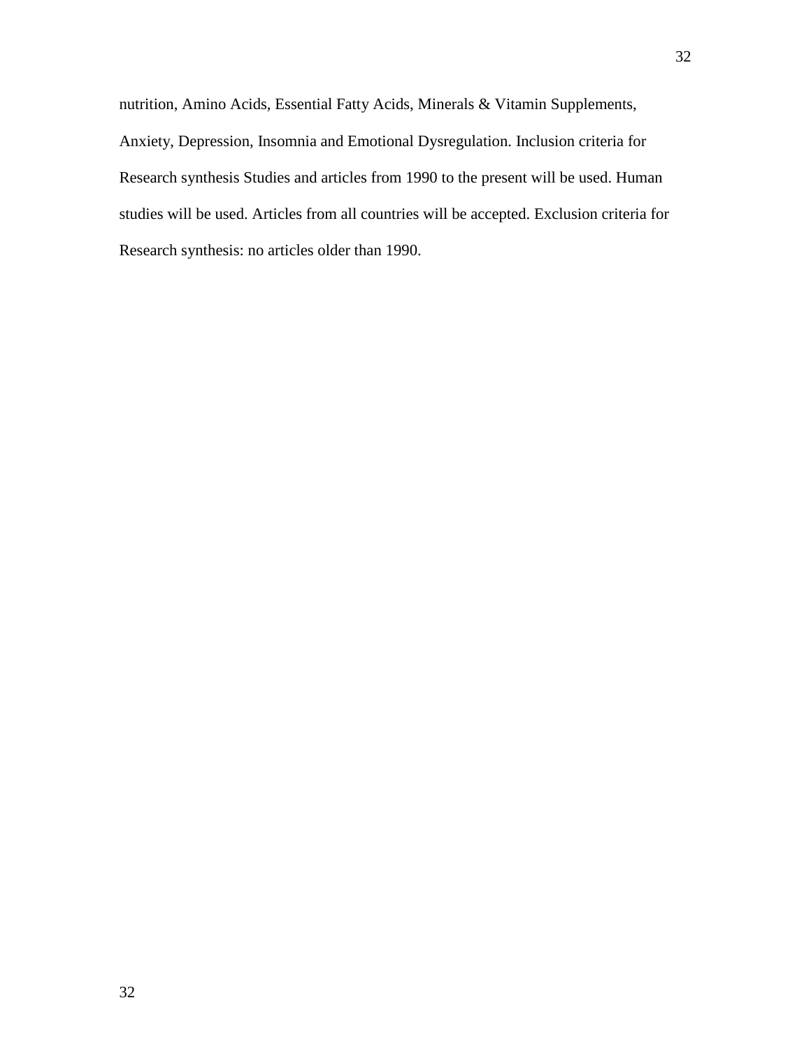nutrition, Amino Acids, Essential Fatty Acids, Minerals & Vitamin Supplements, Anxiety, Depression, Insomnia and Emotional Dysregulation. Inclusion criteria for Research synthesis Studies and articles from 1990 to the present will be used. Human studies will be used. Articles from all countries will be accepted. Exclusion criteria for Research synthesis: no articles older than 1990.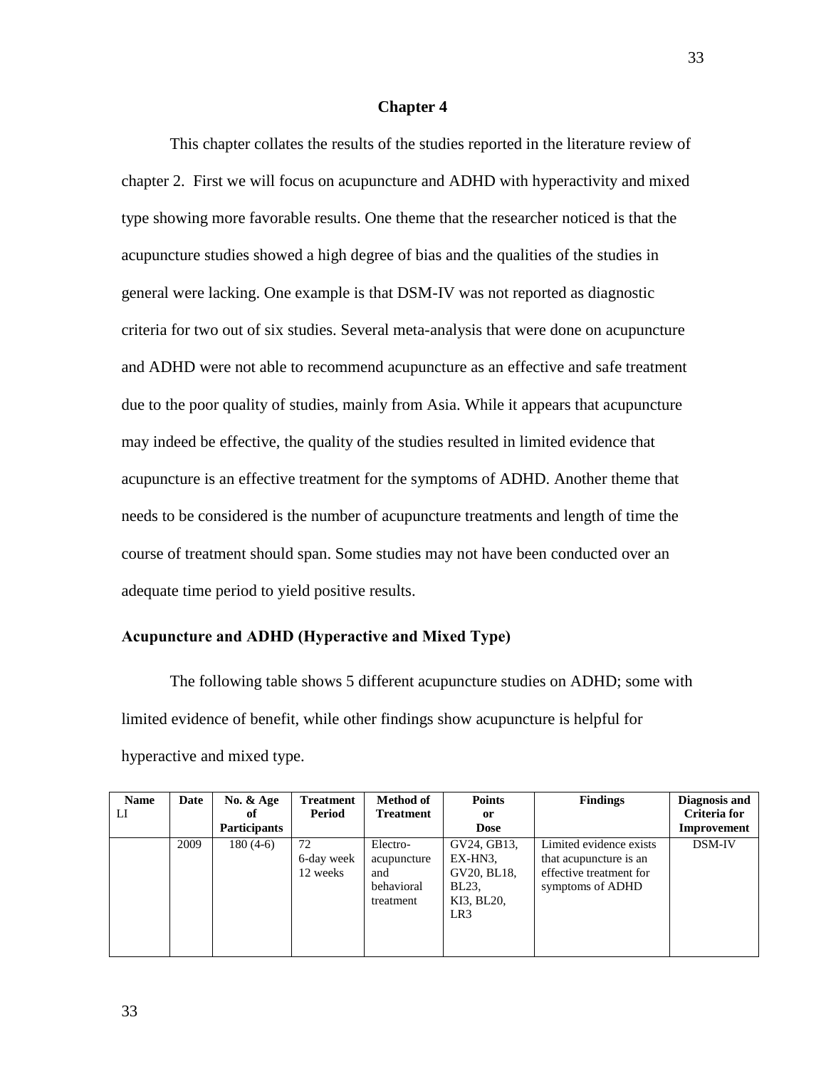# Chapter 4

This chapter collates the results of the studies reported in the literature review of chapter 2. First we will focus on acupuncture and ADHD with hyperactivity and mixed type showing more favorable results. One theme that the researcher noticed is that the acupuncture studies showed a high degree of bias and the qualities of the studies in general were lacking. One example is that DSM-IV was not reported as diagnostic criteria for two out of six studies. Several meta-analysis that were done on acupuncture and ADHD were not able to recommend acupuncture as an effective and safe treatment due to the poor quality of studies, mainly from Asia. While it appears that acupuncture may indeed be effective, the quality of the studies resulted in limited evidence that acupuncture is an effective treatment for the symptoms of ADHD. Another theme that needs to be considered is the number of acupuncture treatments and length of time the course of treatment should span. Some studies may not have been conducted over an adequate time period to yield positive results.

## Acupuncture and ADHD (Hyperactive and Mixed Type)

The following table shows 5 different acupuncture studies on ADHD; some with limited evidence of benefit, while other findings show acupuncture is helpful for hyperactive and mixed type.

| Name<br>LI | Date | No. & Age of Participants | Treatment Period | Method of Treatment | Points or Dose | Findings | Diagnosis and Criteria for Improvement |
|---|---|---|---|---|---|---|---|
| | 2009 | 180 (4-6) | 72<br>6-day week<br>12 weeks | Electro-acupuncture and behavioral treatment | GV24, GB13, EX-HN3, GV20, BL18, BL23, KI3, BL20, LR3 | Limited evidence exists that acupuncture is an effective treatment for symptoms of ADHD | DSM-IV |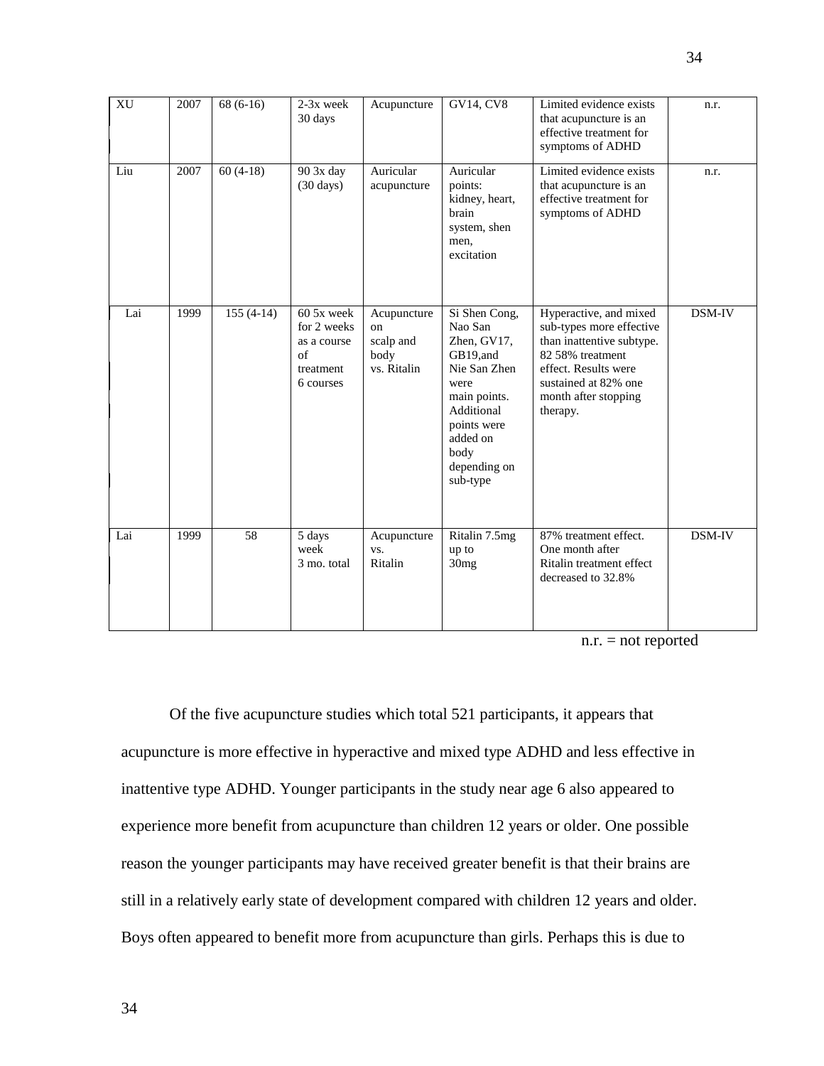| XU | 2007 | 68 (6-16) | 2-3x week 30 days | Acupuncture | GV14, CV8 | Limited evidence exists that acupuncture is an effective treatment for symptoms of ADHD | n.r. |
|---|---|---|---|---|---|---|---|
| Liu | 2007 | 60 (4-18) | 90 3x day (30 days) | Auricular acupuncture | Auricular points: kidney, heart, brain system, shen men, excitation | Limited evidence exists that acupuncture is an effective treatment for symptoms of ADHD | n.r. |
| Lai | 1999 | 155 (4-14) | 60 5x week for 2 weeks as a course of treatment 6 courses | Acupuncture on scalp and body vs. Ritalin | Si Shen Cong, Nao San Zhen, GV17, GB19,and Nie San Zhen were main points. Additional points were added on body depending on sub-type | Hyperactive, and mixed sub-types more effective than inattentive subtype. 82 58% treatment effect. Results were sustained at 82% one month after stopping therapy. | DSM-IV |
| Lai | 1999 | 58 | 5 days week 3 mo. total | Acupuncture vs. Ritalin | Ritalin 7.5mg up to 30mg | 87% treatment effect. One month after Ritalin treatment effect decreased to 32.8% | DSM-IV |

n.r. = not reported

Of the five acupuncture studies which total 521 participants, it appears that acupuncture is more effective in hyperactive and mixed type ADHD and less effective in inattentive type ADHD. Younger participants in the study near age 6 also appeared to experience more benefit from acupuncture than children 12 years or older. One possible reason the younger participants may have received greater benefit is that their brains are still in a relatively early state of development compared with children 12 years and older. Boys often appeared to benefit more from acupuncture than girls. Perhaps this is due to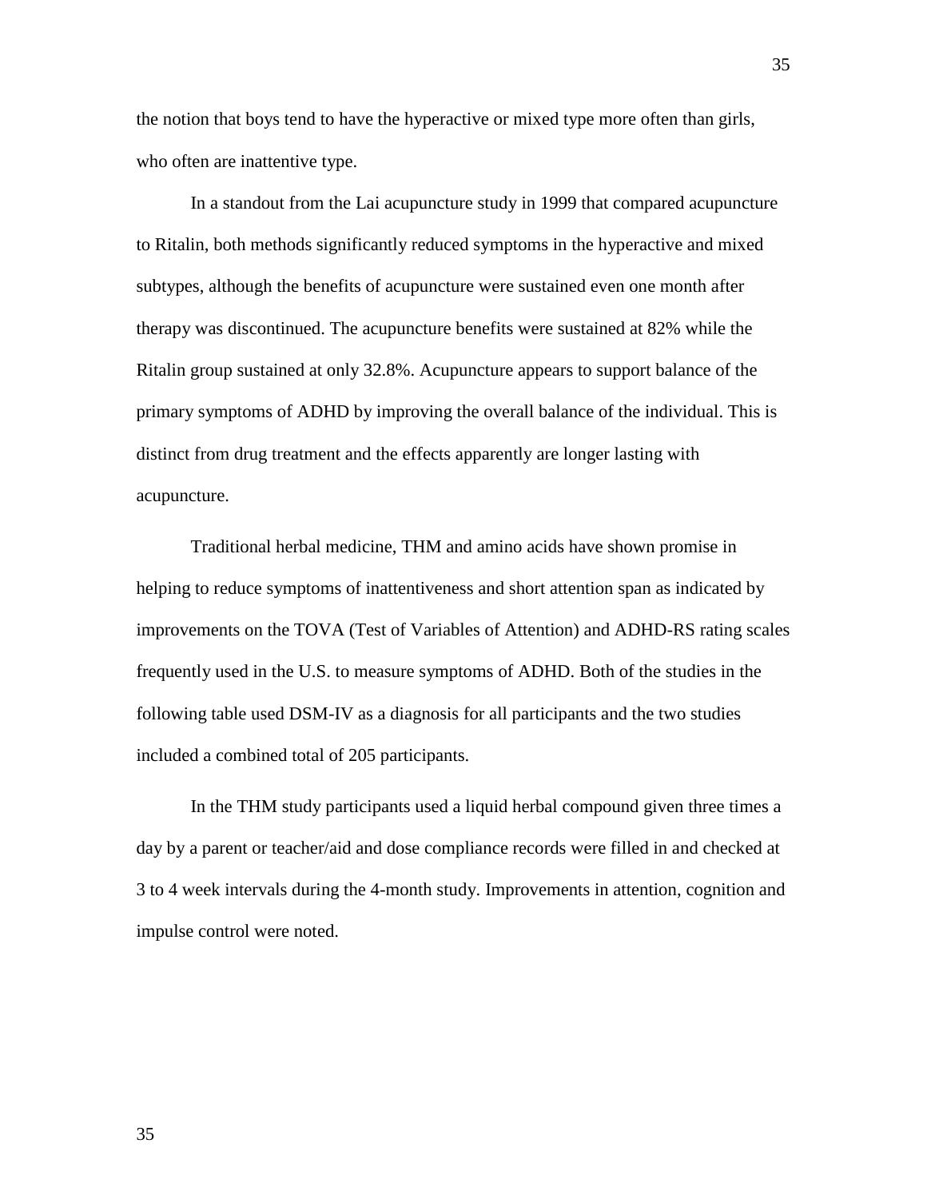the notion that boys tend to have the hyperactive or mixed type more often than girls, who often are inattentive type.

In a standout from the Lai acupuncture study in 1999 that compared acupuncture to Ritalin, both methods significantly reduced symptoms in the hyperactive and mixed subtypes, although the benefits of acupuncture were sustained even one month after therapy was discontinued. The acupuncture benefits were sustained at 82% while the Ritalin group sustained at only 32.8%. Acupuncture appears to support balance of the primary symptoms of ADHD by improving the overall balance of the individual. This is distinct from drug treatment and the effects apparently are longer lasting with acupuncture.

Traditional herbal medicine, THM and amino acids have shown promise in helping to reduce symptoms of inattentiveness and short attention span as indicated by improvements on the TOVA (Test of Variables of Attention) and ADHD-RS rating scales frequently used in the U.S. to measure symptoms of ADHD. Both of the studies in the following table used DSM-IV as a diagnosis for all participants and the two studies included a combined total of 205 participants.

In the THM study participants used a liquid herbal compound given three times a day by a parent or teacher/aid and dose compliance records were filled in and checked at 3 to 4 week intervals during the 4-month study. Improvements in attention, cognition and impulse control were noted.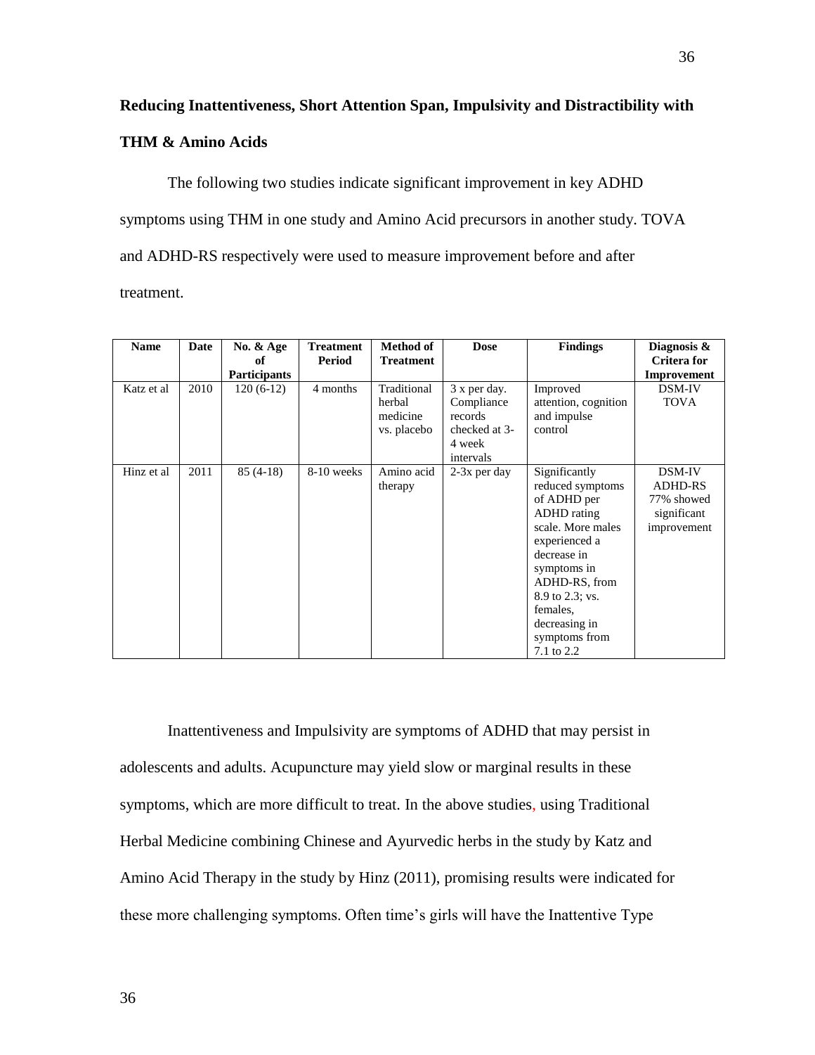**Reducing Inattentiveness, Short Attention Span, Impulsivity and Distractibility with THM & Amino Acids**

The following two studies indicate significant improvement in key ADHD symptoms using THM in one study and Amino Acid precursors in another study. TOVA and ADHD-RS respectively were used to measure improvement before and after treatment.

| Name | Date | No. & Age of Participants | Treatment Period | Method of Treatment | Dose | Findings | Diagnosis & Critera for Improvement |
|---|---|---|---|---|---|---|---|
| Katz et al | 2010 | 120 (6-12) | 4 months | Traditional herbal medicine vs. placebo | 3 x per day. Compliance records checked at 3-4 week intervals | Improved attention, cognition and impulse control | DSM-IV TOVA |
| Hinz et al | 2011 | 85 (4-18) | 8-10 weeks | Amino acid therapy | 2-3x per day | Significantly reduced symptoms of ADHD per ADHD rating scale. More males experienced a decrease in symptoms in ADHD-RS, from 8.9 to 2.3; vs. females, decreasing in symptoms from 7.1 to 2.2 | DSM-IV ADHD-RS 77% showed significant improvement |

Inattentiveness and Impulsivity are symptoms of ADHD that may persist in adolescents and adults. Acupuncture may yield slow or marginal results in these symptoms, which are more difficult to treat. In the above studies, using Traditional Herbal Medicine combining Chinese and Ayurvedic herbs in the study by Katz and Amino Acid Therapy in the study by Hinz (2011), promising results were indicated for these more challenging symptoms. Often time's girls will have the Inattentive Type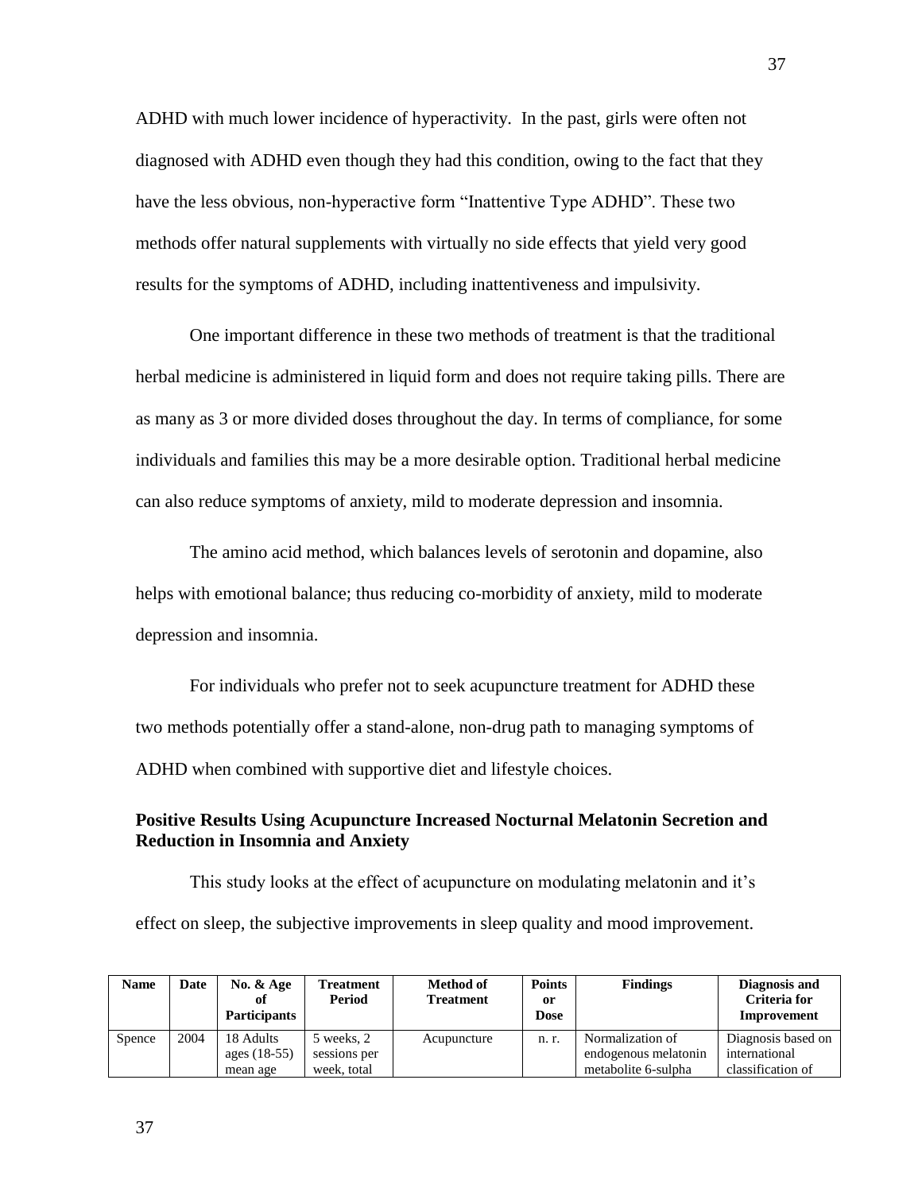ADHD with much lower incidence of hyperactivity. In the past, girls were often not diagnosed with ADHD even though they had this condition, owing to the fact that they have the less obvious, non-hyperactive form "Inattentive Type ADHD". These two methods offer natural supplements with virtually no side effects that yield very good results for the symptoms of ADHD, including inattentiveness and impulsivity.

One important difference in these two methods of treatment is that the traditional herbal medicine is administered in liquid form and does not require taking pills. There are as many as 3 or more divided doses throughout the day. In terms of compliance, for some individuals and families this may be a more desirable option. Traditional herbal medicine can also reduce symptoms of anxiety, mild to moderate depression and insomnia.

The amino acid method, which balances levels of serotonin and dopamine, also helps with emotional balance; thus reducing co-morbidity of anxiety, mild to moderate depression and insomnia.

For individuals who prefer not to seek acupuncture treatment for ADHD these two methods potentially offer a stand-alone, non-drug path to managing symptoms of ADHD when combined with supportive diet and lifestyle choices.

### Positive Results Using Acupuncture Increased Nocturnal Melatonin Secretion and Reduction in Insomnia and Anxiety

This study looks at the effect of acupuncture on modulating melatonin and it's effect on sleep, the subjective improvements in sleep quality and mood improvement.

| Name | Date | No. & Age of Participants | Treatment Period | Method of Treatment | Points or Dose | Findings | Diagnosis and Criteria for Improvement |
|---|---|---|---|---|---|---|---|
| Spence | 2004 | 18 Adults ages (18-55) mean age | 5 weeks, 2 sessions per week, total | Acupuncture | n. r. | Normalization of endogenous melatonin metabolite 6-sulpha | Diagnosis based on international classification of |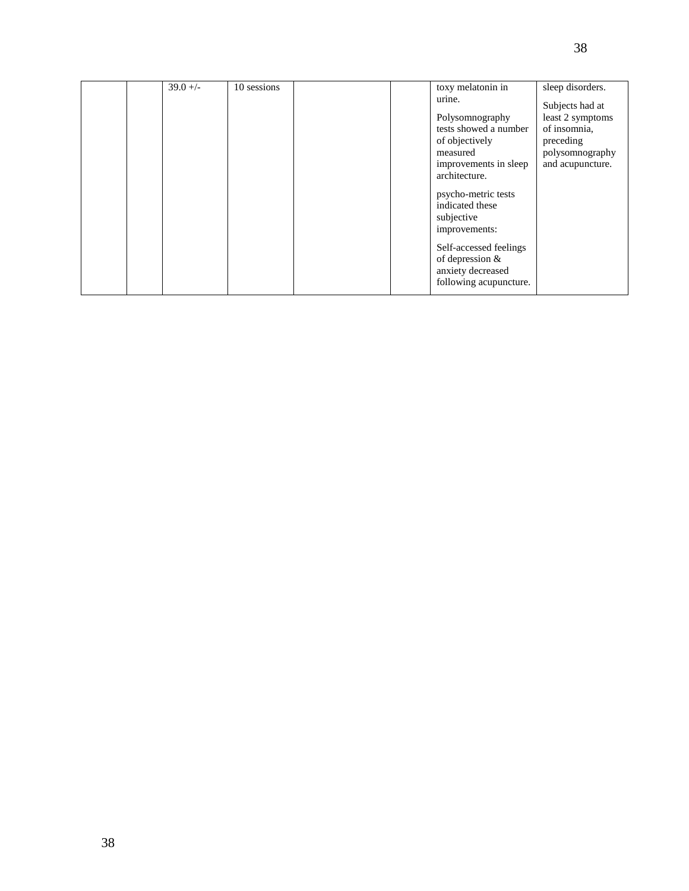|  |  | 39.0 +/- | 10 sessions |  |  | toxy melatonin in urine.<br><br>Polysomnography tests showed a number of objectively measured improvements in sleep architecture.<br><br>psycho-metric tests indicated these subjective improvements:<br><br>Self-accessed feelings of depression & anxiety decreased following acupuncture. | sleep disorders.<br><br>Subjects had at least 2 symptoms of insomnia, preceding polysomnography and acupuncture. |
|---|---|---|---|---|---|---|---|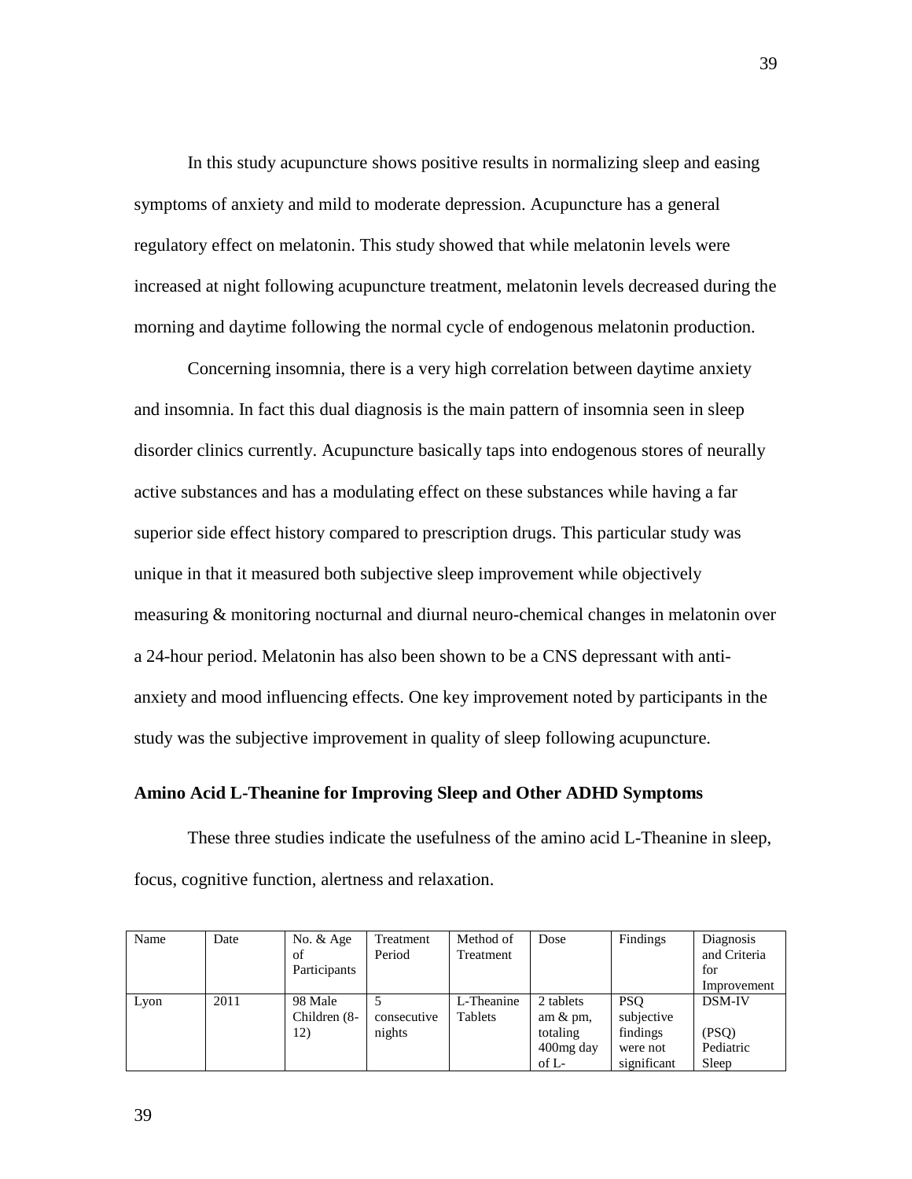In this study acupuncture shows positive results in normalizing sleep and easing symptoms of anxiety and mild to moderate depression. Acupuncture has a general regulatory effect on melatonin. This study showed that while melatonin levels were increased at night following acupuncture treatment, melatonin levels decreased during the morning and daytime following the normal cycle of endogenous melatonin production.

Concerning insomnia, there is a very high correlation between daytime anxiety and insomnia. In fact this dual diagnosis is the main pattern of insomnia seen in sleep disorder clinics currently. Acupuncture basically taps into endogenous stores of neurally active substances and has a modulating effect on these substances while having a far superior side effect history compared to prescription drugs. This particular study was unique in that it measured both subjective sleep improvement while objectively measuring & monitoring nocturnal and diurnal neuro-chemical changes in melatonin over a 24-hour period. Melatonin has also been shown to be a CNS depressant with anti-anxiety and mood influencing effects. One key improvement noted by participants in the study was the subjective improvement in quality of sleep following acupuncture.

### Amino Acid L-Theanine for Improving Sleep and Other ADHD Symptoms

These three studies indicate the usefulness of the amino acid L-Theanine in sleep, focus, cognitive function, alertness and relaxation.

| Name | Date | No. & Age of Participants | Treatment Period | Method of Treatment | Dose | Findings | Diagnosis and Criteria for Improvement |
|---|---|---|---|---|---|---|---|
| Lyon | 2011 | 98 Male Children (8-12) | 5 consecutive nights | L-Theanine Tablets | 2 tablets am & pm, totaling 400mg day of L- | PSQ subjective findings were not significant | DSM-IV (PSQ) Pediatric Sleep |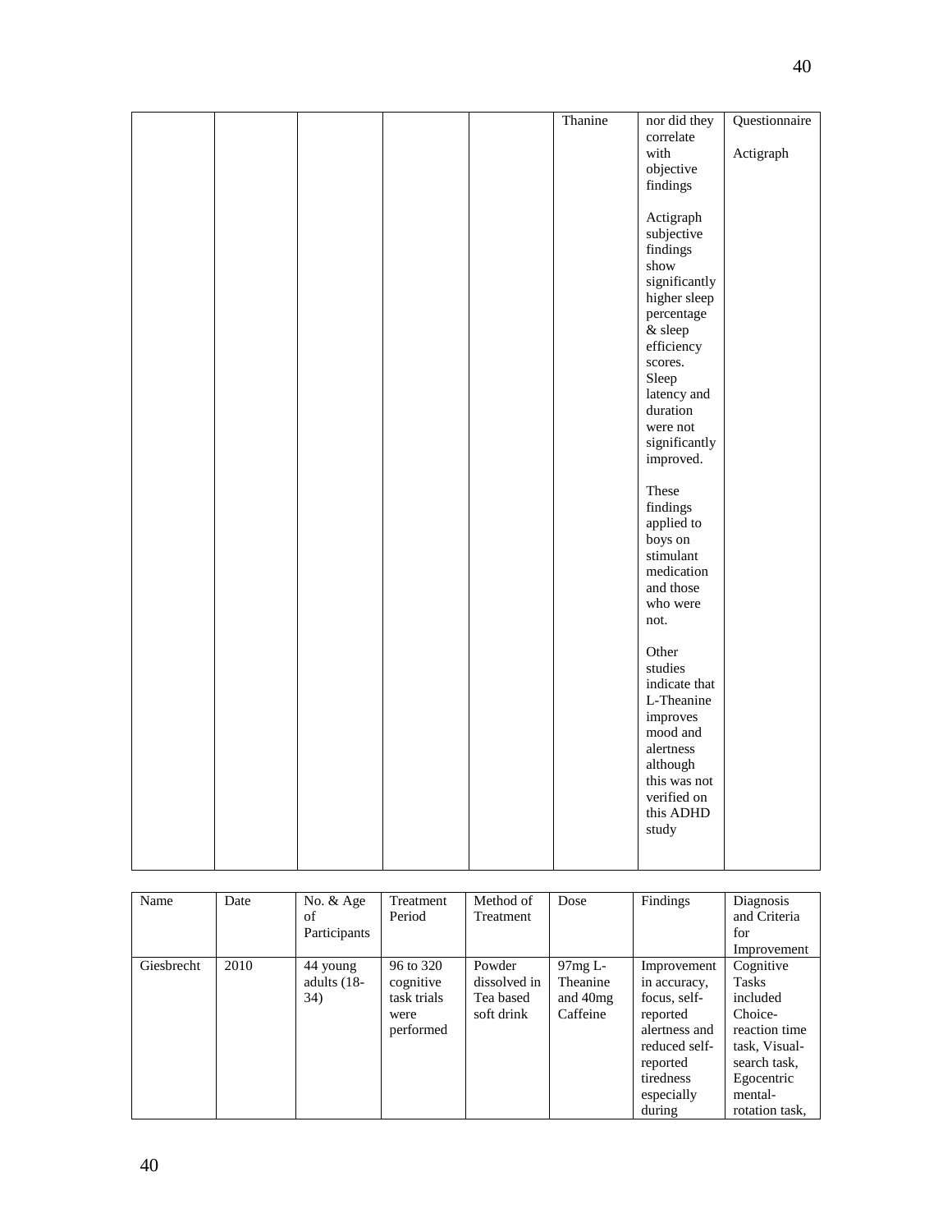| | | | | | Thanine | nor did they correlate with objective findings<br><br>Actigraph subjective findings show significantly higher sleep percentage & sleep efficiency scores. Sleep latency and duration were not significantly improved.<br><br>These findings applied to boys on stimulant medication and those who were not.<br><br>Other studies indicate that L-Theanine improves mood and alertness although this was not verified on this ADHD study | Questionnaire<br><br>Actigraph |
|---|---|---|---|---|---|---|---|

| Name | Date | No. & Age of Participants | Treatment Period | Method of Treatment | Dose | Findings | Diagnosis and Criteria for Improvement |
|---|---|---|---|---|---|---|---|
| Giesbrecht | 2010 | 44 young adults (18-34) | 96 to 320 cognitive task trials were performed | Powder dissolved in Tea based soft drink | 97mg L-Theanine and 40mg Caffeine | Improvement in accuracy, focus, self-reported alertness and reduced self-reported tiredness especially during | Cognitive Tasks included Choice-reaction time task, Visual-search task, Egocentric mental-rotation task, |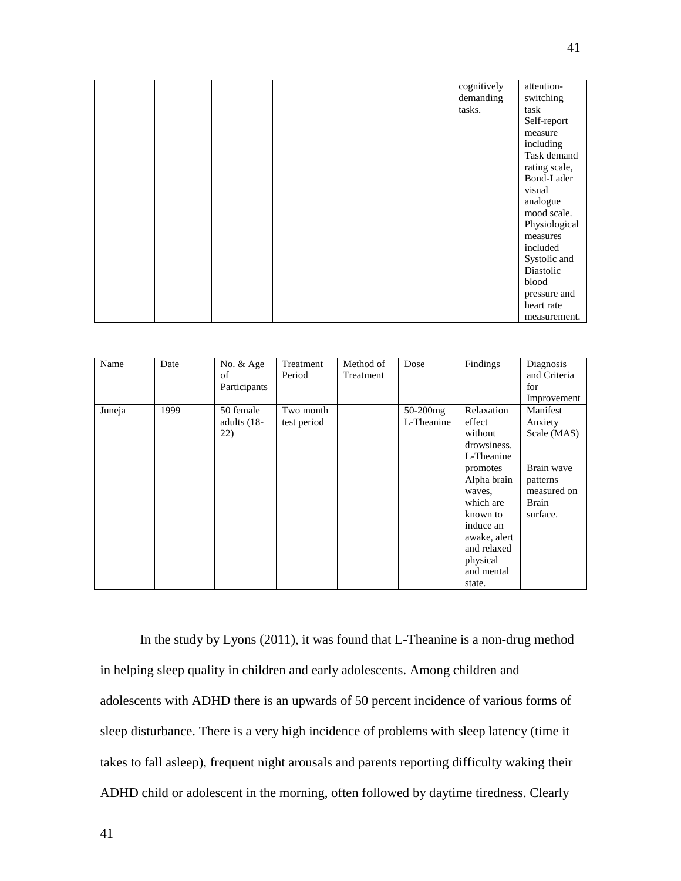| | | | | | | | |
|---|---|---|---|---|---|---|---|
| | | | | | | cognitively demanding tasks. | attention-switching task Self-report measure including Task demand rating scale, Bond-Lader visual analogue mood scale. Physiological measures included Systolic and Diastolic blood pressure and heart rate measurement. |

| Name | Date | No. & Age of Participants | Treatment Period | Method of Treatment | Dose | Findings | Diagnosis and Criteria for Improvement |
|---|---|---|---|---|---|---|---|
| Juneja | 1999 | 50 female adults (18-22) | Two month test period | | 50-200mg L-Theanine | Relaxation effect without drowsiness. L-Theanine promotes Alpha brain waves, which are known to induce an awake, alert and relaxed physical and mental state. | Manifest Anxiety Scale (MAS)<br><br>Brain wave patterns measured on Brain surface. |

In the study by Lyons (2011), it was found that L-Theanine is a non-drug method in helping sleep quality in children and early adolescents. Among children and adolescents with ADHD there is an upwards of 50 percent incidence of various forms of sleep disturbance. There is a very high incidence of problems with sleep latency (time it takes to fall asleep), frequent night arousals and parents reporting difficulty waking their ADHD child or adolescent in the morning, often followed by daytime tiredness. Clearly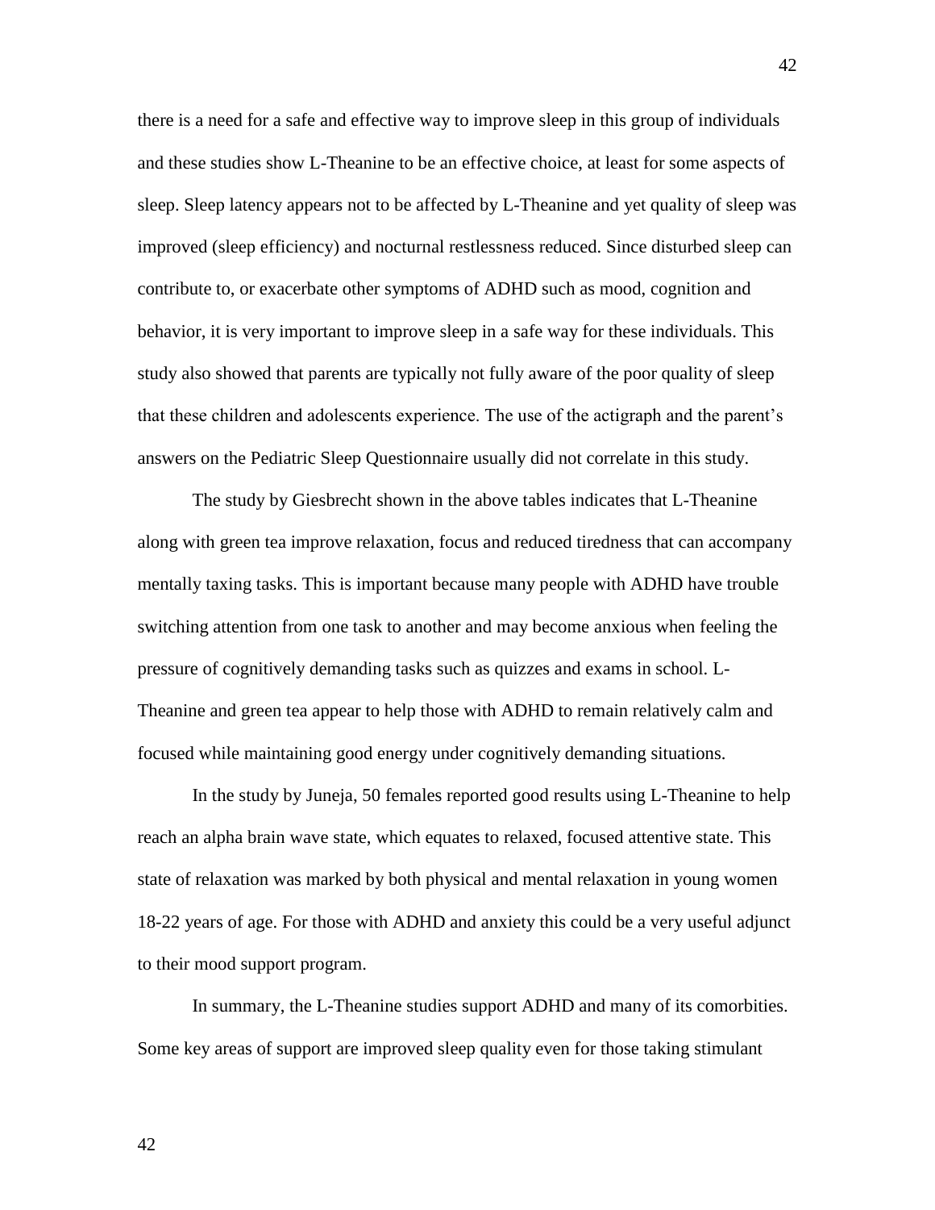there is a need for a safe and effective way to improve sleep in this group of individuals and these studies show L-Theanine to be an effective choice, at least for some aspects of sleep. Sleep latency appears not to be affected by L-Theanine and yet quality of sleep was improved (sleep efficiency) and nocturnal restlessness reduced. Since disturbed sleep can contribute to, or exacerbate other symptoms of ADHD such as mood, cognition and behavior, it is very important to improve sleep in a safe way for these individuals. This study also showed that parents are typically not fully aware of the poor quality of sleep that these children and adolescents experience. The use of the actigraph and the parent's answers on the Pediatric Sleep Questionnaire usually did not correlate in this study.

The study by Giesbrecht shown in the above tables indicates that L-Theanine along with green tea improve relaxation, focus and reduced tiredness that can accompany mentally taxing tasks. This is important because many people with ADHD have trouble switching attention from one task to another and may become anxious when feeling the pressure of cognitively demanding tasks such as quizzes and exams in school. L-Theanine and green tea appear to help those with ADHD to remain relatively calm and focused while maintaining good energy under cognitively demanding situations.

In the study by Juneja, 50 females reported good results using L-Theanine to help reach an alpha brain wave state, which equates to relaxed, focused attentive state. This state of relaxation was marked by both physical and mental relaxation in young women 18-22 years of age. For those with ADHD and anxiety this could be a very useful adjunct to their mood support program.

In summary, the L-Theanine studies support ADHD and many of its comorbities. Some key areas of support are improved sleep quality even for those taking stimulant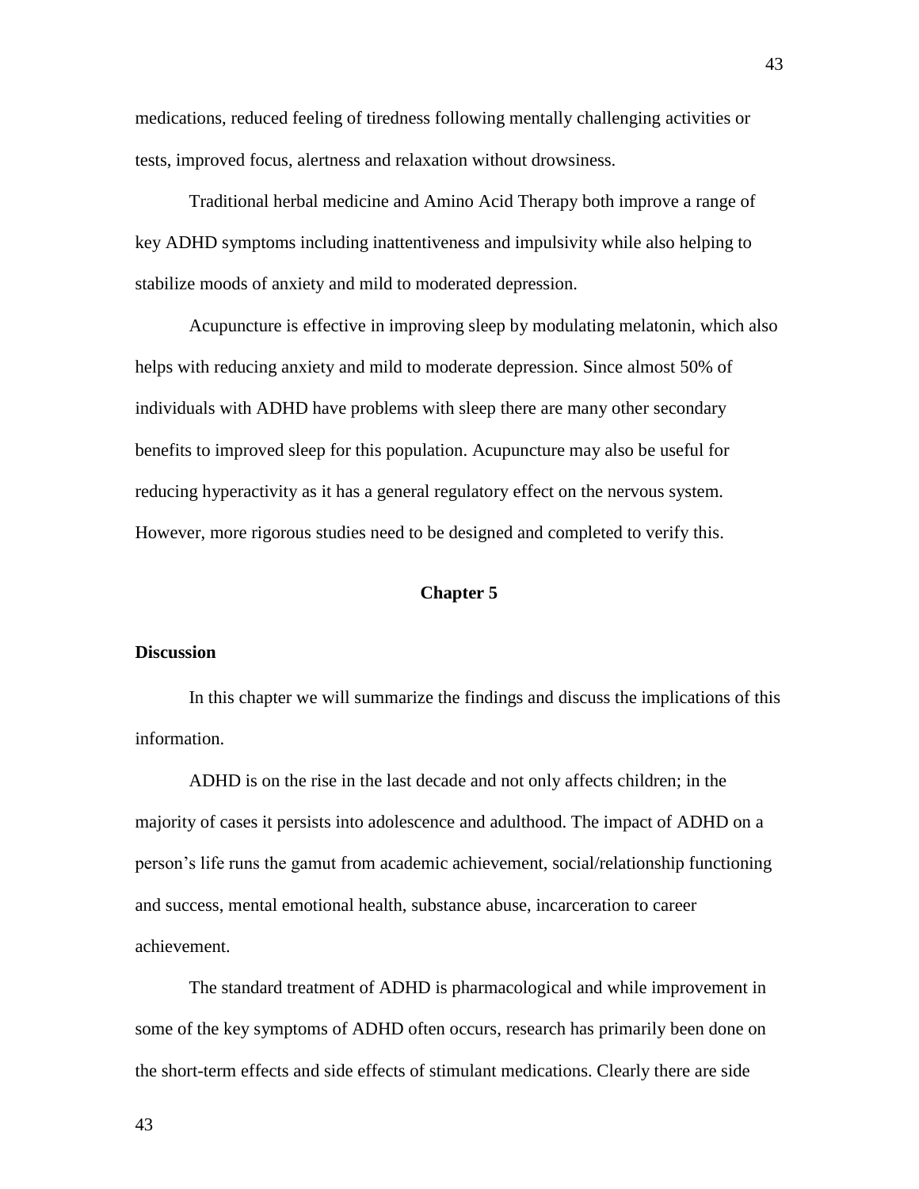medications, reduced feeling of tiredness following mentally challenging activities or tests, improved focus, alertness and relaxation without drowsiness.

Traditional herbal medicine and Amino Acid Therapy both improve a range of key ADHD symptoms including inattentiveness and impulsivity while also helping to stabilize moods of anxiety and mild to moderated depression.

Acupuncture is effective in improving sleep by modulating melatonin, which also helps with reducing anxiety and mild to moderate depression. Since almost 50% of individuals with ADHD have problems with sleep there are many other secondary benefits to improved sleep for this population. Acupuncture may also be useful for reducing hyperactivity as it has a general regulatory effect on the nervous system. However, more rigorous studies need to be designed and completed to verify this.

## Chapter 5

### Discussion

In this chapter we will summarize the findings and discuss the implications of this information.

ADHD is on the rise in the last decade and not only affects children; in the majority of cases it persists into adolescence and adulthood. The impact of ADHD on a person's life runs the gamut from academic achievement, social/relationship functioning and success, mental emotional health, substance abuse, incarceration to career achievement.

The standard treatment of ADHD is pharmacological and while improvement in some of the key symptoms of ADHD often occurs, research has primarily been done on the short-term effects and side effects of stimulant medications. Clearly there are side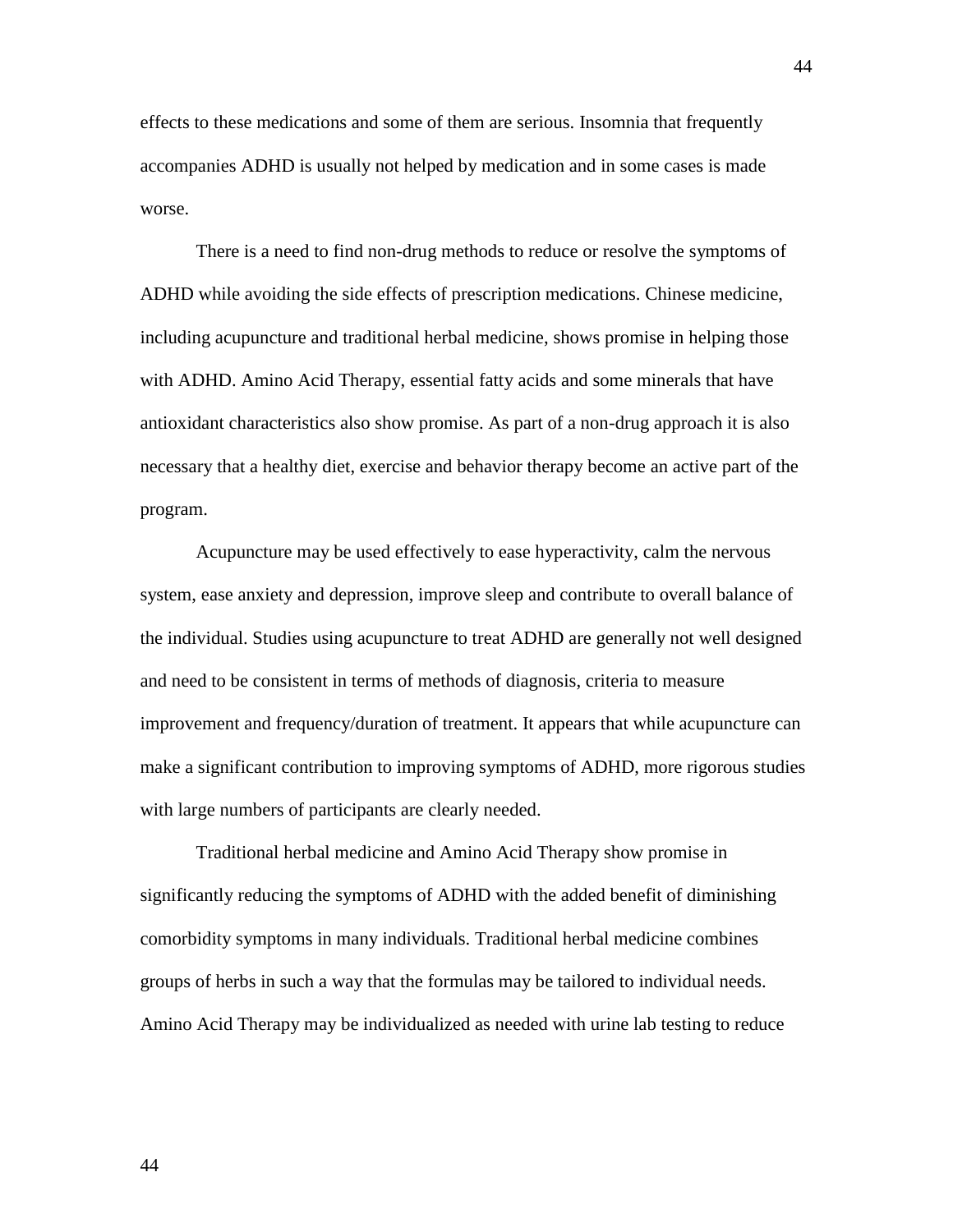effects to these medications and some of them are serious. Insomnia that frequently accompanies ADHD is usually not helped by medication and in some cases is made worse.

There is a need to find non-drug methods to reduce or resolve the symptoms of ADHD while avoiding the side effects of prescription medications. Chinese medicine, including acupuncture and traditional herbal medicine, shows promise in helping those with ADHD. Amino Acid Therapy, essential fatty acids and some minerals that have antioxidant characteristics also show promise. As part of a non-drug approach it is also necessary that a healthy diet, exercise and behavior therapy become an active part of the program.

Acupuncture may be used effectively to ease hyperactivity, calm the nervous system, ease anxiety and depression, improve sleep and contribute to overall balance of the individual. Studies using acupuncture to treat ADHD are generally not well designed and need to be consistent in terms of methods of diagnosis, criteria to measure improvement and frequency/duration of treatment. It appears that while acupuncture can make a significant contribution to improving symptoms of ADHD, more rigorous studies with large numbers of participants are clearly needed.

Traditional herbal medicine and Amino Acid Therapy show promise in significantly reducing the symptoms of ADHD with the added benefit of diminishing comorbidity symptoms in many individuals. Traditional herbal medicine combines groups of herbs in such a way that the formulas may be tailored to individual needs. Amino Acid Therapy may be individualized as needed with urine lab testing to reduce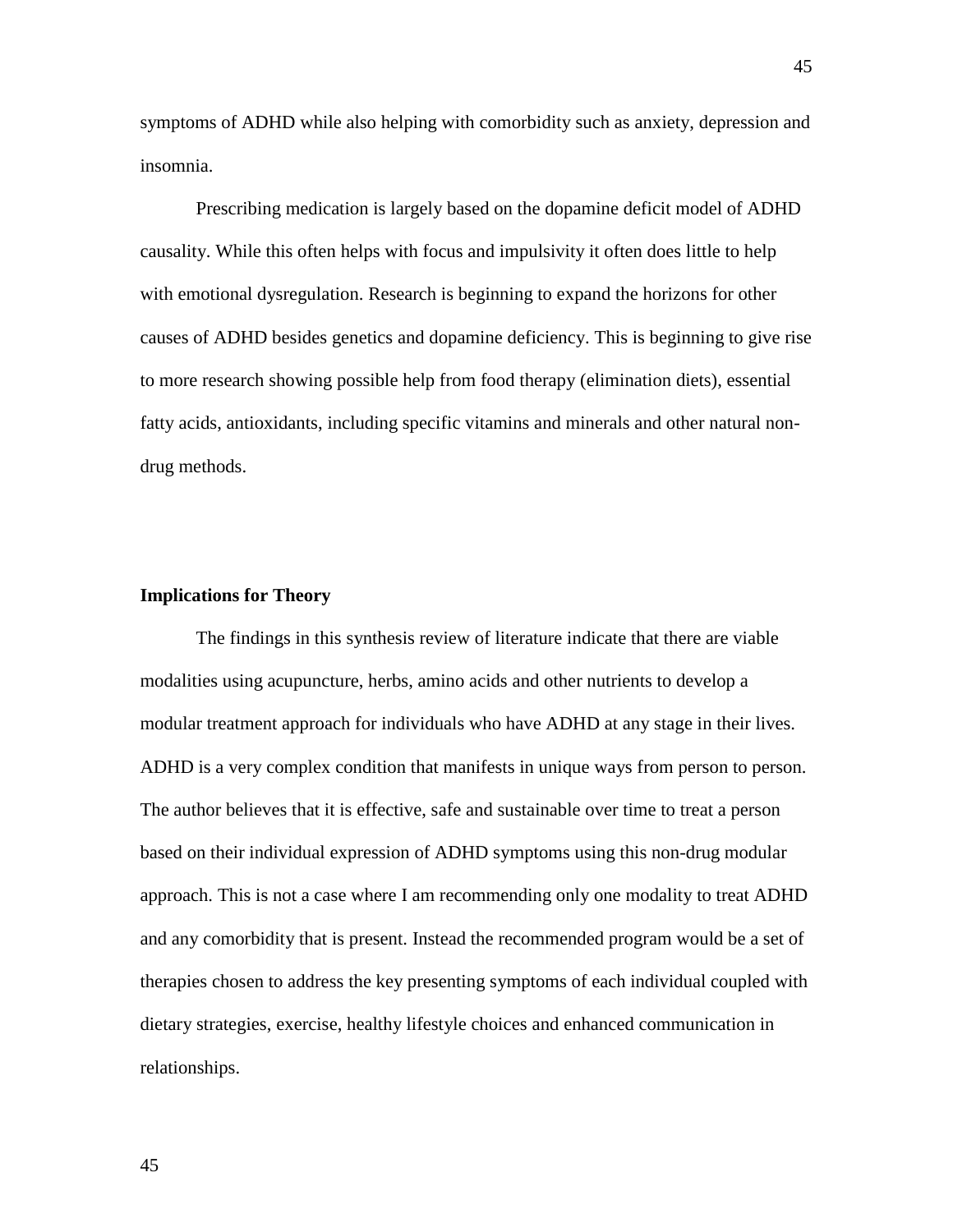symptoms of ADHD while also helping with comorbidity such as anxiety, depression and insomnia.

Prescribing medication is largely based on the dopamine deficit model of ADHD causality. While this often helps with focus and impulsivity it often does little to help with emotional dysregulation. Research is beginning to expand the horizons for other causes of ADHD besides genetics and dopamine deficiency. This is beginning to give rise to more research showing possible help from food therapy (elimination diets), essential fatty acids, antioxidants, including specific vitamins and minerals and other natural non-drug methods.

**Implications for Theory**

The findings in this synthesis review of literature indicate that there are viable modalities using acupuncture, herbs, amino acids and other nutrients to develop a modular treatment approach for individuals who have ADHD at any stage in their lives. ADHD is a very complex condition that manifests in unique ways from person to person. The author believes that it is effective, safe and sustainable over time to treat a person based on their individual expression of ADHD symptoms using this non-drug modular approach. This is not a case where I am recommending only one modality to treat ADHD and any comorbidity that is present. Instead the recommended program would be a set of therapies chosen to address the key presenting symptoms of each individual coupled with dietary strategies, exercise, healthy lifestyle choices and enhanced communication in relationships.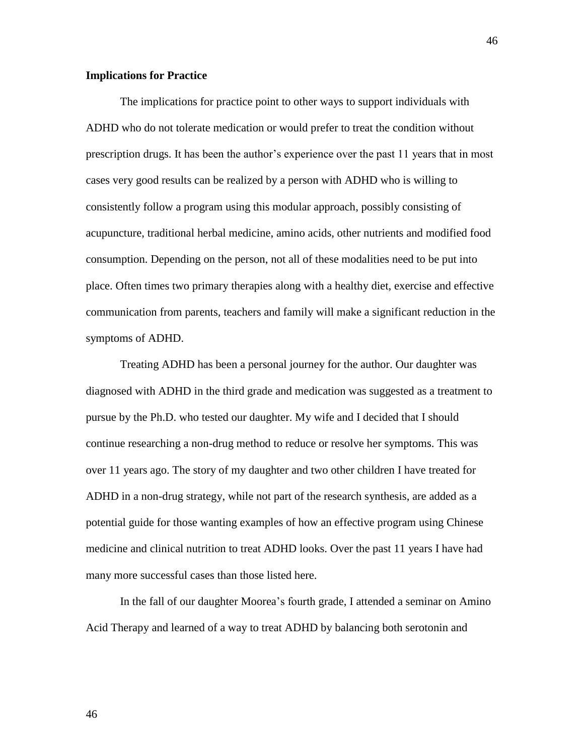## Implications for Practice

The implications for practice point to other ways to support individuals with ADHD who do not tolerate medication or would prefer to treat the condition without prescription drugs. It has been the author's experience over the past 11 years that in most cases very good results can be realized by a person with ADHD who is willing to consistently follow a program using this modular approach, possibly consisting of acupuncture, traditional herbal medicine, amino acids, other nutrients and modified food consumption. Depending on the person, not all of these modalities need to be put into place. Often times two primary therapies along with a healthy diet, exercise and effective communication from parents, teachers and family will make a significant reduction in the symptoms of ADHD.

Treating ADHD has been a personal journey for the author. Our daughter was diagnosed with ADHD in the third grade and medication was suggested as a treatment to pursue by the Ph.D. who tested our daughter. My wife and I decided that I should continue researching a non-drug method to reduce or resolve her symptoms. This was over 11 years ago. The story of my daughter and two other children I have treated for ADHD in a non-drug strategy, while not part of the research synthesis, are added as a potential guide for those wanting examples of how an effective program using Chinese medicine and clinical nutrition to treat ADHD looks. Over the past 11 years I have had many more successful cases than those listed here.

In the fall of our daughter Moorea's fourth grade, I attended a seminar on Amino Acid Therapy and learned of a way to treat ADHD by balancing both serotonin and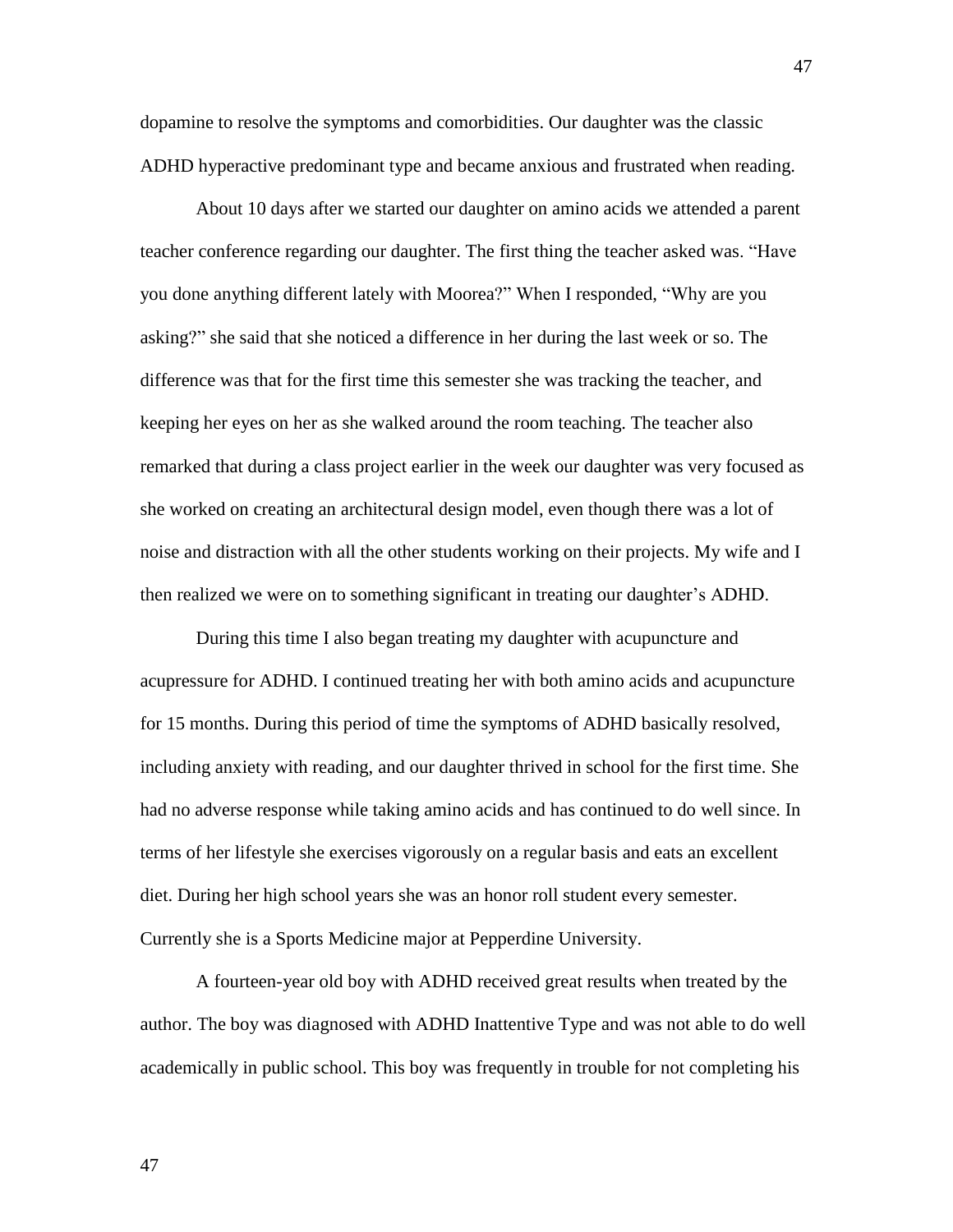dopamine to resolve the symptoms and comorbidities. Our daughter was the classic ADHD hyperactive predominant type and became anxious and frustrated when reading.

About 10 days after we started our daughter on amino acids we attended a parent teacher conference regarding our daughter. The first thing the teacher asked was. "Have you done anything different lately with Moorea?" When I responded, "Why are you asking?" she said that she noticed a difference in her during the last week or so. The difference was that for the first time this semester she was tracking the teacher, and keeping her eyes on her as she walked around the room teaching. The teacher also remarked that during a class project earlier in the week our daughter was very focused as she worked on creating an architectural design model, even though there was a lot of noise and distraction with all the other students working on their projects. My wife and I then realized we were on to something significant in treating our daughter's ADHD.

During this time I also began treating my daughter with acupuncture and acupressure for ADHD. I continued treating her with both amino acids and acupuncture for 15 months. During this period of time the symptoms of ADHD basically resolved, including anxiety with reading, and our daughter thrived in school for the first time. She had no adverse response while taking amino acids and has continued to do well since. In terms of her lifestyle she exercises vigorously on a regular basis and eats an excellent diet. During her high school years she was an honor roll student every semester. Currently she is a Sports Medicine major at Pepperdine University.

A fourteen-year old boy with ADHD received great results when treated by the author. The boy was diagnosed with ADHD Inattentive Type and was not able to do well academically in public school. This boy was frequently in trouble for not completing his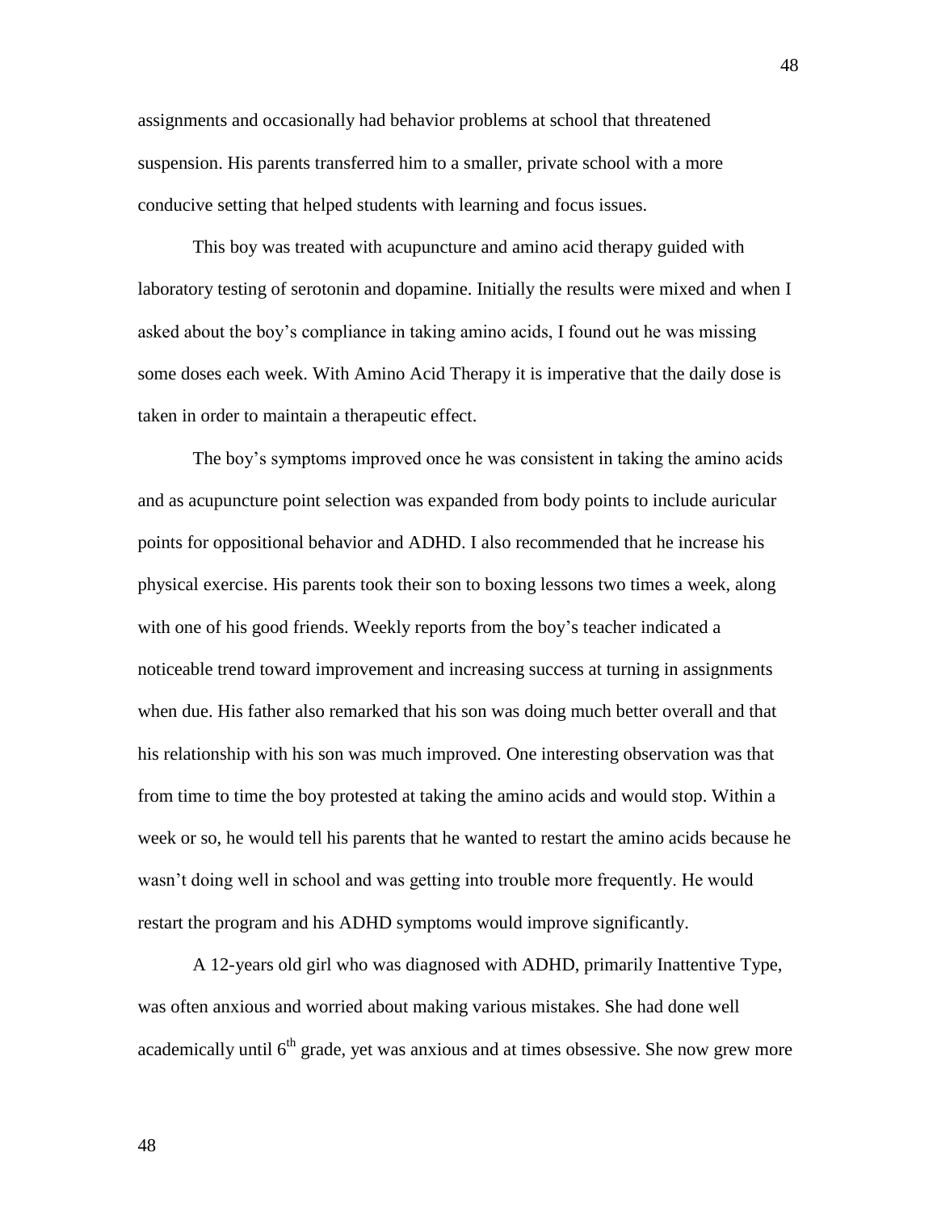assignments and occasionally had behavior problems at school that threatened suspension. His parents transferred him to a smaller, private school with a more conducive setting that helped students with learning and focus issues.

This boy was treated with acupuncture and amino acid therapy guided with laboratory testing of serotonin and dopamine. Initially the results were mixed and when I asked about the boy's compliance in taking amino acids, I found out he was missing some doses each week. With Amino Acid Therapy it is imperative that the daily dose is taken in order to maintain a therapeutic effect.

The boy's symptoms improved once he was consistent in taking the amino acids and as acupuncture point selection was expanded from body points to include auricular points for oppositional behavior and ADHD. I also recommended that he increase his physical exercise. His parents took their son to boxing lessons two times a week, along with one of his good friends. Weekly reports from the boy's teacher indicated a noticeable trend toward improvement and increasing success at turning in assignments when due. His father also remarked that his son was doing much better overall and that his relationship with his son was much improved. One interesting observation was that from time to time the boy protested at taking the amino acids and would stop. Within a week or so, he would tell his parents that he wanted to restart the amino acids because he wasn't doing well in school and was getting into trouble more frequently. He would restart the program and his ADHD symptoms would improve significantly.

A 12-years old girl who was diagnosed with ADHD, primarily Inattentive Type, was often anxious and worried about making various mistakes. She had done well academically until 6th grade, yet was anxious and at times obsessive. She now grew more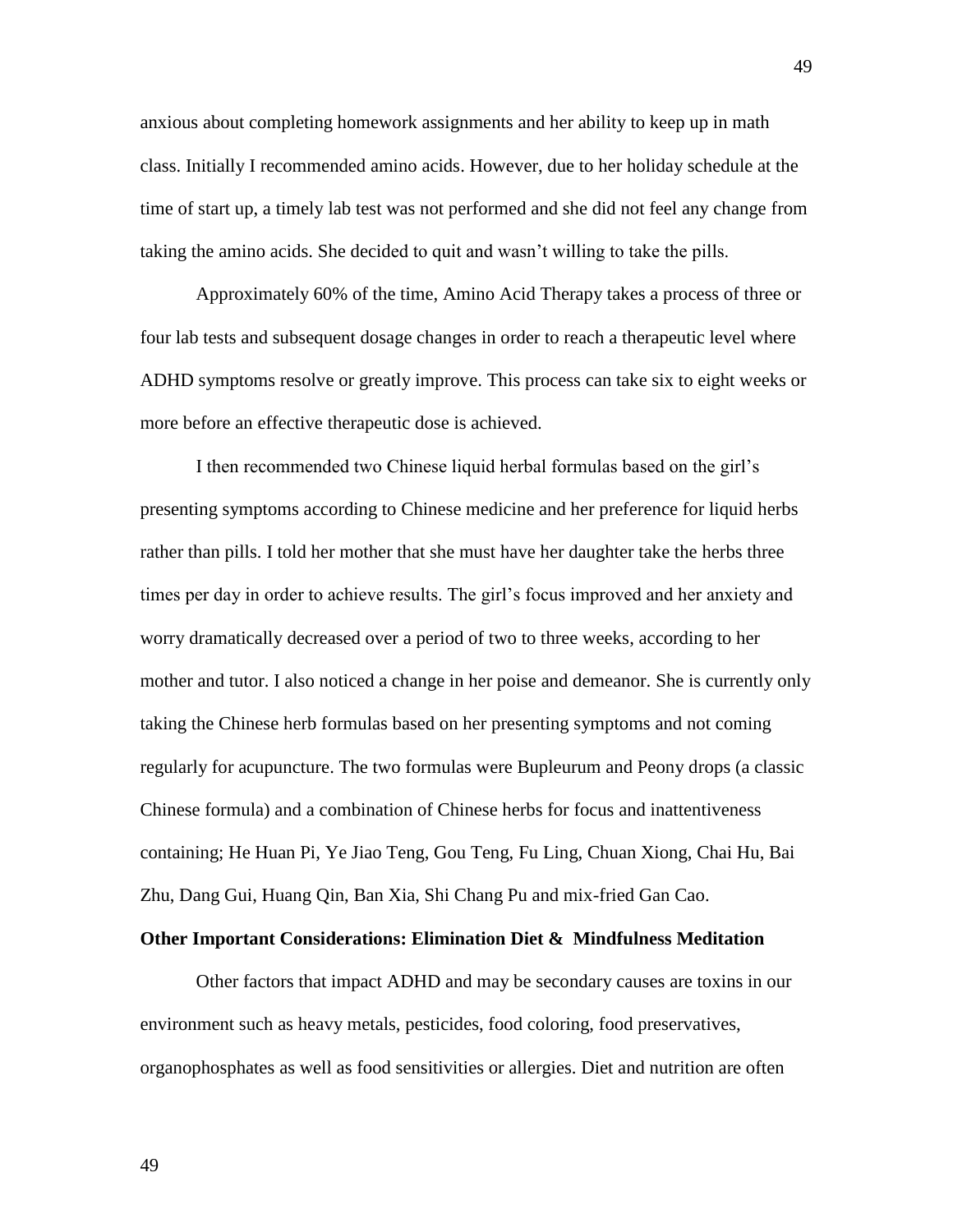anxious about completing homework assignments and her ability to keep up in math class. Initially I recommended amino acids. However, due to her holiday schedule at the time of start up, a timely lab test was not performed and she did not feel any change from taking the amino acids. She decided to quit and wasn't willing to take the pills.

Approximately 60% of the time, Amino Acid Therapy takes a process of three or four lab tests and subsequent dosage changes in order to reach a therapeutic level where ADHD symptoms resolve or greatly improve. This process can take six to eight weeks or more before an effective therapeutic dose is achieved.

I then recommended two Chinese liquid herbal formulas based on the girl's presenting symptoms according to Chinese medicine and her preference for liquid herbs rather than pills. I told her mother that she must have her daughter take the herbs three times per day in order to achieve results. The girl's focus improved and her anxiety and worry dramatically decreased over a period of two to three weeks, according to her mother and tutor. I also noticed a change in her poise and demeanor. She is currently only taking the Chinese herb formulas based on her presenting symptoms and not coming regularly for acupuncture. The two formulas were Bupleurum and Peony drops (a classic Chinese formula) and a combination of Chinese herbs for focus and inattentiveness containing; He Huan Pi, Ye Jiao Teng, Gou Teng, Fu Ling, Chuan Xiong, Chai Hu, Bai Zhu, Dang Gui, Huang Qin, Ban Xia, Shi Chang Pu and mix-fried Gan Cao.

**Other Important Considerations: Elimination Diet & Mindfulness Meditation**

Other factors that impact ADHD and may be secondary causes are toxins in our environment such as heavy metals, pesticides, food coloring, food preservatives, organophosphates as well as food sensitivities or allergies. Diet and nutrition are often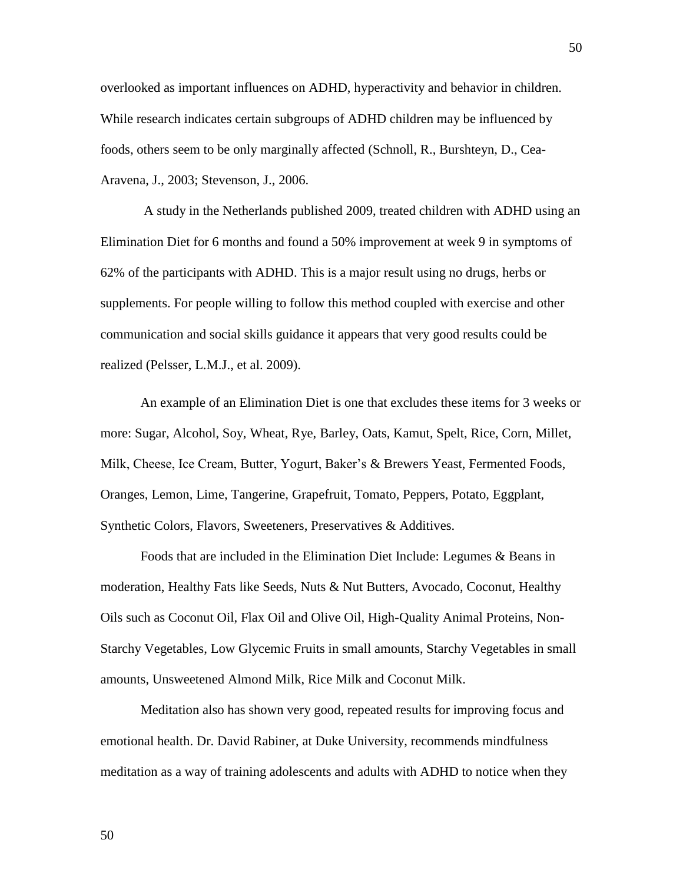overlooked as important influences on ADHD, hyperactivity and behavior in children. While research indicates certain subgroups of ADHD children may be influenced by foods, others seem to be only marginally affected (Schnoll, R., Burshteyn, D., Cea-Aravena, J., 2003; Stevenson, J., 2006.

A study in the Netherlands published 2009, treated children with ADHD using an Elimination Diet for 6 months and found a 50% improvement at week 9 in symptoms of 62% of the participants with ADHD. This is a major result using no drugs, herbs or supplements. For people willing to follow this method coupled with exercise and other communication and social skills guidance it appears that very good results could be realized (Pelsser, L.M.J., et al. 2009).

An example of an Elimination Diet is one that excludes these items for 3 weeks or more: Sugar, Alcohol, Soy, Wheat, Rye, Barley, Oats, Kamut, Spelt, Rice, Corn, Millet, Milk, Cheese, Ice Cream, Butter, Yogurt, Baker's & Brewers Yeast, Fermented Foods, Oranges, Lemon, Lime, Tangerine, Grapefruit, Tomato, Peppers, Potato, Eggplant, Synthetic Colors, Flavors, Sweeteners, Preservatives & Additives.

Foods that are included in the Elimination Diet Include: Legumes & Beans in moderation, Healthy Fats like Seeds, Nuts & Nut Butters, Avocado, Coconut, Healthy Oils such as Coconut Oil, Flax Oil and Olive Oil, High-Quality Animal Proteins, Non-Starchy Vegetables, Low Glycemic Fruits in small amounts, Starchy Vegetables in small amounts, Unsweetened Almond Milk, Rice Milk and Coconut Milk.

Meditation also has shown very good, repeated results for improving focus and emotional health. Dr. David Rabiner, at Duke University, recommends mindfulness meditation as a way of training adolescents and adults with ADHD to notice when they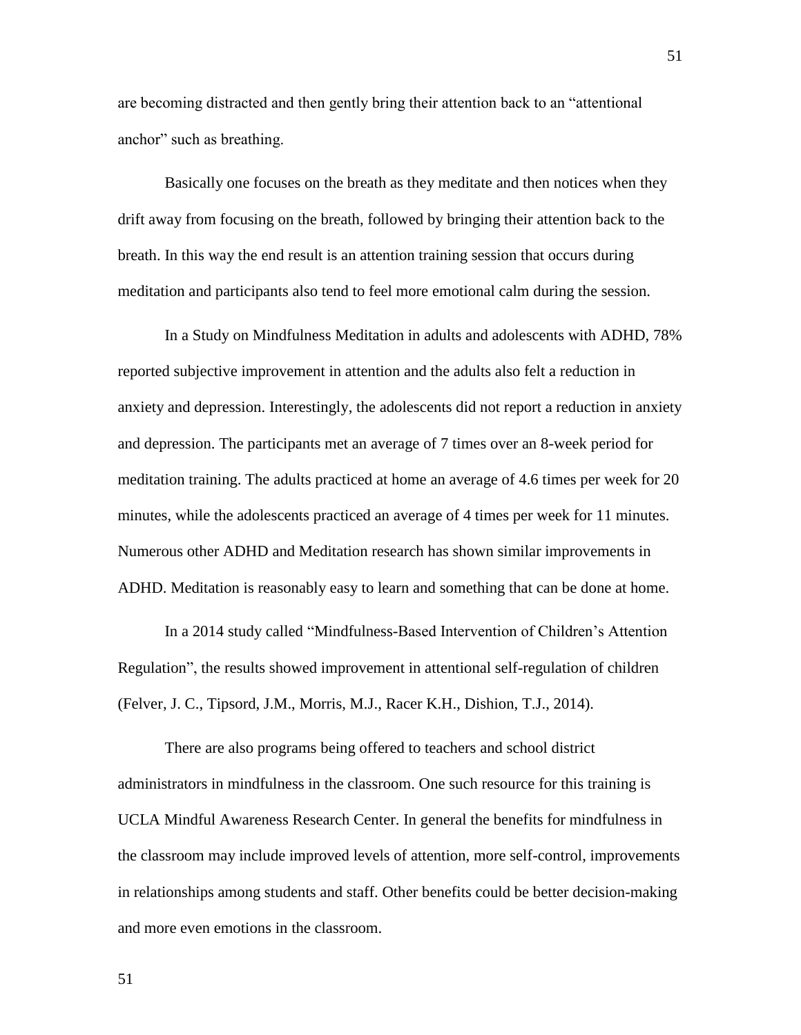are becoming distracted and then gently bring their attention back to an "attentional anchor" such as breathing.

Basically one focuses on the breath as they meditate and then notices when they drift away from focusing on the breath, followed by bringing their attention back to the breath. In this way the end result is an attention training session that occurs during meditation and participants also tend to feel more emotional calm during the session.

In a Study on Mindfulness Meditation in adults and adolescents with ADHD, 78% reported subjective improvement in attention and the adults also felt a reduction in anxiety and depression. Interestingly, the adolescents did not report a reduction in anxiety and depression. The participants met an average of 7 times over an 8-week period for meditation training. The adults practiced at home an average of 4.6 times per week for 20 minutes, while the adolescents practiced an average of 4 times per week for 11 minutes. Numerous other ADHD and Meditation research has shown similar improvements in ADHD. Meditation is reasonably easy to learn and something that can be done at home.

In a 2014 study called "Mindfulness-Based Intervention of Children's Attention Regulation", the results showed improvement in attentional self-regulation of children (Felver, J. C., Tipsord, J.M., Morris, M.J., Racer K.H., Dishion, T.J., 2014).

There are also programs being offered to teachers and school district administrators in mindfulness in the classroom. One such resource for this training is UCLA Mindful Awareness Research Center. In general the benefits for mindfulness in the classroom may include improved levels of attention, more self-control, improvements in relationships among students and staff. Other benefits could be better decision-making and more even emotions in the classroom.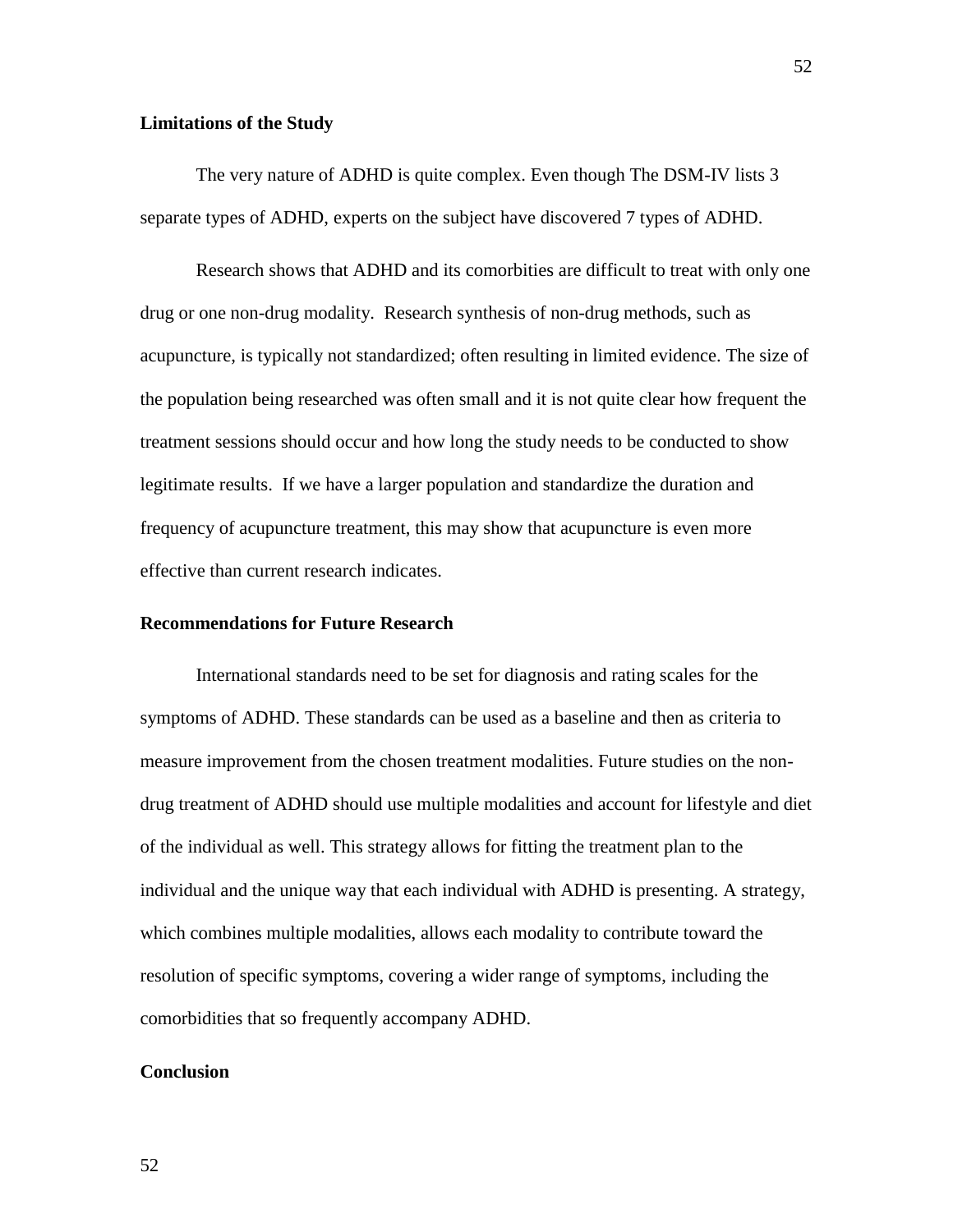## Limitations of the Study

The very nature of ADHD is quite complex. Even though The DSM-IV lists 3 separate types of ADHD, experts on the subject have discovered 7 types of ADHD.

Research shows that ADHD and its comorbities are difficult to treat with only one drug or one non-drug modality. Research synthesis of non-drug methods, such as acupuncture, is typically not standardized; often resulting in limited evidence. The size of the population being researched was often small and it is not quite clear how frequent the treatment sessions should occur and how long the study needs to be conducted to show legitimate results. If we have a larger population and standardize the duration and frequency of acupuncture treatment, this may show that acupuncture is even more effective than current research indicates.

## Recommendations for Future Research

International standards need to be set for diagnosis and rating scales for the symptoms of ADHD. These standards can be used as a baseline and then as criteria to measure improvement from the chosen treatment modalities. Future studies on the non-drug treatment of ADHD should use multiple modalities and account for lifestyle and diet of the individual as well. This strategy allows for fitting the treatment plan to the individual and the unique way that each individual with ADHD is presenting. A strategy, which combines multiple modalities, allows each modality to contribute toward the resolution of specific symptoms, covering a wider range of symptoms, including the comorbidities that so frequently accompany ADHD.

## Conclusion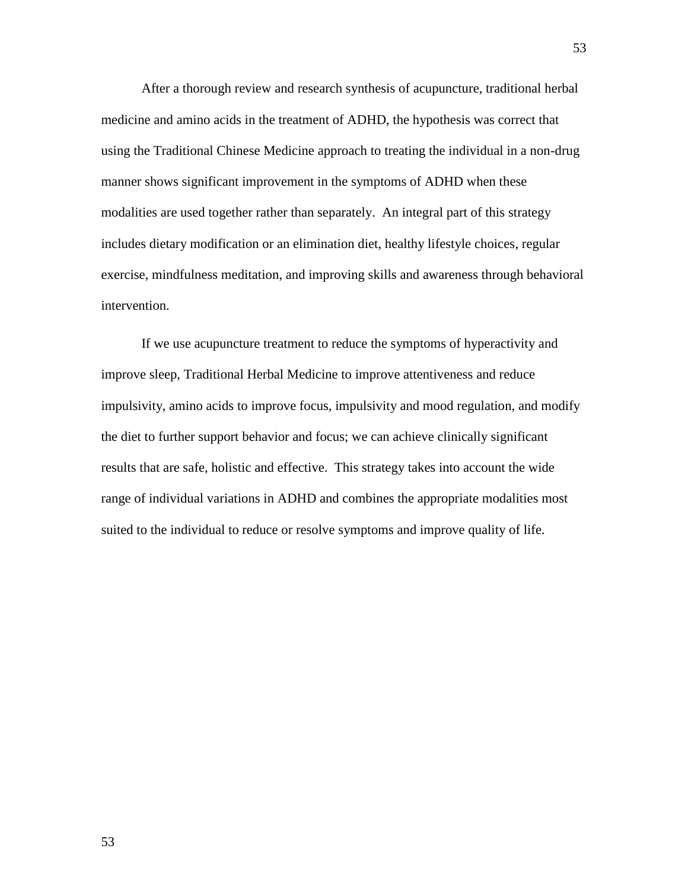After a thorough review and research synthesis of acupuncture, traditional herbal medicine and amino acids in the treatment of ADHD, the hypothesis was correct that using the Traditional Chinese Medicine approach to treating the individual in a non-drug manner shows significant improvement in the symptoms of ADHD when these modalities are used together rather than separately. An integral part of this strategy includes dietary modification or an elimination diet, healthy lifestyle choices, regular exercise, mindfulness meditation, and improving skills and awareness through behavioral intervention.

If we use acupuncture treatment to reduce the symptoms of hyperactivity and improve sleep, Traditional Herbal Medicine to improve attentiveness and reduce impulsivity, amino acids to improve focus, impulsivity and mood regulation, and modify the diet to further support behavior and focus; we can achieve clinically significant results that are safe, holistic and effective. This strategy takes into account the wide range of individual variations in ADHD and combines the appropriate modalities most suited to the individual to reduce or resolve symptoms and improve quality of life.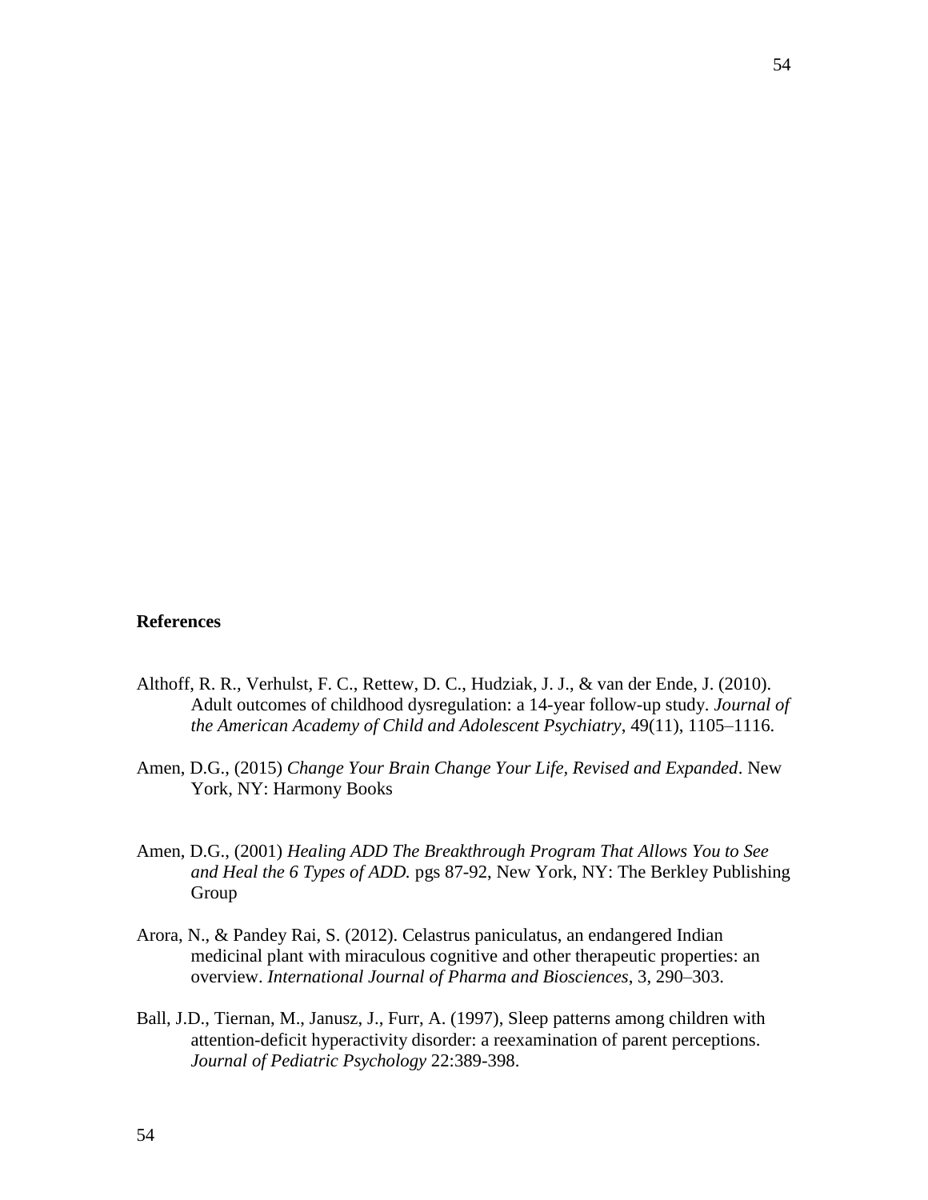**References**

Althoff, R. R., Verhulst, F. C., Rettew, D. C., Hudziak, J. J., & van der Ende, J. (2010). Adult outcomes of childhood dysregulation: a 14-year follow-up study. *Journal of the American Academy of Child and Adolescent Psychiatry*, 49(11), 1105–1116.

Amen, D.G., (2015) *Change Your Brain Change Your Life, Revised and Expanded*. New York, NY: Harmony Books

Amen, D.G., (2001) *Healing ADD The Breakthrough Program That Allows You to See and Heal the 6 Types of ADD.* pgs 87-92, New York, NY: The Berkley Publishing Group

Arora, N., & Pandey Rai, S. (2012). Celastrus paniculatus, an endangered Indian medicinal plant with miraculous cognitive and other therapeutic properties: an overview. *International Journal of Pharma and Biosciences*, 3, 290–303.

Ball, J.D., Tiernan, M., Janusz, J., Furr, A. (1997), Sleep patterns among children with attention-deficit hyperactivity disorder: a reexamination of parent perceptions. *Journal of Pediatric Psychology* 22:389-398.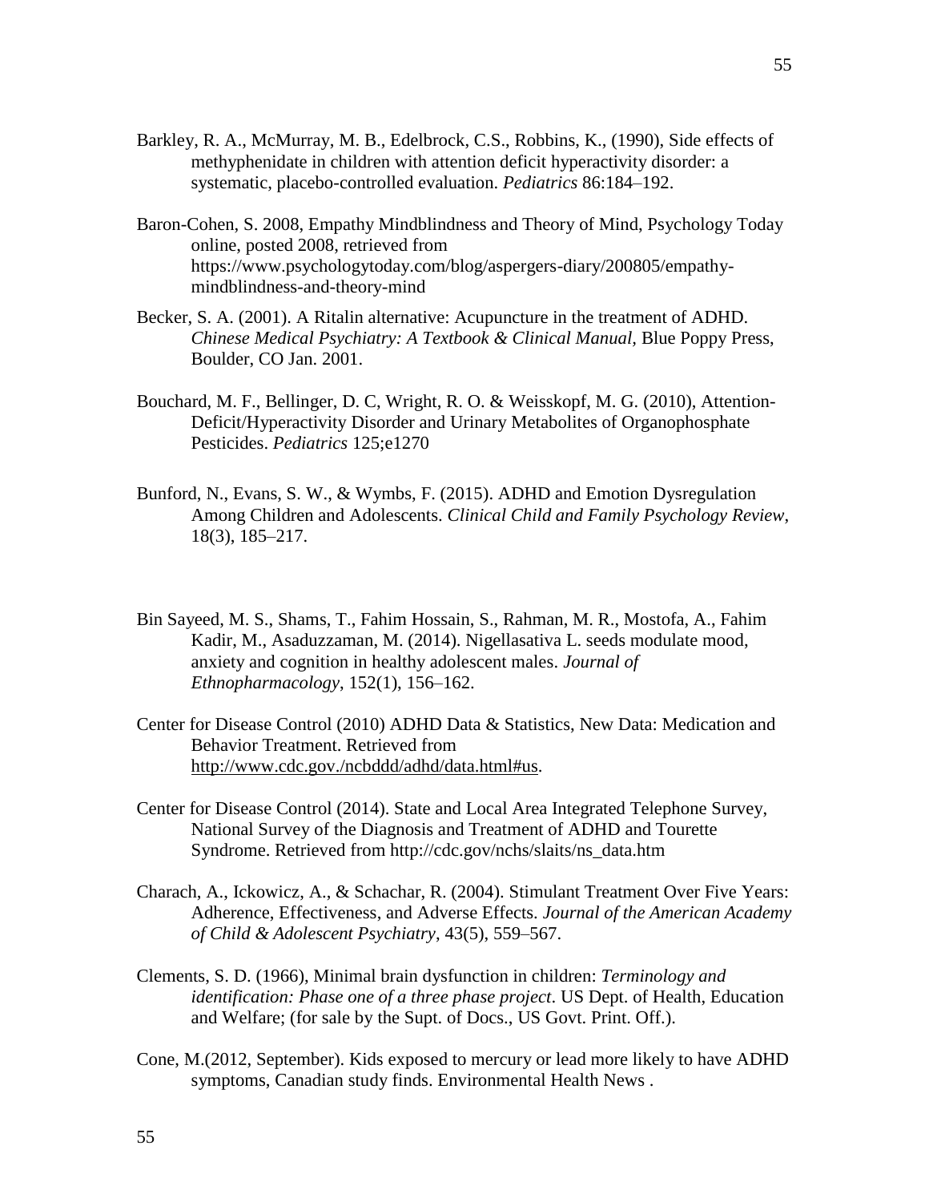Barkley, R. A., McMurray, M. B., Edelbrock, C.S., Robbins, K., (1990), Side effects of methyphenidate in children with attention deficit hyperactivity disorder: a systematic, placebo-controlled evaluation. *Pediatrics* 86:184–192.

Baron-Cohen, S. 2008, Empathy Mindblindness and Theory of Mind, Psychology Today online, posted 2008, retrieved from https://www.psychologytoday.com/blog/aspergers-diary/200805/empathy-mindblindness-and-theory-mind

Becker, S. A. (2001). A Ritalin alternative: Acupuncture in the treatment of ADHD. *Chinese Medical Psychiatry: A Textbook & Clinical Manual,* Blue Poppy Press, Boulder, CO Jan. 2001.

Bouchard, M. F., Bellinger, D. C, Wright, R. O. & Weisskopf, M. G. (2010), Attention-Deficit/Hyperactivity Disorder and Urinary Metabolites of Organophosphate Pesticides. *Pediatrics* 125;e1270

Bunford, N., Evans, S. W., & Wymbs, F. (2015). ADHD and Emotion Dysregulation Among Children and Adolescents. *Clinical Child and Family Psychology Review*, 18(3), 185–217.

Bin Sayeed, M. S., Shams, T., Fahim Hossain, S., Rahman, M. R., Mostofa, A., Fahim Kadir, M., Asaduzzaman, M. (2014). Nigellasativa L. seeds modulate mood, anxiety and cognition in healthy adolescent males. *Journal of Ethnopharmacology*, 152(1), 156–162.

Center for Disease Control (2010) ADHD Data & Statistics, New Data: Medication and Behavior Treatment. Retrieved from http://www.cdc.gov./ncbddd/adhd/data.html#us.

Center for Disease Control (2014). State and Local Area Integrated Telephone Survey, National Survey of the Diagnosis and Treatment of ADHD and Tourette Syndrome. Retrieved from http://cdc.gov/nchs/slaits/ns_data.htm

Charach, A., Ickowicz, A., & Schachar, R. (2004). Stimulant Treatment Over Five Years: Adherence, Effectiveness, and Adverse Effects. *Journal of the American Academy of Child & Adolescent Psychiatry*, 43(5), 559–567.

Clements, S. D. (1966), Minimal brain dysfunction in children: *Terminology and identification: Phase one of a three phase project*. US Dept. of Health, Education and Welfare; (for sale by the Supt. of Docs., US Govt. Print. Off.).

Cone, M.(2012, September). Kids exposed to mercury or lead more likely to have ADHD symptoms, Canadian study finds. Environmental Health News .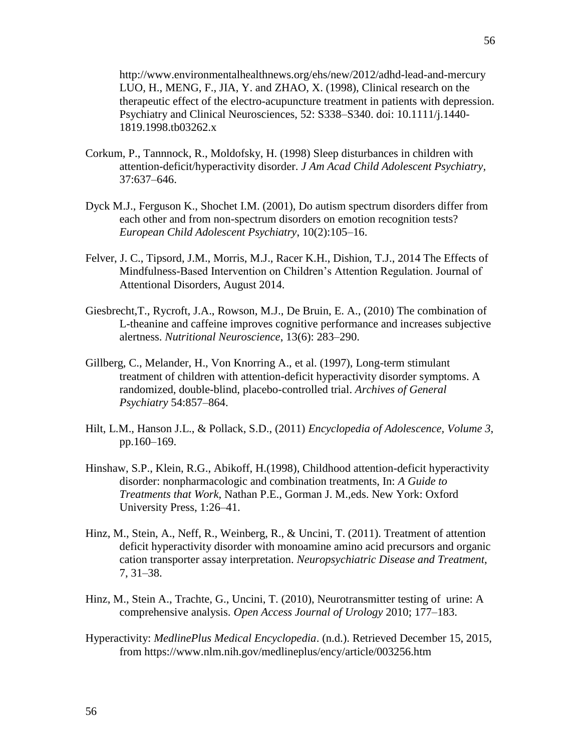http://www.environmentalhealthnews.org/ehs/new/2012/adhd-lead-and-mercury LUO, H., MENG, F., JIA, Y. and ZHAO, X. (1998), Clinical research on the therapeutic effect of the electro-acupuncture treatment in patients with depression. Psychiatry and Clinical Neurosciences, 52: S338–S340. doi: 10.1111/j.1440-1819.1998.tb03262.x

Corkum, P., Tannnock, R., Moldofsky, H. (1998) Sleep disturbances in children with attention-deficit/hyperactivity disorder. *J Am Acad Child Adolescent Psychiatry*, 37:637–646.

Dyck M.J., Ferguson K., Shochet I.M. (2001), Do autism spectrum disorders differ from each other and from non-spectrum disorders on emotion recognition tests? *European Child Adolescent Psychiatry*, 10(2):105–16.

Felver, J. C., Tipsord, J.M., Morris, M.J., Racer K.H., Dishion, T.J., 2014 The Effects of Mindfulness-Based Intervention on Children's Attention Regulation. Journal of Attentional Disorders, August 2014.

Giesbrecht,T., Rycroft, J.A., Rowson, M.J., De Bruin, E. A., (2010) The combination of L-theanine and caffeine improves cognitive performance and increases subjective alertness. *Nutritional Neuroscience*, 13(6): 283–290.

Gillberg, C., Melander, H., Von Knorring A., et al. (1997), Long-term stimulant treatment of children with attention-deficit hyperactivity disorder symptoms. A randomized, double-blind, placebo-controlled trial. *Archives of General Psychiatry* 54:857–864.

Hilt, L.M., Hanson J.L., & Pollack, S.D., (2011) *Encyclopedia of Adolescence, Volume 3*, pp.160–169.

Hinshaw, S.P., Klein, R.G., Abikoff, H.(1998), Childhood attention-deficit hyperactivity disorder: nonpharmacologic and combination treatments, In: *A Guide to Treatments that Work*, Nathan P.E., Gorman J. M.,eds. New York: Oxford University Press, 1:26–41.

Hinz, M., Stein, A., Neff, R., Weinberg, R., & Uncini, T. (2011). Treatment of attention deficit hyperactivity disorder with monoamine amino acid precursors and organic cation transporter assay interpretation. *Neuropsychiatric Disease and Treatment*, 7, 31–38.

Hinz, M., Stein A., Trachte, G., Uncini, T. (2010), Neurotransmitter testing of urine: A comprehensive analysis. *Open Access Journal of Urology* 2010; 177–183.

Hyperactivity: *MedlinePlus Medical Encyclopedia*. (n.d.). Retrieved December 15, 2015, from https://www.nlm.nih.gov/medlineplus/ency/article/003256.htm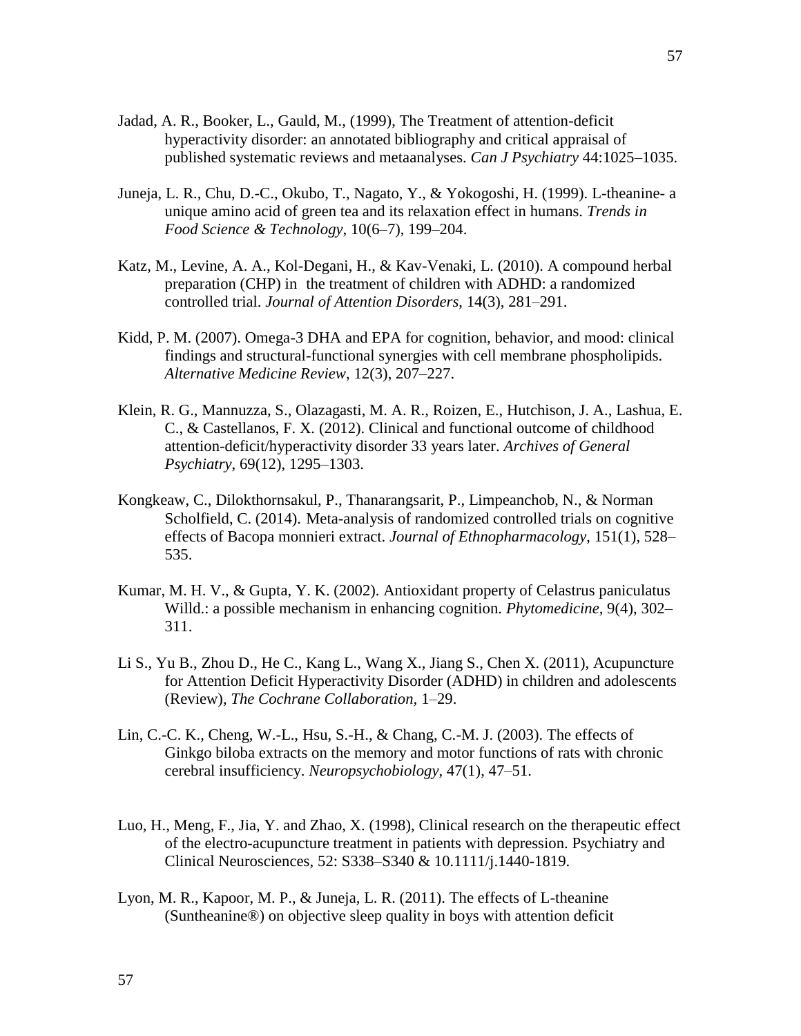Jadad, A. R., Booker, L., Gauld, M., (1999), The Treatment of attention-deficit hyperactivity disorder: an annotated bibliography and critical appraisal of published systematic reviews and metaanalyses. *Can J Psychiatry* 44:1025–1035.

Juneja, L. R., Chu, D.-C., Okubo, T., Nagato, Y., & Yokogoshi, H. (1999). L-theanine- a unique amino acid of green tea and its relaxation effect in humans. *Trends in Food Science & Technology*, 10(6–7), 199–204.

Katz, M., Levine, A. A., Kol-Degani, H., & Kav-Venaki, L. (2010). A compound herbal preparation (CHP) in the treatment of children with ADHD: a randomized controlled trial. *Journal of Attention Disorders*, 14(3), 281–291.

Kidd, P. M. (2007). Omega-3 DHA and EPA for cognition, behavior, and mood: clinical findings and structural-functional synergies with cell membrane phospholipids. *Alternative Medicine Review*, 12(3), 207–227.

Klein, R. G., Mannuzza, S., Olazagasti, M. A. R., Roizen, E., Hutchison, J. A., Lashua, E. C., & Castellanos, F. X. (2012). Clinical and functional outcome of childhood attention-deficit/hyperactivity disorder 33 years later. *Archives of General Psychiatry*, 69(12), 1295–1303.

Kongkeaw, C., Dilokthornsakul, P., Thanarangsarit, P., Limpeanchob, N., & Norman Scholfield, C. (2014). Meta-analysis of randomized controlled trials on cognitive effects of Bacopa monnieri extract. *Journal of Ethnopharmacology*, 151(1), 528–535.

Kumar, M. H. V., & Gupta, Y. K. (2002). Antioxidant property of Celastrus paniculatus Willd.: a possible mechanism in enhancing cognition. *Phytomedicine*, 9(4), 302–311.

Li S., Yu B., Zhou D., He C., Kang L., Wang X., Jiang S., Chen X. (2011), Acupuncture for Attention Deficit Hyperactivity Disorder (ADHD) in children and adolescents (Review), *The Cochrane Collaboration*, 1–29.

Lin, C.-C. K., Cheng, W.-L., Hsu, S.-H., & Chang, C.-M. J. (2003). The effects of Ginkgo biloba extracts on the memory and motor functions of rats with chronic cerebral insufficiency. *Neuropsychobiology*, 47(1), 47–51.

Luo, H., Meng, F., Jia, Y. and Zhao, X. (1998), Clinical research on the therapeutic effect of the electro-acupuncture treatment in patients with depression. Psychiatry and Clinical Neurosciences, 52: S338–S340 & 10.1111/j.1440-1819.

Lyon, M. R., Kapoor, M. P., & Juneja, L. R. (2011). The effects of L-theanine (Suntheanine®) on objective sleep quality in boys with attention deficit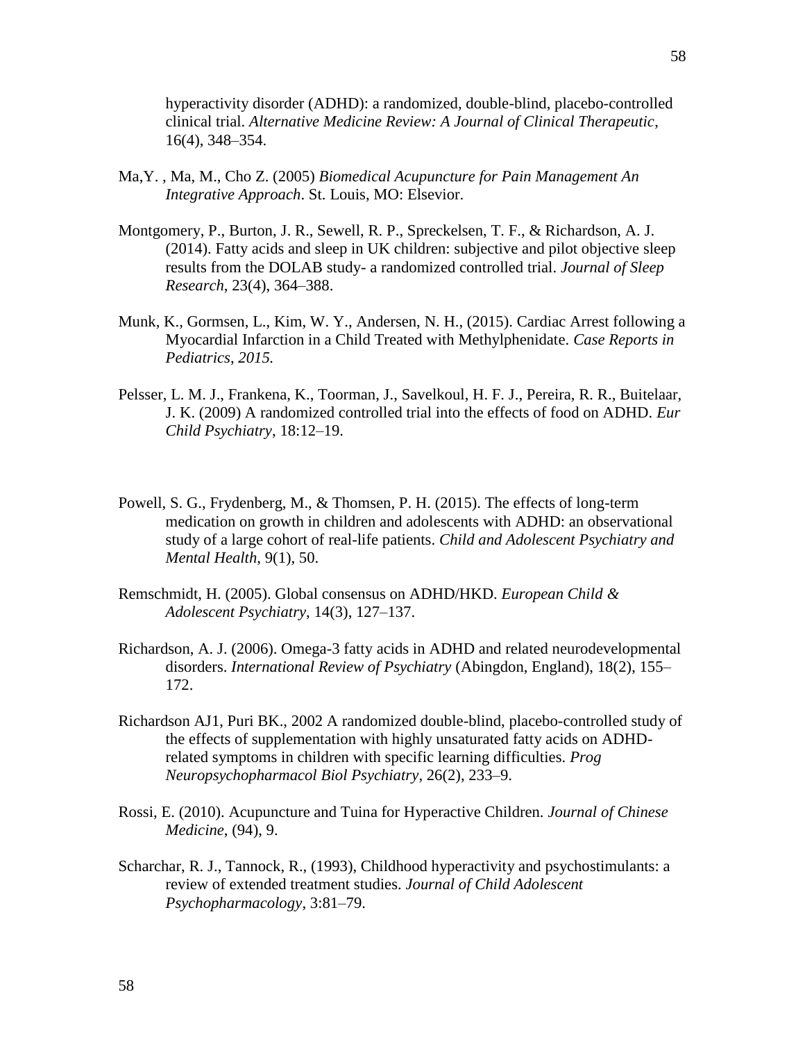hyperactivity disorder (ADHD): a randomized, double-blind, placebo-controlled clinical trial. *Alternative Medicine Review: A Journal of Clinical Therapeutic*, 16(4), 348–354.

Ma,Y. , Ma, M., Cho Z. (2005) *Biomedical Acupuncture for Pain Management An Integrative Approach*. St. Louis, MO: Elsevior.

Montgomery, P., Burton, J. R., Sewell, R. P., Spreckelsen, T. F., & Richardson, A. J. (2014). Fatty acids and sleep in UK children: subjective and pilot objective sleep results from the DOLAB study- a randomized controlled trial. *Journal of Sleep Research*, 23(4), 364–388.

Munk, K., Gormsen, L., Kim, W. Y., Andersen, N. H., (2015). Cardiac Arrest following a Myocardial Infarction in a Child Treated with Methylphenidate. *Case Reports in Pediatrics*, *2015.*

Pelsser, L. M. J., Frankena, K., Toorman, J., Savelkoul, H. F. J., Pereira, R. R., Buitelaar, J. K. (2009) A randomized controlled trial into the effects of food on ADHD. *Eur Child Psychiatry*, 18:12–19.

Powell, S. G., Frydenberg, M., & Thomsen, P. H. (2015). The effects of long-term medication on growth in children and adolescents with ADHD: an observational study of a large cohort of real-life patients. *Child and Adolescent Psychiatry and Mental Health*, 9(1), 50.

Remschmidt, H. (2005). Global consensus on ADHD/HKD. *European Child & Adolescent Psychiatry*, 14(3), 127–137.

Richardson, A. J. (2006). Omega-3 fatty acids in ADHD and related neurodevelopmental disorders. *International Review of Psychiatry* (Abingdon, England), 18(2), 155–172.

Richardson AJ1, Puri BK., 2002 A randomized double-blind, placebo-controlled study of the effects of supplementation with highly unsaturated fatty acids on ADHD-related symptoms in children with specific learning difficulties. *Prog Neuropsychopharmacol Biol Psychiatry*, 26(2), 233–9.

Rossi, E. (2010). Acupuncture and Tuina for Hyperactive Children. *Journal of Chinese Medicine*, (94), 9.

Scharchar, R. J., Tannock, R., (1993), Childhood hyperactivity and psychostimulants: a review of extended treatment studies. *Journal of Child Adolescent Psychopharmacology*, 3:81–79.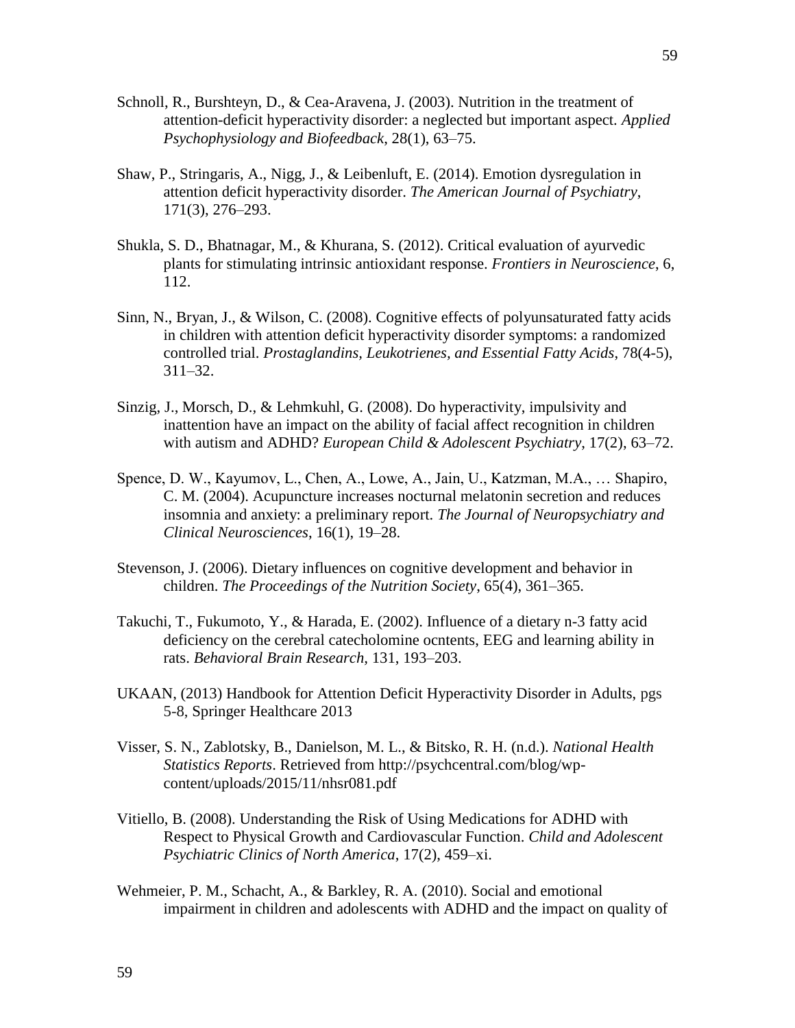Schnoll, R., Burshteyn, D., & Cea-Aravena, J. (2003). Nutrition in the treatment of attention-deficit hyperactivity disorder: a neglected but important aspect. *Applied Psychophysiology and Biofeedback*, 28(1), 63–75.

Shaw, P., Stringaris, A., Nigg, J., & Leibenluft, E. (2014). Emotion dysregulation in attention deficit hyperactivity disorder. *The American Journal of Psychiatry*, 171(3), 276–293.

Shukla, S. D., Bhatnagar, M., & Khurana, S. (2012). Critical evaluation of ayurvedic plants for stimulating intrinsic antioxidant response. *Frontiers in Neuroscience*, 6, 112.

Sinn, N., Bryan, J., & Wilson, C. (2008). Cognitive effects of polyunsaturated fatty acids in children with attention deficit hyperactivity disorder symptoms: a randomized controlled trial. *Prostaglandins, Leukotrienes, and Essential Fatty Acids*, 78(4-5), 311–32.

Sinzig, J., Morsch, D., & Lehmkuhl, G. (2008). Do hyperactivity, impulsivity and inattention have an impact on the ability of facial affect recognition in children with autism and ADHD? *European Child & Adolescent Psychiatry*, 17(2), 63–72.

Spence, D. W., Kayumov, L., Chen, A., Lowe, A., Jain, U., Katzman, M.A., … Shapiro, C. M. (2004). Acupuncture increases nocturnal melatonin secretion and reduces insomnia and anxiety: a preliminary report. *The Journal of Neuropsychiatry and Clinical Neurosciences*, 16(1), 19–28.

Stevenson, J. (2006). Dietary influences on cognitive development and behavior in children. *The Proceedings of the Nutrition Society*, 65(4), 361–365.

Takuchi, T., Fukumoto, Y., & Harada, E. (2002). Influence of a dietary n-3 fatty acid deficiency on the cerebral catecholomine ocntents, EEG and learning ability in rats. *Behavioral Brain Research,* 131, 193–203.

UKAAN, (2013) Handbook for Attention Deficit Hyperactivity Disorder in Adults, pgs 5-8, Springer Healthcare 2013

Visser, S. N., Zablotsky, B., Danielson, M. L., & Bitsko, R. H. (n.d.). *National Health Statistics Reports*. Retrieved from http://psychcentral.com/blog/wp-content/uploads/2015/11/nhsr081.pdf

Vitiello, B. (2008). Understanding the Risk of Using Medications for ADHD with Respect to Physical Growth and Cardiovascular Function. *Child and Adolescent Psychiatric Clinics of North America*, 17(2), 459–xi.

Wehmeier, P. M., Schacht, A., & Barkley, R. A. (2010). Social and emotional impairment in children and adolescents with ADHD and the impact on quality of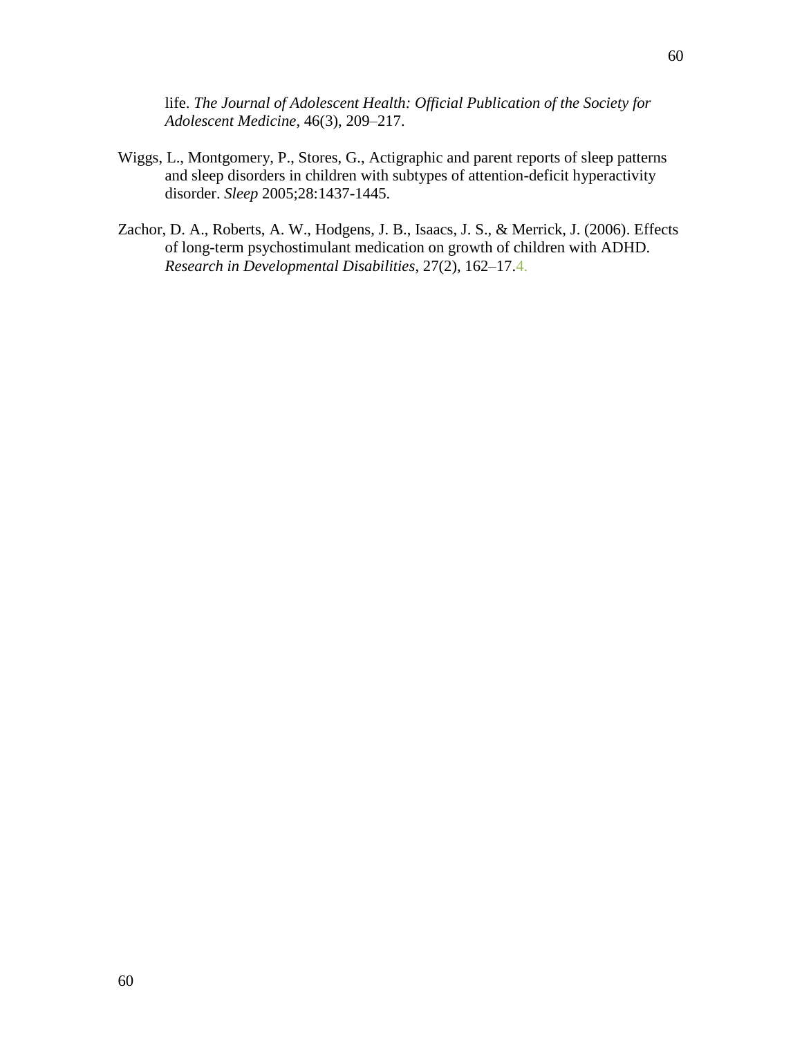life. *The Journal of Adolescent Health: Official Publication of the Society for Adolescent Medicine*, 46(3), 209–217.

Wiggs, L., Montgomery, P., Stores, G., Actigraphic and parent reports of sleep patterns and sleep disorders in children with subtypes of attention-deficit hyperactivity disorder. *Sleep* 2005;28:1437-1445.

Zachor, D. A., Roberts, A. W., Hodgens, J. B., Isaacs, J. S., & Merrick, J. (2006). Effects of long-term psychostimulant medication on growth of children with ADHD. *Research in Developmental Disabilities*, 27(2), 162–17.4.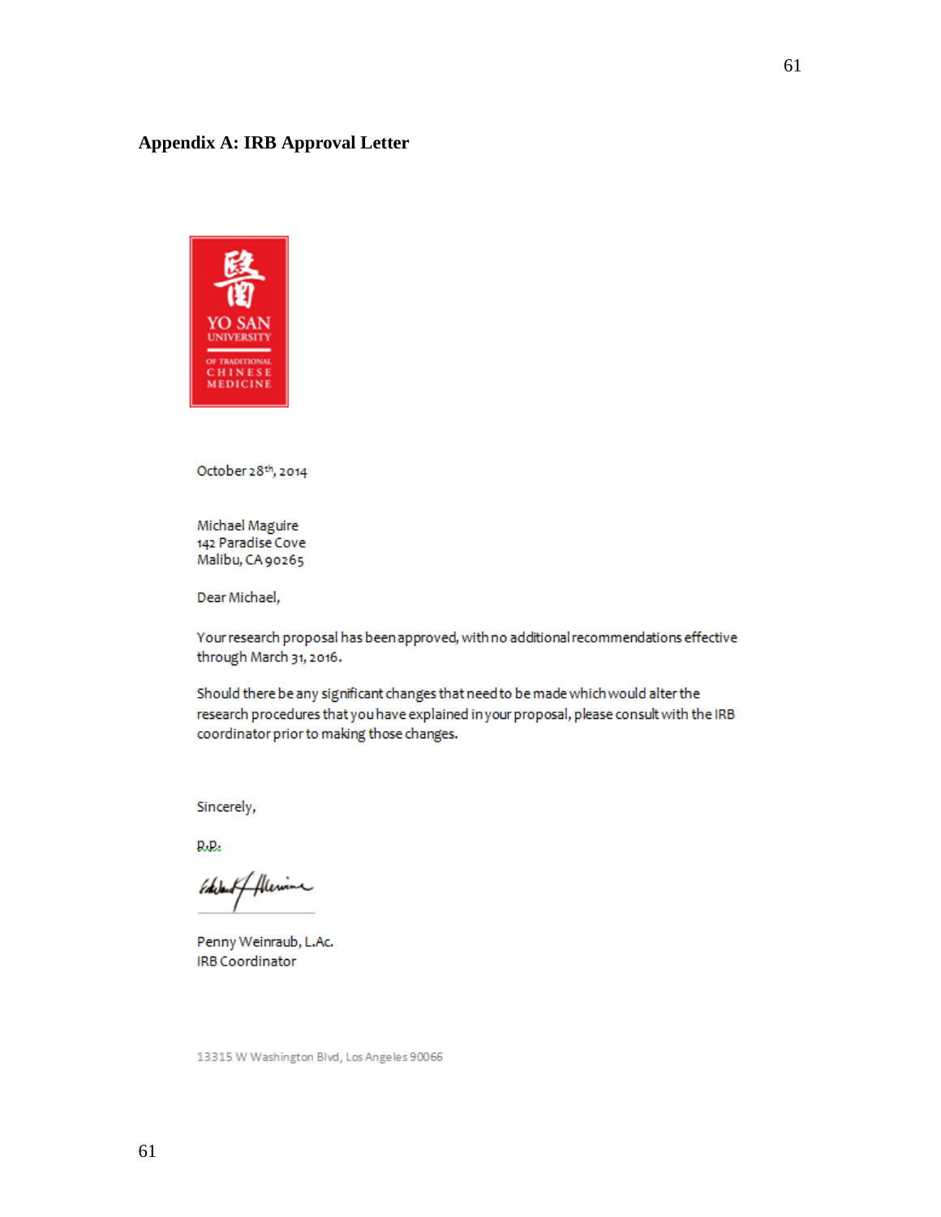## Appendix A: IRB Approval Letter

YO SAN
UNIVERSITY
OF TRADITIONAL
CHINESE
MEDICINE

October 28th, 2014

Michael Maguire
142 Paradise Cove
Malibu, CA 90265

Dear Michael,

Your research proposal has been approved, with no additional recommendations effective through March 31, 2016.

Should there be any significant changes that need to be made which would alter the research procedures that you have explained in your proposal, please consult with the IRB coordinator prior to making those changes.

Sincerely,

P.P.

Penny Weinraub, L.Ac.
IRB Coordinator

13315 W Washington Blvd, Los Angeles 90066